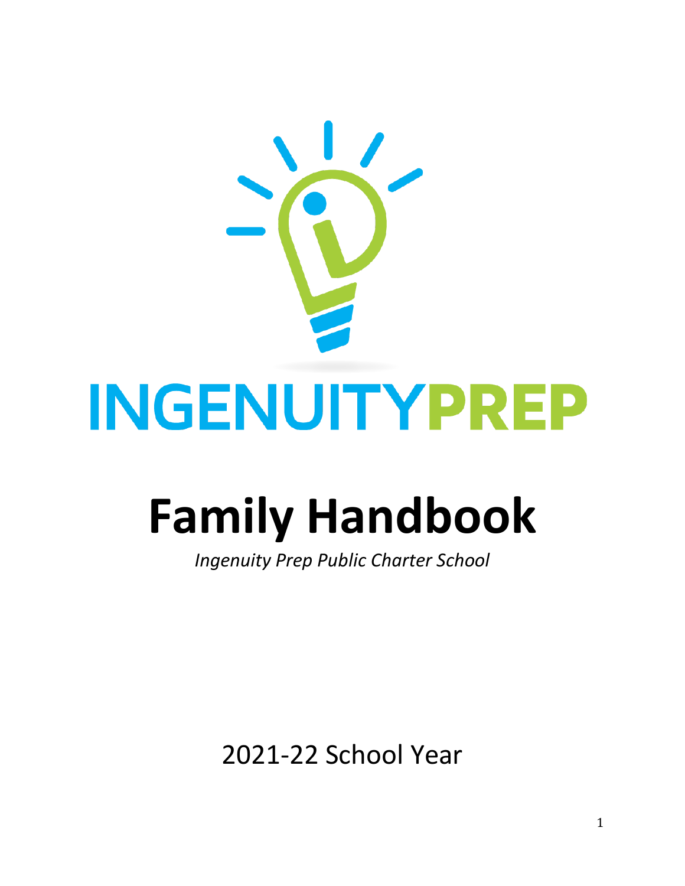INGENUITYPREP

# Family Handbook

*Ingenuity Prep Public Charter School*

2021-22 School Year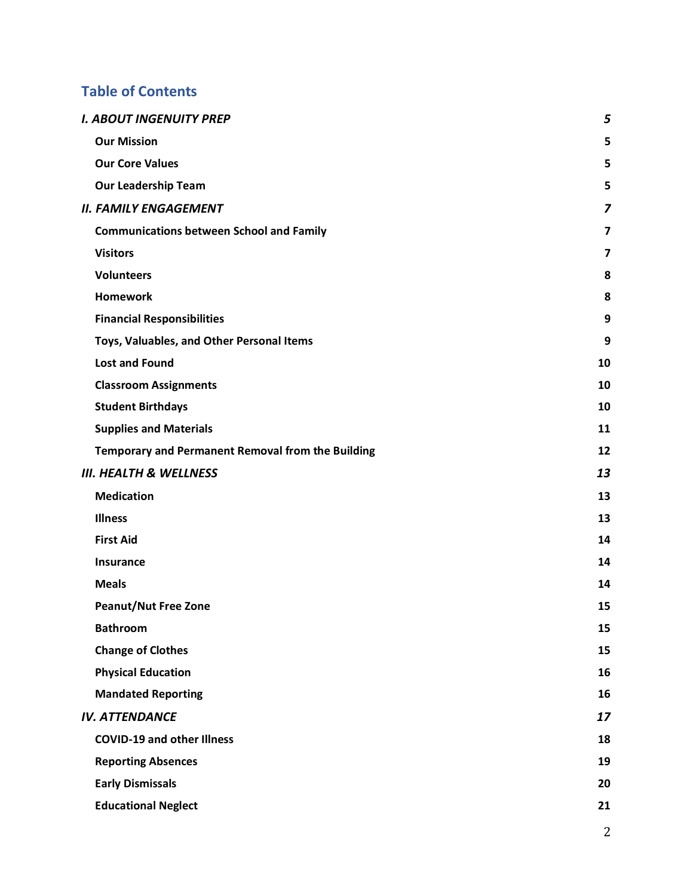## Table of Contents

| | |
|---|---|
| ***I. ABOUT INGENUITY PREP*** | ***5*** |
| **Our Mission** | **5** |
| **Our Core Values** | **5** |
| **Our Leadership Team** | **5** |
| ***II. FAMILY ENGAGEMENT*** | ***7*** |
| **Communications between School and Family** | **7** |
| **Visitors** | **7** |
| **Volunteers** | **8** |
| **Homework** | **8** |
| **Financial Responsibilities** | **9** |
| **Toys, Valuables, and Other Personal Items** | **9** |
| **Lost and Found** | **10** |
| **Classroom Assignments** | **10** |
| **Student Birthdays** | **10** |
| **Supplies and Materials** | **11** |
| **Temporary and Permanent Removal from the Building** | **12** |
| ***III. HEALTH & WELLNESS*** | ***13*** |
| **Medication** | **13** |
| **Illness** | **13** |
| **First Aid** | **14** |
| **Insurance** | **14** |
| **Meals** | **14** |
| **Peanut/Nut Free Zone** | **15** |
| **Bathroom** | **15** |
| **Change of Clothes** | **15** |
| **Physical Education** | **16** |
| **Mandated Reporting** | **16** |
| ***IV. ATTENDANCE*** | ***17*** |
| **COVID-19 and other Illness** | **18** |
| **Reporting Absences** | **19** |
| **Early Dismissals** | **20** |
| **Educational Neglect** | **21** |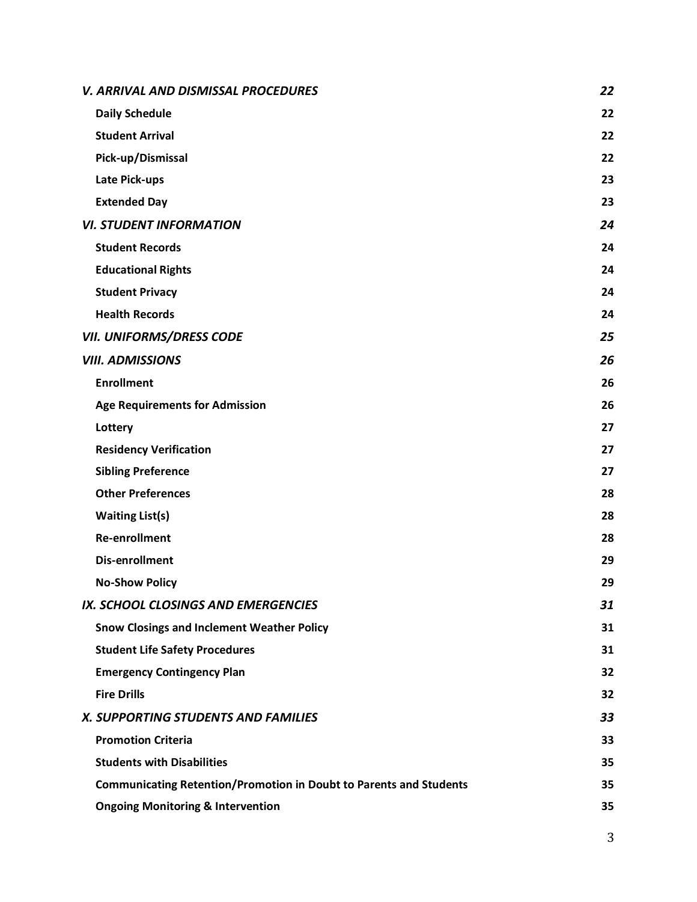| | |
|---|---|
| ***V. ARRIVAL AND DISMISSAL PROCEDURES*** | ***22*** |
| **Daily Schedule** | **22** |
| **Student Arrival** | **22** |
| **Pick-up/Dismissal** | **22** |
| **Late Pick-ups** | **23** |
| **Extended Day** | **23** |
| ***VI. STUDENT INFORMATION*** | ***24*** |
| **Student Records** | **24** |
| **Educational Rights** | **24** |
| **Student Privacy** | **24** |
| **Health Records** | **24** |
| ***VII. UNIFORMS/DRESS CODE*** | ***25*** |
| ***VIII. ADMISSIONS*** | ***26*** |
| **Enrollment** | **26** |
| **Age Requirements for Admission** | **26** |
| **Lottery** | **27** |
| **Residency Verification** | **27** |
| **Sibling Preference** | **27** |
| **Other Preferences** | **28** |
| **Waiting List(s)** | **28** |
| **Re-enrollment** | **28** |
| **Dis-enrollment** | **29** |
| **No-Show Policy** | **29** |
| ***IX. SCHOOL CLOSINGS AND EMERGENCIES*** | ***31*** |
| **Snow Closings and Inclement Weather Policy** | **31** |
| **Student Life Safety Procedures** | **31** |
| **Emergency Contingency Plan** | **32** |
| **Fire Drills** | **32** |
| ***X. SUPPORTING STUDENTS AND FAMILIES*** | ***33*** |
| **Promotion Criteria** | **33** |
| **Students with Disabilities** | **35** |
| **Communicating Retention/Promotion in Doubt to Parents and Students** | **35** |
| **Ongoing Monitoring & Intervention** | **35** |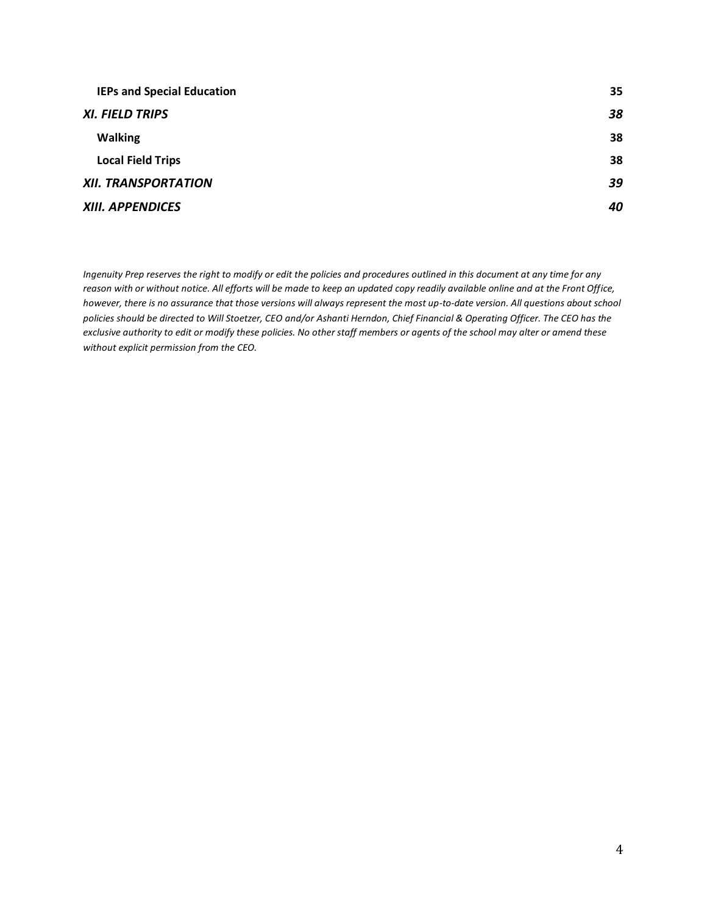**IEPs and Special Education** 35

***XI. FIELD TRIPS*** ***38***

**Walking** 38

**Local Field Trips** 38

***XII. TRANSPORTATION*** ***39***

***XIII. APPENDICES*** ***40***

*Ingenuity Prep reserves the right to modify or edit the policies and procedures outlined in this document at any time for any reason with or without notice. All efforts will be made to keep an updated copy readily available online and at the Front Office, however, there is no assurance that those versions will always represent the most up-to-date version. All questions about school policies should be directed to Will Stoetzer, CEO and/or Ashanti Herndon, Chief Financial & Operating Officer. The CEO has the exclusive authority to edit or modify these policies. No other staff members or agents of the school may alter or amend these without explicit permission from the CEO.*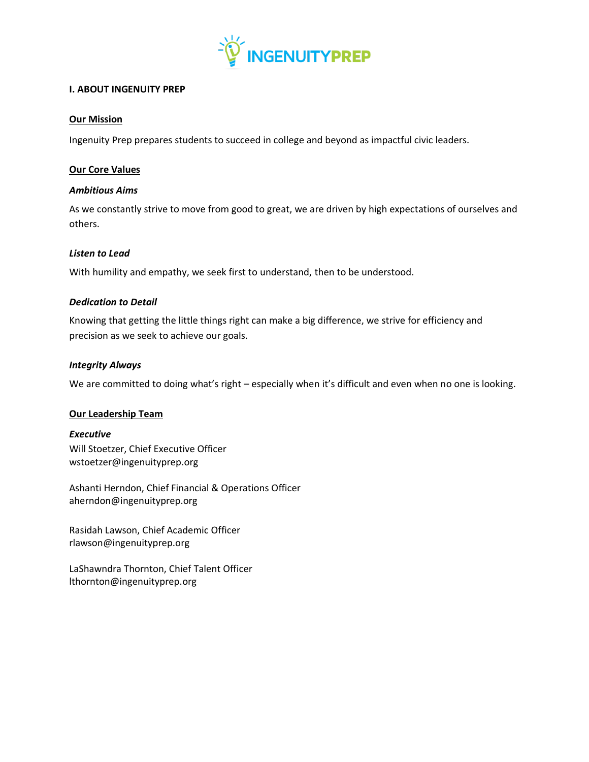## I. ABOUT INGENUITY PREP

### Our Mission

Ingenuity Prep prepares students to succeed in college and beyond as impactful civic leaders.

### Our Core Values

#### *Ambitious Aims*

As we constantly strive to move from good to great, we are driven by high expectations of ourselves and others.

#### *Listen to Lead*

With humility and empathy, we seek first to understand, then to be understood.

#### *Dedication to Detail*

Knowing that getting the little things right can make a big difference, we strive for efficiency and precision as we seek to achieve our goals.

#### *Integrity Always*

We are committed to doing what's right – especially when it's difficult and even when no one is looking.

### Our Leadership Team

#### *Executive*

Will Stoetzer, Chief Executive Officer
wstoetzer@ingenuityprep.org

Ashanti Herndon, Chief Financial & Operations Officer
aherndon@ingenuityprep.org

Rasidah Lawson, Chief Academic Officer
rlawson@ingenuityprep.org

LaShawndra Thornton, Chief Talent Officer
lthornton@ingenuityprep.org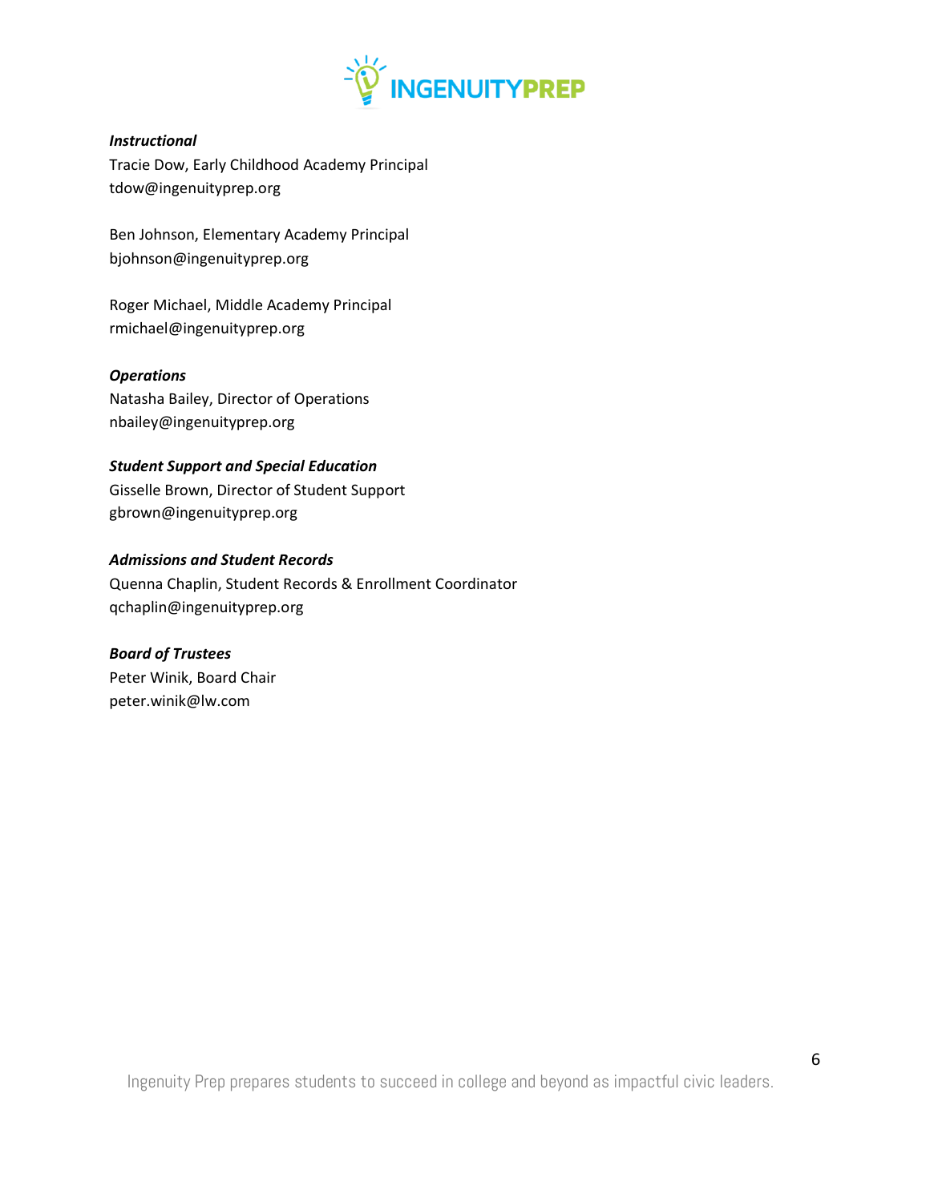***Instructional***

Tracie Dow, Early Childhood Academy Principal
tdow@ingenuityprep.org

Ben Johnson, Elementary Academy Principal
bjohnson@ingenuityprep.org

Roger Michael, Middle Academy Principal
rmichael@ingenuityprep.org

***Operations***

Natasha Bailey, Director of Operations
nbailey@ingenuityprep.org

***Student Support and Special Education***

Gisselle Brown, Director of Student Support
gbrown@ingenuityprep.org

***Admissions and Student Records***

Quenna Chaplin, Student Records & Enrollment Coordinator
qchaplin@ingenuityprep.org

***Board of Trustees***

Peter Winik, Board Chair
peter.winik@lw.com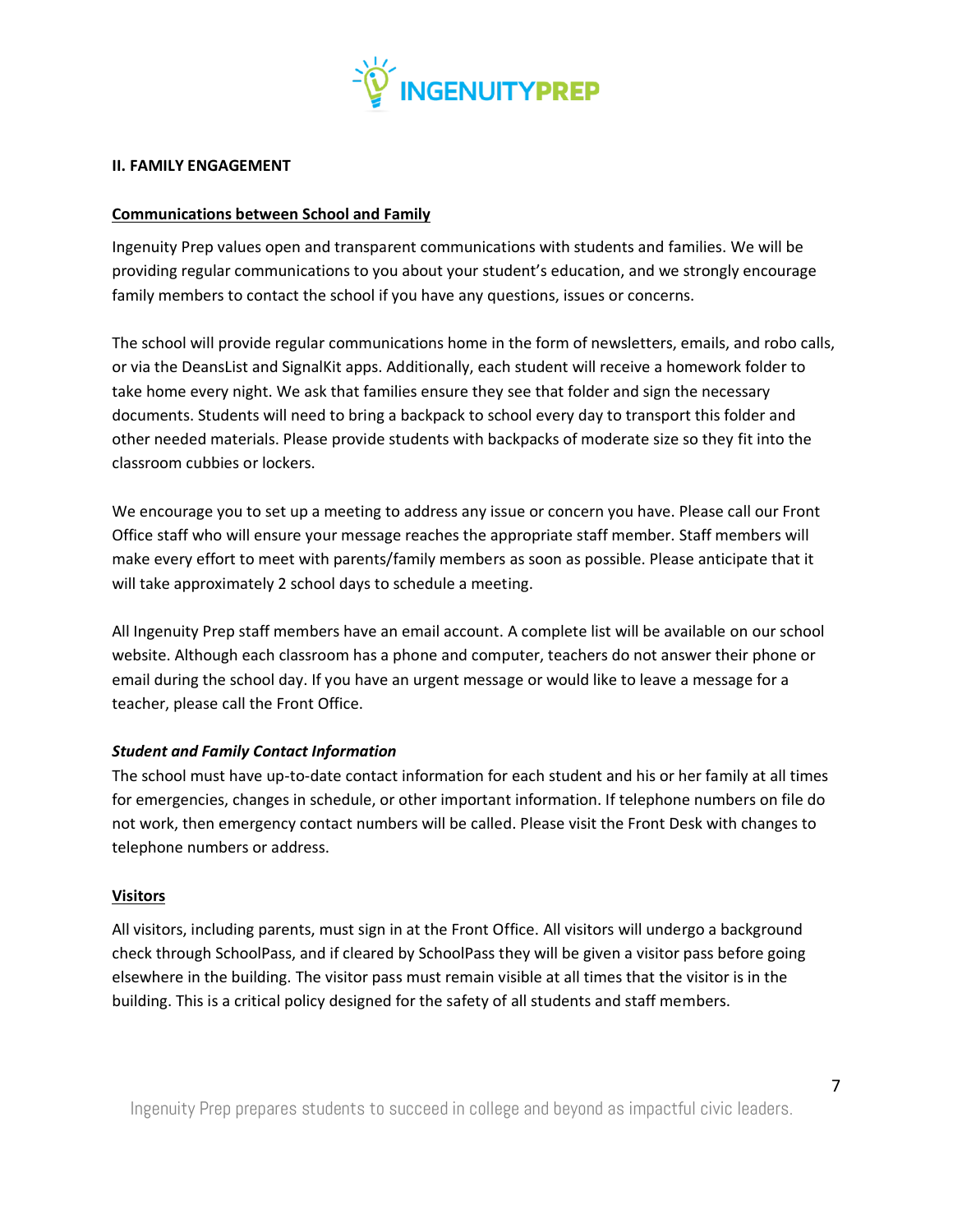## II. FAMILY ENGAGEMENT

### Communications between School and Family

Ingenuity Prep values open and transparent communications with students and families. We will be providing regular communications to you about your student's education, and we strongly encourage family members to contact the school if you have any questions, issues or concerns.

The school will provide regular communications home in the form of newsletters, emails, and robo calls, or via the DeansList and SignalKit apps. Additionally, each student will receive a homework folder to take home every night. We ask that families ensure they see that folder and sign the necessary documents. Students will need to bring a backpack to school every day to transport this folder and other needed materials. Please provide students with backpacks of moderate size so they fit into the classroom cubbies or lockers.

We encourage you to set up a meeting to address any issue or concern you have. Please call our Front Office staff who will ensure your message reaches the appropriate staff member. Staff members will make every effort to meet with parents/family members as soon as possible. Please anticipate that it will take approximately 2 school days to schedule a meeting.

All Ingenuity Prep staff members have an email account. A complete list will be available on our school website. Although each classroom has a phone and computer, teachers do not answer their phone or email during the school day. If you have an urgent message or would like to leave a message for a teacher, please call the Front Office.

#### *Student and Family Contact Information*

The school must have up-to-date contact information for each student and his or her family at all times for emergencies, changes in schedule, or other important information. If telephone numbers on file do not work, then emergency contact numbers will be called. Please visit the Front Desk with changes to telephone numbers or address.

### Visitors

All visitors, including parents, must sign in at the Front Office. All visitors will undergo a background check through SchoolPass, and if cleared by SchoolPass they will be given a visitor pass before going elsewhere in the building. The visitor pass must remain visible at all times that the visitor is in the building. This is a critical policy designed for the safety of all students and staff members.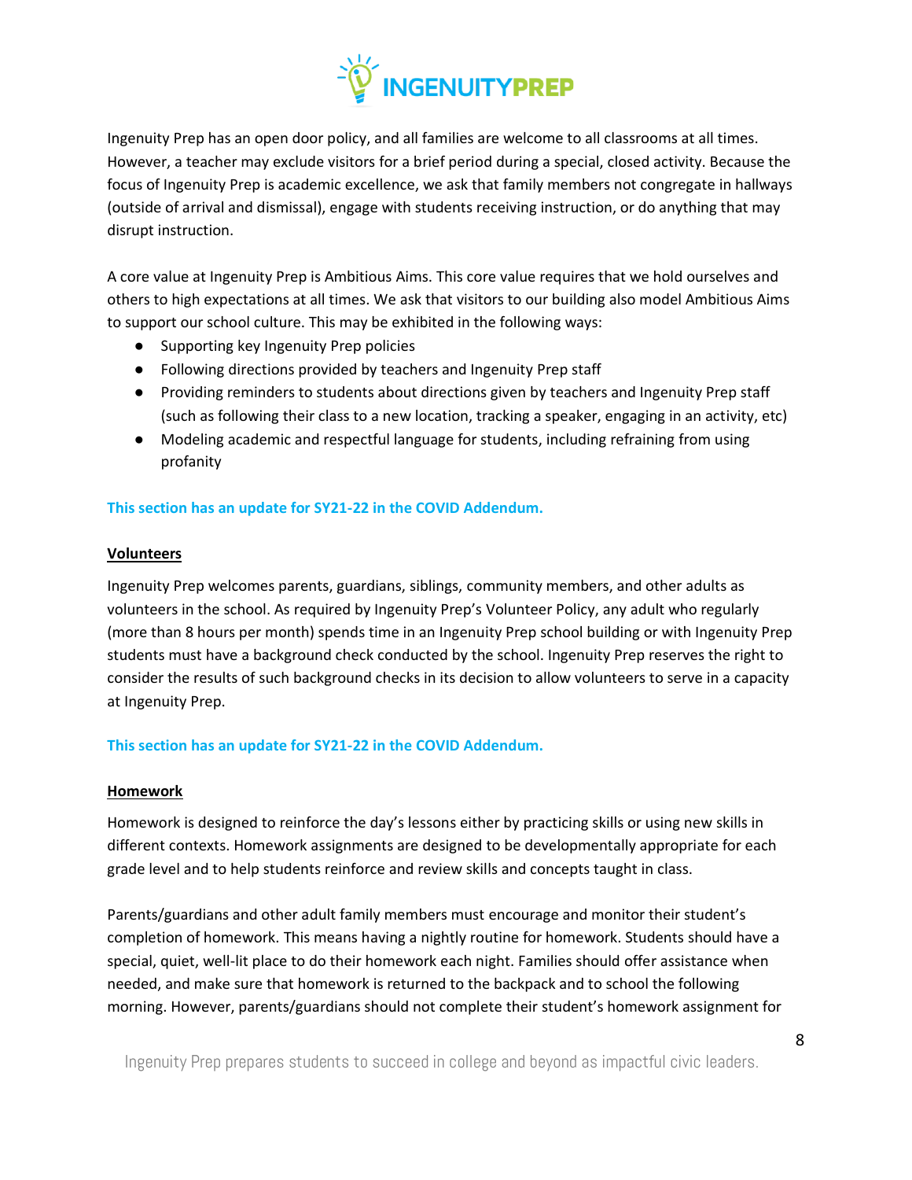Ingenuity Prep has an open door policy, and all families are welcome to all classrooms at all times. However, a teacher may exclude visitors for a brief period during a special, closed activity. Because the focus of Ingenuity Prep is academic excellence, we ask that family members not congregate in hallways (outside of arrival and dismissal), engage with students receiving instruction, or do anything that may disrupt instruction.

A core value at Ingenuity Prep is Ambitious Aims. This core value requires that we hold ourselves and others to high expectations at all times. We ask that visitors to our building also model Ambitious Aims to support our school culture. This may be exhibited in the following ways:

- Supporting key Ingenuity Prep policies
- Following directions provided by teachers and Ingenuity Prep staff
- Providing reminders to students about directions given by teachers and Ingenuity Prep staff (such as following their class to a new location, tracking a speaker, engaging in an activity, etc)
- Modeling academic and respectful language for students, including refraining from using profanity

**This section has an update for SY21-22 in the COVID Addendum.**

## Volunteers

Ingenuity Prep welcomes parents, guardians, siblings, community members, and other adults as volunteers in the school. As required by Ingenuity Prep's Volunteer Policy, any adult who regularly (more than 8 hours per month) spends time in an Ingenuity Prep school building or with Ingenuity Prep students must have a background check conducted by the school. Ingenuity Prep reserves the right to consider the results of such background checks in its decision to allow volunteers to serve in a capacity at Ingenuity Prep.

**This section has an update for SY21-22 in the COVID Addendum.**

## Homework

Homework is designed to reinforce the day's lessons either by practicing skills or using new skills in different contexts. Homework assignments are designed to be developmentally appropriate for each grade level and to help students reinforce and review skills and concepts taught in class.

Parents/guardians and other adult family members must encourage and monitor their student's completion of homework. This means having a nightly routine for homework. Students should have a special, quiet, well-lit place to do their homework each night. Families should offer assistance when needed, and make sure that homework is returned to the backpack and to school the following morning. However, parents/guardians should not complete their student's homework assignment for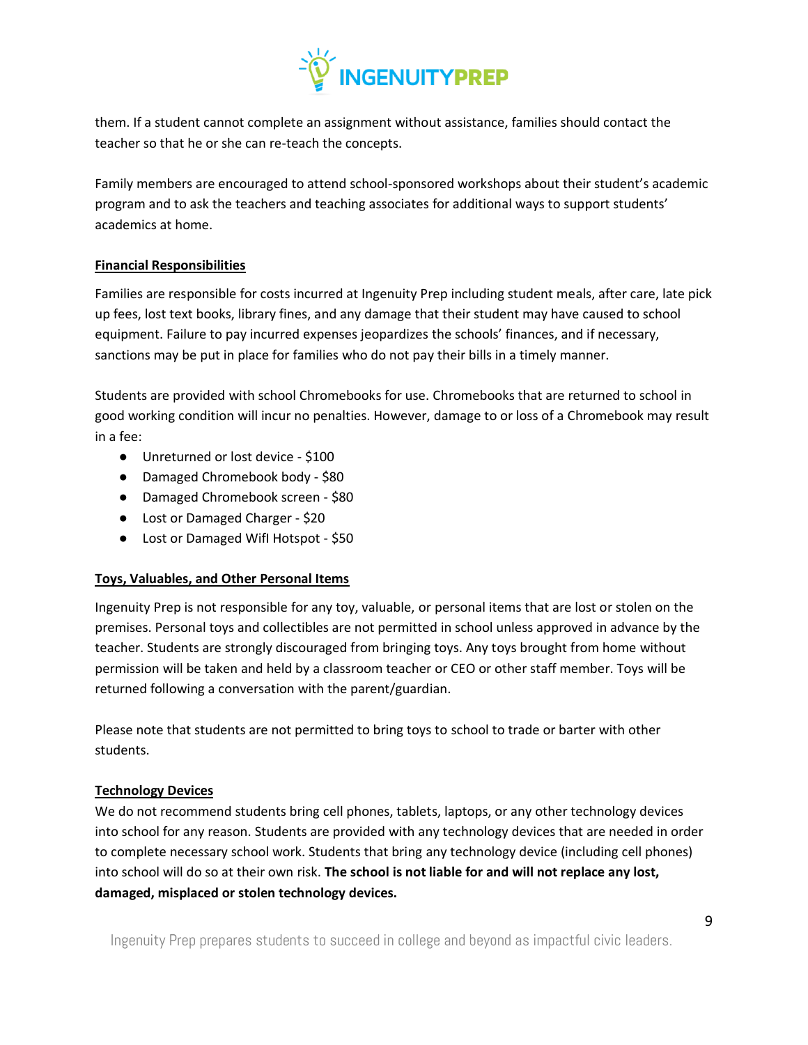them. If a student cannot complete an assignment without assistance, families should contact the teacher so that he or she can re-teach the concepts.

Family members are encouraged to attend school-sponsored workshops about their student's academic program and to ask the teachers and teaching associates for additional ways to support students' academics at home.

## Financial Responsibilities

Families are responsible for costs incurred at Ingenuity Prep including student meals, after care, late pick up fees, lost text books, library fines, and any damage that their student may have caused to school equipment. Failure to pay incurred expenses jeopardizes the schools' finances, and if necessary, sanctions may be put in place for families who do not pay their bills in a timely manner.

Students are provided with school Chromebooks for use. Chromebooks that are returned to school in good working condition will incur no penalties. However, damage to or loss of a Chromebook may result in a fee:

- Unreturned or lost device - $100
- Damaged Chromebook body - $80
- Damaged Chromebook screen - $80
- Lost or Damaged Charger - $20
- Lost or Damaged WifI Hotspot - $50

## Toys, Valuables, and Other Personal Items

Ingenuity Prep is not responsible for any toy, valuable, or personal items that are lost or stolen on the premises. Personal toys and collectibles are not permitted in school unless approved in advance by the teacher. Students are strongly discouraged from bringing toys. Any toys brought from home without permission will be taken and held by a classroom teacher or CEO or other staff member. Toys will be returned following a conversation with the parent/guardian.

Please note that students are not permitted to bring toys to school to trade or barter with other students.

## Technology Devices

We do not recommend students bring cell phones, tablets, laptops, or any other technology devices into school for any reason. Students are provided with any technology devices that are needed in order to complete necessary school work. Students that bring any technology device (including cell phones) into school will do so at their own risk. **The school is not liable for and will not replace any lost, damaged, misplaced or stolen technology devices.**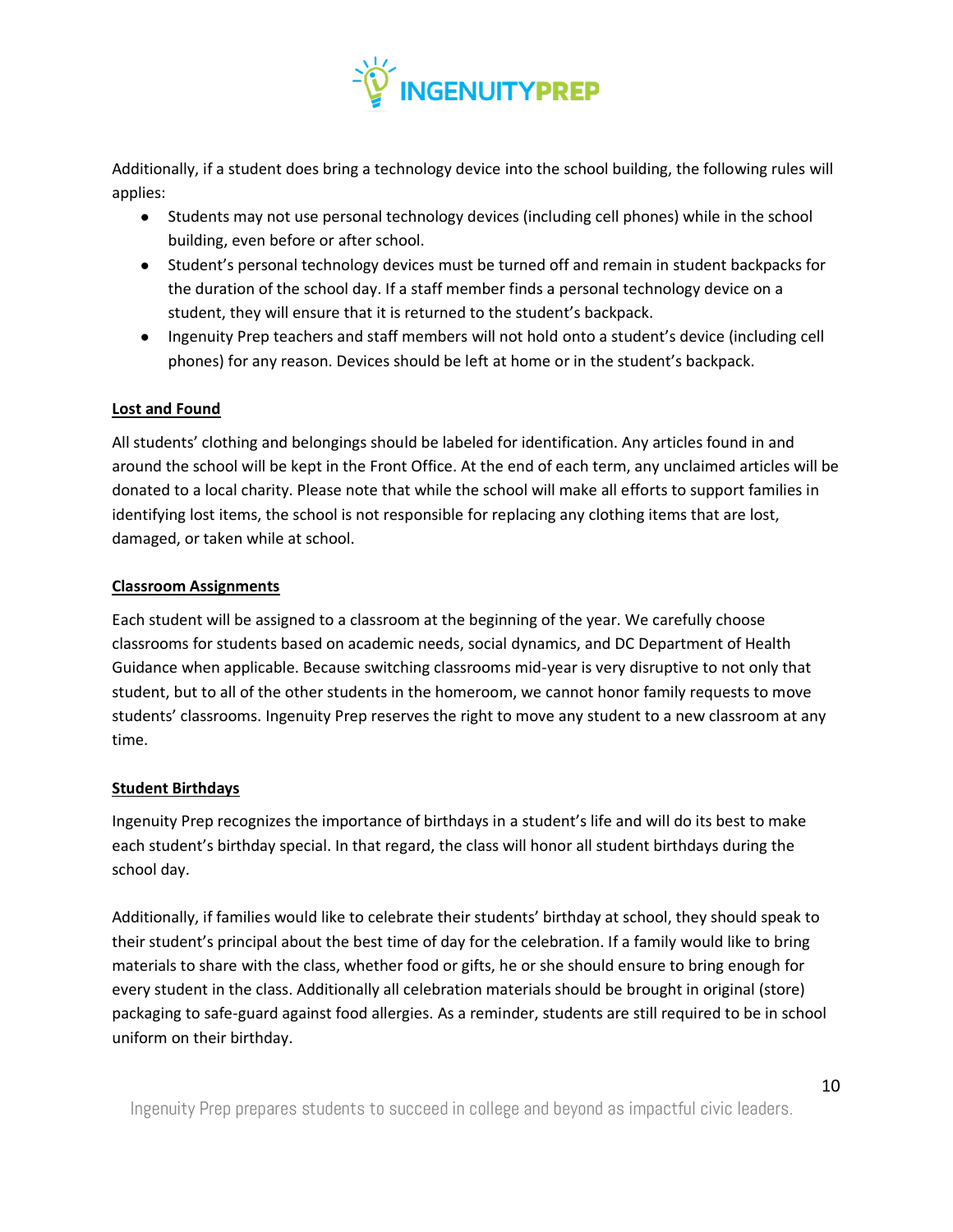Additionally, if a student does bring a technology device into the school building, the following rules will applies:

- Students may not use personal technology devices (including cell phones) while in the school building, even before or after school.
- Student's personal technology devices must be turned off and remain in student backpacks for the duration of the school day. If a staff member finds a personal technology device on a student, they will ensure that it is returned to the student's backpack.
- Ingenuity Prep teachers and staff members will not hold onto a student's device (including cell phones) for any reason. Devices should be left at home or in the student's backpack.

## Lost and Found

All students' clothing and belongings should be labeled for identification. Any articles found in and around the school will be kept in the Front Office. At the end of each term, any unclaimed articles will be donated to a local charity. Please note that while the school will make all efforts to support families in identifying lost items, the school is not responsible for replacing any clothing items that are lost, damaged, or taken while at school.

## Classroom Assignments

Each student will be assigned to a classroom at the beginning of the year. We carefully choose classrooms for students based on academic needs, social dynamics, and DC Department of Health Guidance when applicable. Because switching classrooms mid-year is very disruptive to not only that student, but to all of the other students in the homeroom, we cannot honor family requests to move students' classrooms. Ingenuity Prep reserves the right to move any student to a new classroom at any time.

## Student Birthdays

Ingenuity Prep recognizes the importance of birthdays in a student's life and will do its best to make each student's birthday special. In that regard, the class will honor all student birthdays during the school day.

Additionally, if families would like to celebrate their students' birthday at school, they should speak to their student's principal about the best time of day for the celebration. If a family would like to bring materials to share with the class, whether food or gifts, he or she should ensure to bring enough for every student in the class. Additionally all celebration materials should be brought in original (store) packaging to safe-guard against food allergies. As a reminder, students are still required to be in school uniform on their birthday.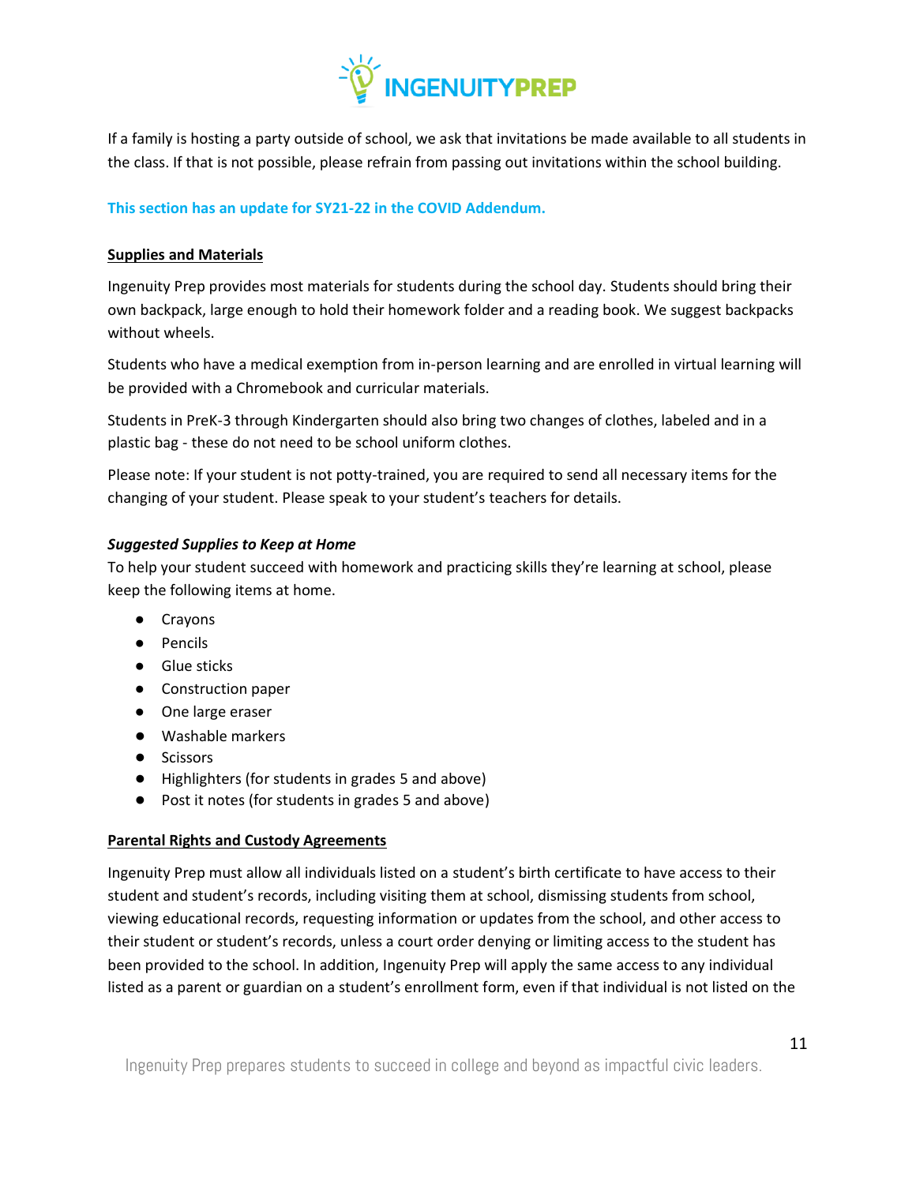If a family is hosting a party outside of school, we ask that invitations be made available to all students in the class. If that is not possible, please refrain from passing out invitations within the school building.

**This section has an update for SY21-22 in the COVID Addendum.**

## Supplies and Materials

Ingenuity Prep provides most materials for students during the school day. Students should bring their own backpack, large enough to hold their homework folder and a reading book. We suggest backpacks without wheels.

Students who have a medical exemption from in-person learning and are enrolled in virtual learning will be provided with a Chromebook and curricular materials.

Students in PreK-3 through Kindergarten should also bring two changes of clothes, labeled and in a plastic bag - these do not need to be school uniform clothes.

Please note: If your student is not potty-trained, you are required to send all necessary items for the changing of your student. Please speak to your student's teachers for details.

### *Suggested Supplies to Keep at Home*

To help your student succeed with homework and practicing skills they're learning at school, please keep the following items at home.

- Crayons
- Pencils
- Glue sticks
- Construction paper
- One large eraser
- Washable markers
- Scissors
- Highlighters (for students in grades 5 and above)
- Post it notes (for students in grades 5 and above)

## Parental Rights and Custody Agreements

Ingenuity Prep must allow all individuals listed on a student's birth certificate to have access to their student and student's records, including visiting them at school, dismissing students from school, viewing educational records, requesting information or updates from the school, and other access to their student or student's records, unless a court order denying or limiting access to the student has been provided to the school. In addition, Ingenuity Prep will apply the same access to any individual listed as a parent or guardian on a student's enrollment form, even if that individual is not listed on the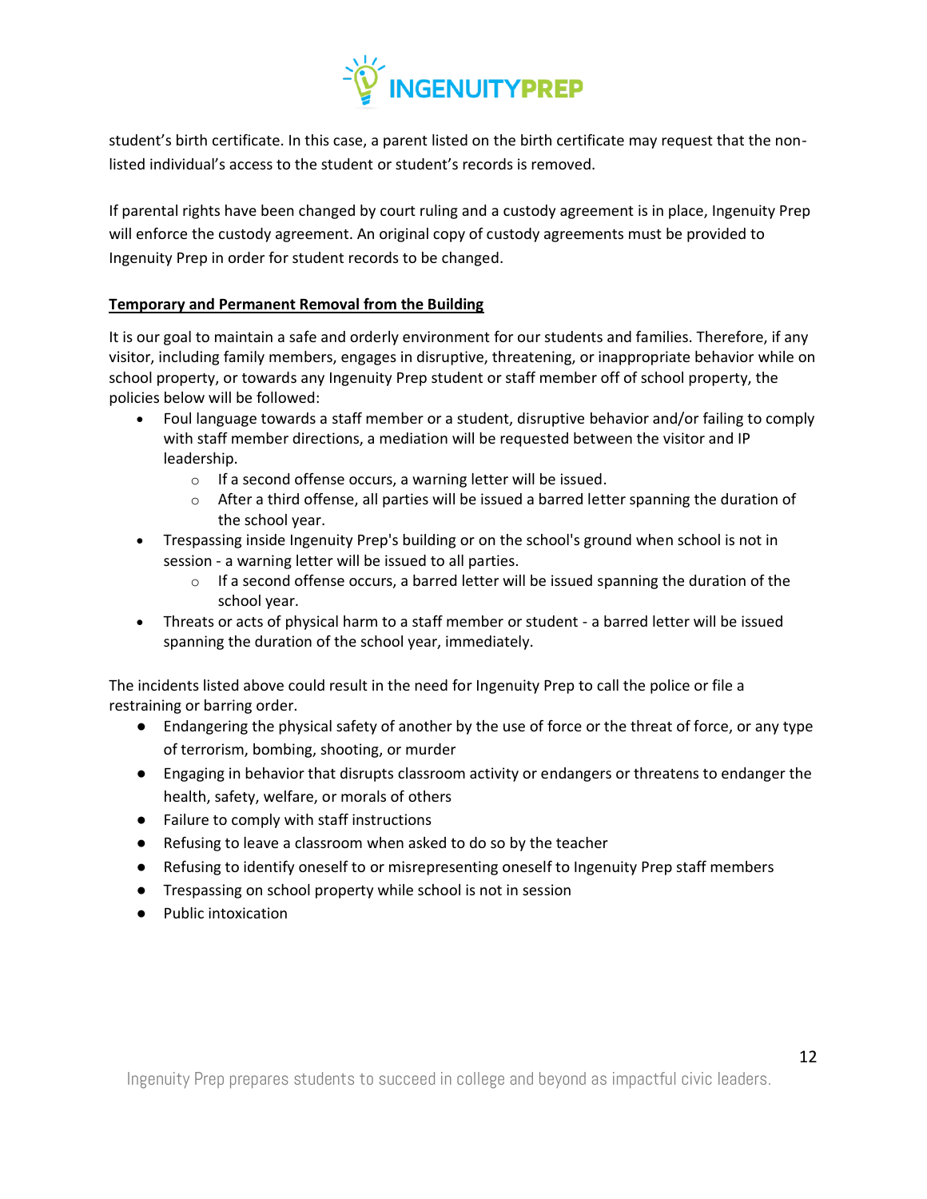student's birth certificate. In this case, a parent listed on the birth certificate may request that the non-listed individual's access to the student or student's records is removed.

If parental rights have been changed by court ruling and a custody agreement is in place, Ingenuity Prep will enforce the custody agreement. An original copy of custody agreements must be provided to Ingenuity Prep in order for student records to be changed.

**Temporary and Permanent Removal from the Building**

It is our goal to maintain a safe and orderly environment for our students and families. Therefore, if any visitor, including family members, engages in disruptive, threatening, or inappropriate behavior while on school property, or towards any Ingenuity Prep student or staff member off of school property, the policies below will be followed:

- Foul language towards a staff member or a student, disruptive behavior and/or failing to comply with staff member directions, a mediation will be requested between the visitor and IP leadership.
    - If a second offense occurs, a warning letter will be issued.
    - After a third offense, all parties will be issued a barred letter spanning the duration of the school year.
- Trespassing inside Ingenuity Prep's building or on the school's ground when school is not in session - a warning letter will be issued to all parties.
    - If a second offense occurs, a barred letter will be issued spanning the duration of the school year.
- Threats or acts of physical harm to a staff member or student - a barred letter will be issued spanning the duration of the school year, immediately.

The incidents listed above could result in the need for Ingenuity Prep to call the police or file a restraining or barring order.

- Endangering the physical safety of another by the use of force or the threat of force, or any type of terrorism, bombing, shooting, or murder
- Engaging in behavior that disrupts classroom activity or endangers or threatens to endanger the health, safety, welfare, or morals of others
- Failure to comply with staff instructions
- Refusing to leave a classroom when asked to do so by the teacher
- Refusing to identify oneself to or misrepresenting oneself to Ingenuity Prep staff members
- Trespassing on school property while school is not in session
- Public intoxication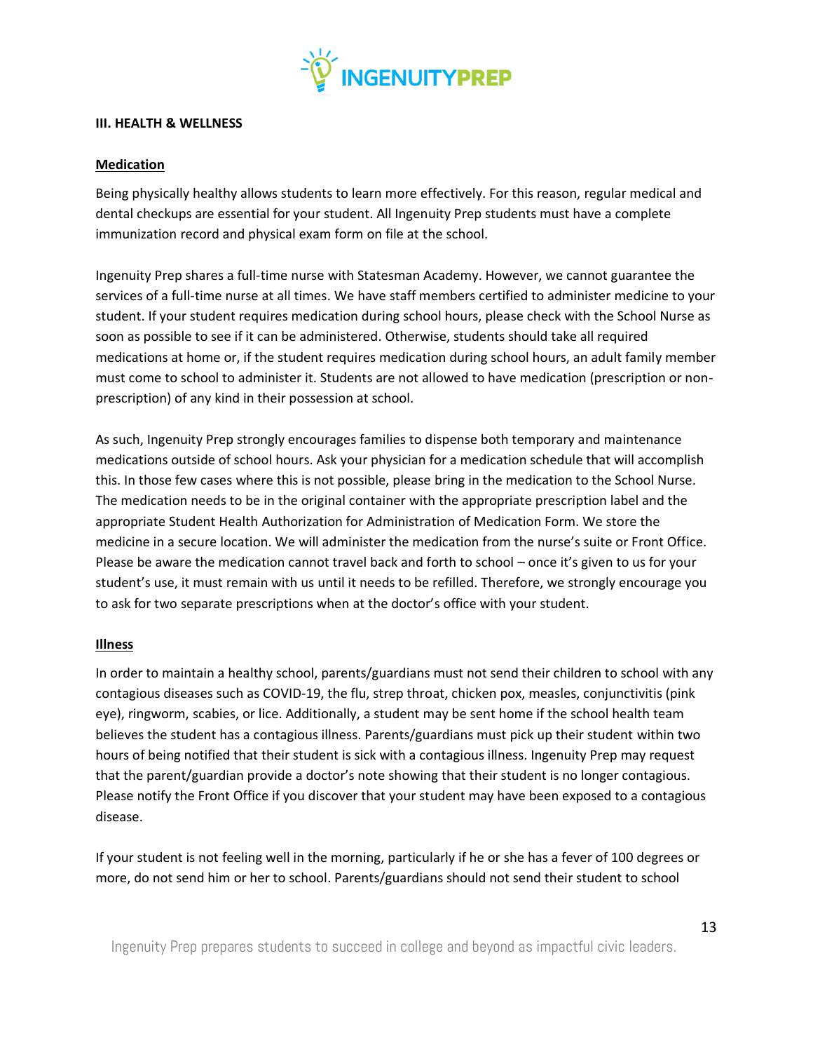## III. HEALTH & WELLNESS

### Medication

Being physically healthy allows students to learn more effectively. For this reason, regular medical and dental checkups are essential for your student. All Ingenuity Prep students must have a complete immunization record and physical exam form on file at the school.

Ingenuity Prep shares a full-time nurse with Statesman Academy. However, we cannot guarantee the services of a full-time nurse at all times. We have staff members certified to administer medicine to your student. If your student requires medication during school hours, please check with the School Nurse as soon as possible to see if it can be administered. Otherwise, students should take all required medications at home or, if the student requires medication during school hours, an adult family member must come to school to administer it. Students are not allowed to have medication (prescription or non-prescription) of any kind in their possession at school.

As such, Ingenuity Prep strongly encourages families to dispense both temporary and maintenance medications outside of school hours. Ask your physician for a medication schedule that will accomplish this. In those few cases where this is not possible, please bring in the medication to the School Nurse. The medication needs to be in the original container with the appropriate prescription label and the appropriate Student Health Authorization for Administration of Medication Form. We store the medicine in a secure location. We will administer the medication from the nurse's suite or Front Office. Please be aware the medication cannot travel back and forth to school – once it's given to us for your student's use, it must remain with us until it needs to be refilled. Therefore, we strongly encourage you to ask for two separate prescriptions when at the doctor's office with your student.

### Illness

In order to maintain a healthy school, parents/guardians must not send their children to school with any contagious diseases such as COVID-19, the flu, strep throat, chicken pox, measles, conjunctivitis (pink eye), ringworm, scabies, or lice. Additionally, a student may be sent home if the school health team believes the student has a contagious illness. Parents/guardians must pick up their student within two hours of being notified that their student is sick with a contagious illness. Ingenuity Prep may request that the parent/guardian provide a doctor's note showing that their student is no longer contagious. Please notify the Front Office if you discover that your student may have been exposed to a contagious disease.

If your student is not feeling well in the morning, particularly if he or she has a fever of 100 degrees or more, do not send him or her to school. Parents/guardians should not send their student to school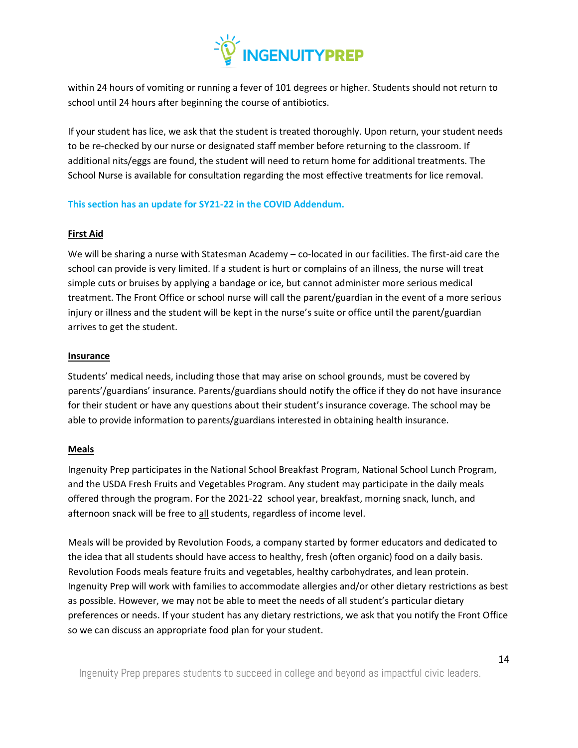within 24 hours of vomiting or running a fever of 101 degrees or higher. Students should not return to school until 24 hours after beginning the course of antibiotics.

If your student has lice, we ask that the student is treated thoroughly. Upon return, your student needs to be re-checked by our nurse or designated staff member before returning to the classroom. If additional nits/eggs are found, the student will need to return home for additional treatments. The School Nurse is available for consultation regarding the most effective treatments for lice removal.

**This section has an update for SY21-22 in the COVID Addendum.**

**First Aid**

We will be sharing a nurse with Statesman Academy – co-located in our facilities. The first-aid care the school can provide is very limited. If a student is hurt or complains of an illness, the nurse will treat simple cuts or bruises by applying a bandage or ice, but cannot administer more serious medical treatment. The Front Office or school nurse will call the parent/guardian in the event of a more serious injury or illness and the student will be kept in the nurse's suite or office until the parent/guardian arrives to get the student.

**Insurance**

Students' medical needs, including those that may arise on school grounds, must be covered by parents'/guardians' insurance. Parents/guardians should notify the office if they do not have insurance for their student or have any questions about their student's insurance coverage. The school may be able to provide information to parents/guardians interested in obtaining health insurance.

**Meals**

Ingenuity Prep participates in the National School Breakfast Program, National School Lunch Program, and the USDA Fresh Fruits and Vegetables Program. Any student may participate in the daily meals offered through the program. For the 2021-22 school year, breakfast, morning snack, lunch, and afternoon snack will be free to all students, regardless of income level.

Meals will be provided by Revolution Foods, a company started by former educators and dedicated to the idea that all students should have access to healthy, fresh (often organic) food on a daily basis. Revolution Foods meals feature fruits and vegetables, healthy carbohydrates, and lean protein. Ingenuity Prep will work with families to accommodate allergies and/or other dietary restrictions as best as possible. However, we may not be able to meet the needs of all student's particular dietary preferences or needs. If your student has any dietary restrictions, we ask that you notify the Front Office so we can discuss an appropriate food plan for your student.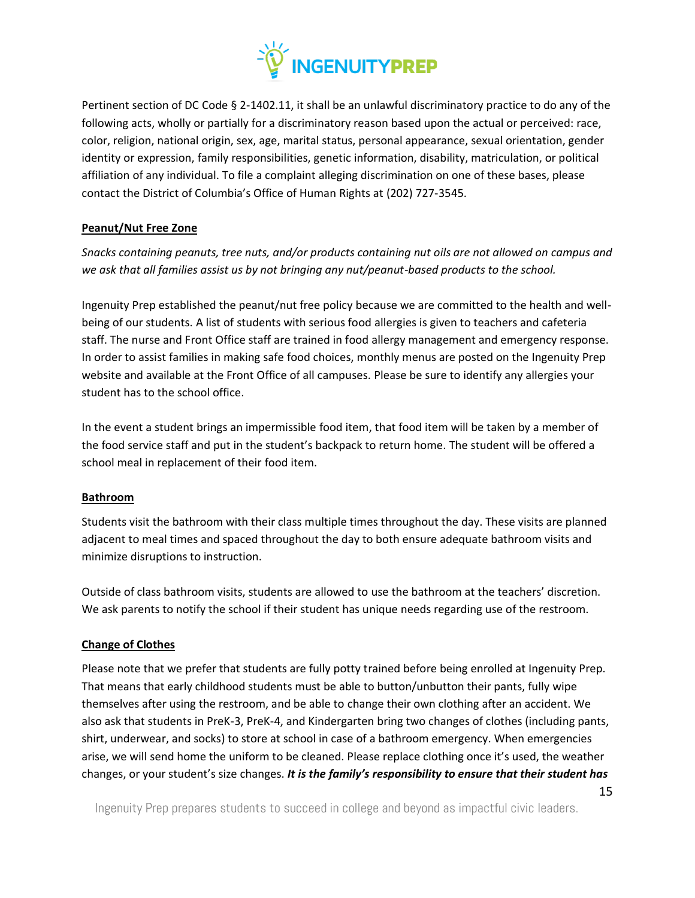Pertinent section of DC Code § 2-1402.11, it shall be an unlawful discriminatory practice to do any of the following acts, wholly or partially for a discriminatory reason based upon the actual or perceived: race, color, religion, national origin, sex, age, marital status, personal appearance, sexual orientation, gender identity or expression, family responsibilities, genetic information, disability, matriculation, or political affiliation of any individual. To file a complaint alleging discrimination on one of these bases, please contact the District of Columbia's Office of Human Rights at (202) 727-3545.

## Peanut/Nut Free Zone

*Snacks containing peanuts, tree nuts, and/or products containing nut oils are not allowed on campus and we ask that all families assist us by not bringing any nut/peanut-based products to the school.*

Ingenuity Prep established the peanut/nut free policy because we are committed to the health and well-being of our students. A list of students with serious food allergies is given to teachers and cafeteria staff. The nurse and Front Office staff are trained in food allergy management and emergency response. In order to assist families in making safe food choices, monthly menus are posted on the Ingenuity Prep website and available at the Front Office of all campuses. Please be sure to identify any allergies your student has to the school office.

In the event a student brings an impermissible food item, that food item will be taken by a member of the food service staff and put in the student's backpack to return home. The student will be offered a school meal in replacement of their food item.

## Bathroom

Students visit the bathroom with their class multiple times throughout the day. These visits are planned adjacent to meal times and spaced throughout the day to both ensure adequate bathroom visits and minimize disruptions to instruction.

Outside of class bathroom visits, students are allowed to use the bathroom at the teachers' discretion. We ask parents to notify the school if their student has unique needs regarding use of the restroom.

## Change of Clothes

Please note that we prefer that students are fully potty trained before being enrolled at Ingenuity Prep. That means that early childhood students must be able to button/unbutton their pants, fully wipe themselves after using the restroom, and be able to change their own clothing after an accident. We also ask that students in PreK-3, PreK-4, and Kindergarten bring two changes of clothes (including pants, shirt, underwear, and socks) to store at school in case of a bathroom emergency. When emergencies arise, we will send home the uniform to be cleaned. Please replace clothing once it's used, the weather changes, or your student's size changes. ***It is the family's responsibility to ensure that their student has***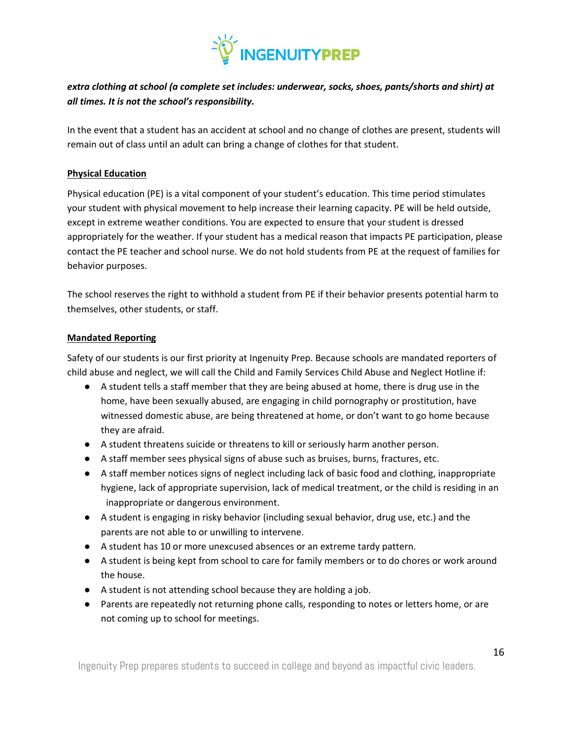***extra clothing at school (a complete set includes: underwear, socks, shoes, pants/shorts and shirt) at all times. It is not the school's responsibility.***

In the event that a student has an accident at school and no change of clothes are present, students will remain out of class until an adult can bring a change of clothes for that student.

## Physical Education

Physical education (PE) is a vital component of your student's education. This time period stimulates your student with physical movement to help increase their learning capacity. PE will be held outside, except in extreme weather conditions. You are expected to ensure that your student is dressed appropriately for the weather. If your student has a medical reason that impacts PE participation, please contact the PE teacher and school nurse. We do not hold students from PE at the request of families for behavior purposes.

The school reserves the right to withhold a student from PE if their behavior presents potential harm to themselves, other students, or staff.

## Mandated Reporting

Safety of our students is our first priority at Ingenuity Prep. Because schools are mandated reporters of child abuse and neglect, we will call the Child and Family Services Child Abuse and Neglect Hotline if:

- A student tells a staff member that they are being abused at home, there is drug use in the home, have been sexually abused, are engaging in child pornography or prostitution, have witnessed domestic abuse, are being threatened at home, or don't want to go home because they are afraid.
- A student threatens suicide or threatens to kill or seriously harm another person.
- A staff member sees physical signs of abuse such as bruises, burns, fractures, etc.
- A staff member notices signs of neglect including lack of basic food and clothing, inappropriate hygiene, lack of appropriate supervision, lack of medical treatment, or the child is residing in an inappropriate or dangerous environment.
- A student is engaging in risky behavior (including sexual behavior, drug use, etc.) and the parents are not able to or unwilling to intervene.
- A student has 10 or more unexcused absences or an extreme tardy pattern.
- A student is being kept from school to care for family members or to do chores or work around the house.
- A student is not attending school because they are holding a job.
- Parents are repeatedly not returning phone calls, responding to notes or letters home, or are not coming up to school for meetings.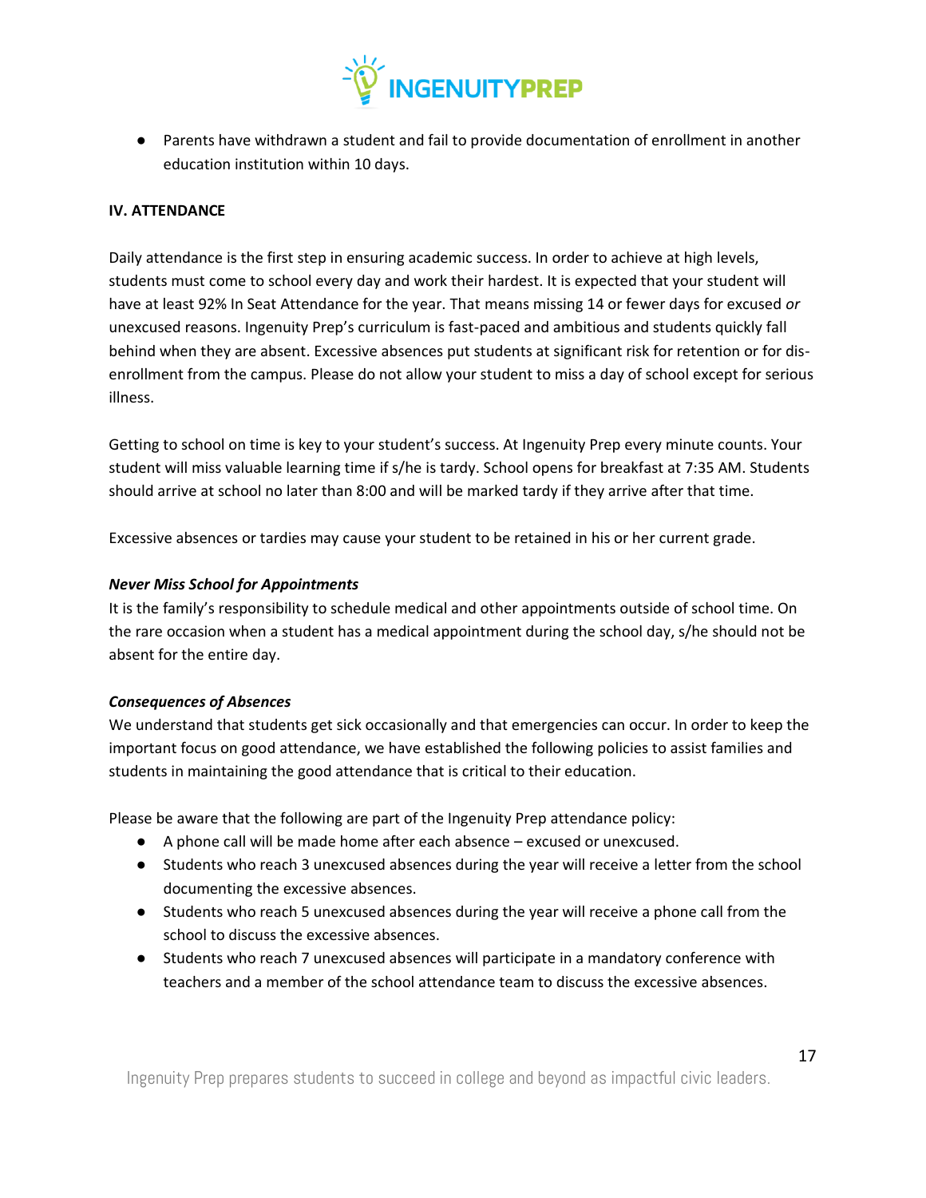- Parents have withdrawn a student and fail to provide documentation of enrollment in another education institution within 10 days.

## IV. ATTENDANCE

Daily attendance is the first step in ensuring academic success. In order to achieve at high levels, students must come to school every day and work their hardest. It is expected that your student will have at least 92% In Seat Attendance for the year. That means missing 14 or fewer days for excused *or* unexcused reasons. Ingenuity Prep's curriculum is fast-paced and ambitious and students quickly fall behind when they are absent. Excessive absences put students at significant risk for retention or for dis-enrollment from the campus. Please do not allow your student to miss a day of school except for serious illness.

Getting to school on time is key to your student's success. At Ingenuity Prep every minute counts. Your student will miss valuable learning time if s/he is tardy. School opens for breakfast at 7:35 AM. Students should arrive at school no later than 8:00 and will be marked tardy if they arrive after that time.

Excessive absences or tardies may cause your student to be retained in his or her current grade.

### *Never Miss School for Appointments*

It is the family's responsibility to schedule medical and other appointments outside of school time. On the rare occasion when a student has a medical appointment during the school day, s/he should not be absent for the entire day.

### *Consequences of Absences*

We understand that students get sick occasionally and that emergencies can occur. In order to keep the important focus on good attendance, we have established the following policies to assist families and students in maintaining the good attendance that is critical to their education.

Please be aware that the following are part of the Ingenuity Prep attendance policy:

- A phone call will be made home after each absence – excused or unexcused.
- Students who reach 3 unexcused absences during the year will receive a letter from the school documenting the excessive absences.
- Students who reach 5 unexcused absences during the year will receive a phone call from the school to discuss the excessive absences.
- Students who reach 7 unexcused absences will participate in a mandatory conference with teachers and a member of the school attendance team to discuss the excessive absences.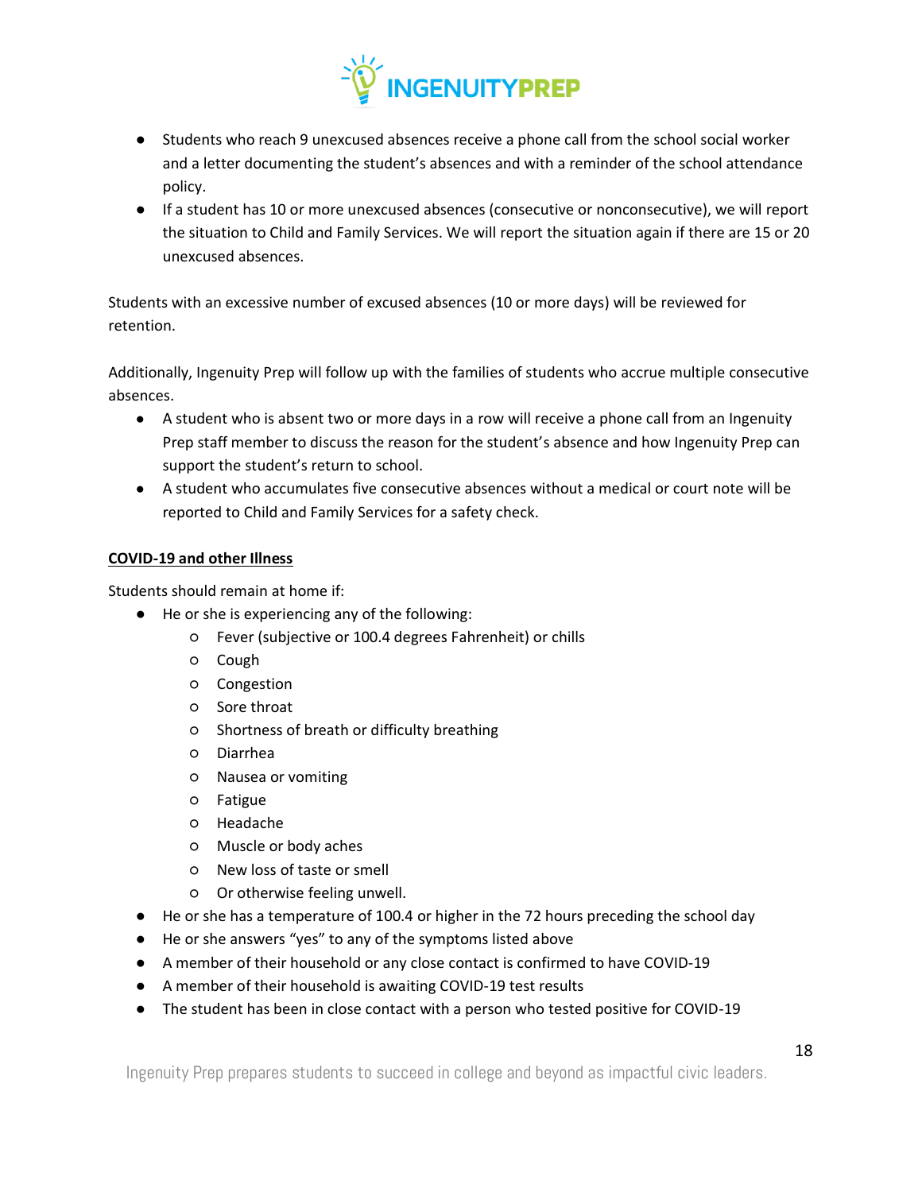- Students who reach 9 unexcused absences receive a phone call from the school social worker and a letter documenting the student's absences and with a reminder of the school attendance policy.
- If a student has 10 or more unexcused absences (consecutive or nonconsecutive), we will report the situation to Child and Family Services. We will report the situation again if there are 15 or 20 unexcused absences.

Students with an excessive number of excused absences (10 or more days) will be reviewed for retention.

Additionally, Ingenuity Prep will follow up with the families of students who accrue multiple consecutive absences.

- A student who is absent two or more days in a row will receive a phone call from an Ingenuity Prep staff member to discuss the reason for the student's absence and how Ingenuity Prep can support the student's return to school.
- A student who accumulates five consecutive absences without a medical or court note will be reported to Child and Family Services for a safety check.

**COVID-19 and other Illness**

Students should remain at home if:

- He or she is experiencing any of the following:
  - Fever (subjective or 100.4 degrees Fahrenheit) or chills
  - Cough
  - Congestion
  - Sore throat
  - Shortness of breath or difficulty breathing
  - Diarrhea
  - Nausea or vomiting
  - Fatigue
  - Headache
  - Muscle or body aches
  - New loss of taste or smell
  - Or otherwise feeling unwell.
- He or she has a temperature of 100.4 or higher in the 72 hours preceding the school day
- He or she answers "yes" to any of the symptoms listed above
- A member of their household or any close contact is confirmed to have COVID-19
- A member of their household is awaiting COVID-19 test results
- The student has been in close contact with a person who tested positive for COVID-19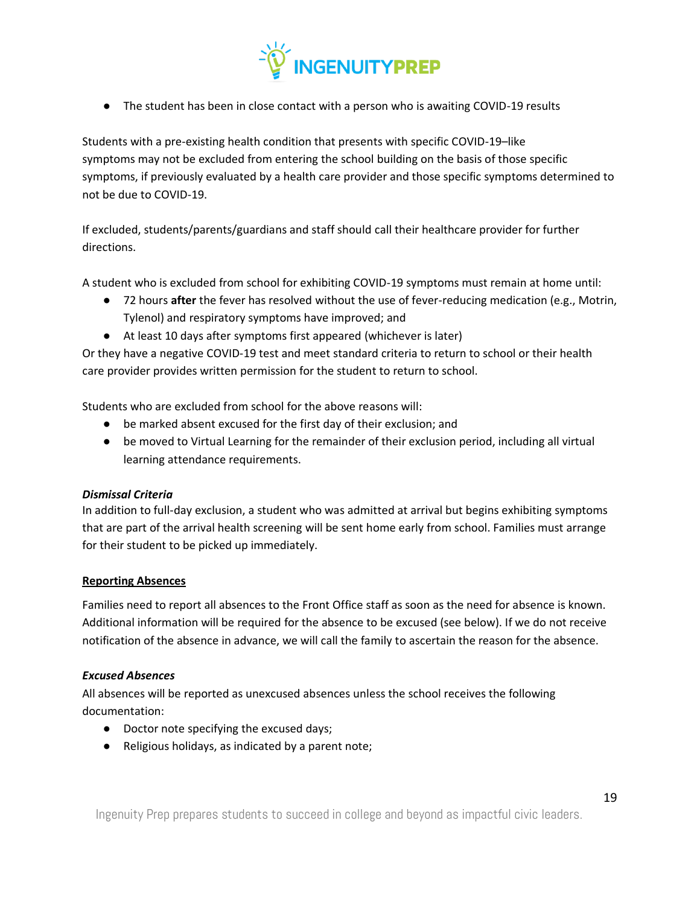- The student has been in close contact with a person who is awaiting COVID-19 results

Students with a pre-existing health condition that presents with specific COVID-19–like symptoms may not be excluded from entering the school building on the basis of those specific symptoms, if previously evaluated by a health care provider and those specific symptoms determined to not be due to COVID-19.

If excluded, students/parents/guardians and staff should call their healthcare provider for further directions.

A student who is excluded from school for exhibiting COVID-19 symptoms must remain at home until:

- 72 hours **after** the fever has resolved without the use of fever-reducing medication (e.g., Motrin, Tylenol) and respiratory symptoms have improved; and
- At least 10 days after symptoms first appeared (whichever is later)

Or they have a negative COVID-19 test and meet standard criteria to return to school or their health care provider provides written permission for the student to return to school.

Students who are excluded from school for the above reasons will:

- be marked absent excused for the first day of their exclusion; and
- be moved to Virtual Learning for the remainder of their exclusion period, including all virtual learning attendance requirements.

***Dismissal Criteria***

In addition to full-day exclusion, a student who was admitted at arrival but begins exhibiting symptoms that are part of the arrival health screening will be sent home early from school. Families must arrange for their student to be picked up immediately.

## Reporting Absences

Families need to report all absences to the Front Office staff as soon as the need for absence is known. Additional information will be required for the absence to be excused (see below). If we do not receive notification of the absence in advance, we will call the family to ascertain the reason for the absence.

***Excused Absences***

All absences will be reported as unexcused absences unless the school receives the following documentation:

- Doctor note specifying the excused days;
- Religious holidays, as indicated by a parent note;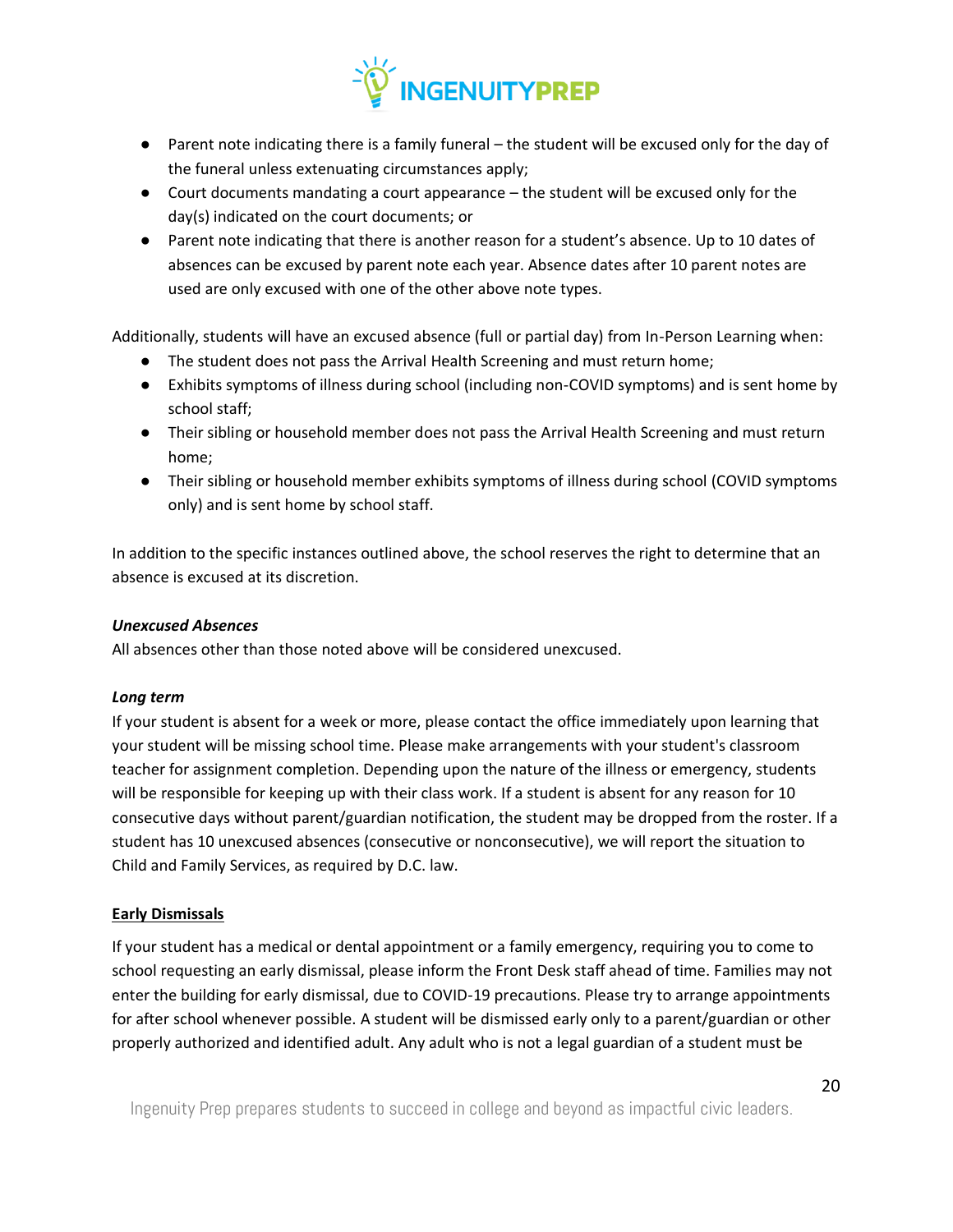- Parent note indicating there is a family funeral – the student will be excused only for the day of the funeral unless extenuating circumstances apply;
- Court documents mandating a court appearance – the student will be excused only for the day(s) indicated on the court documents; or
- Parent note indicating that there is another reason for a student's absence. Up to 10 dates of absences can be excused by parent note each year. Absence dates after 10 parent notes are used are only excused with one of the other above note types.

Additionally, students will have an excused absence (full or partial day) from In-Person Learning when:

- The student does not pass the Arrival Health Screening and must return home;
- Exhibits symptoms of illness during school (including non-COVID symptoms) and is sent home by school staff;
- Their sibling or household member does not pass the Arrival Health Screening and must return home;
- Their sibling or household member exhibits symptoms of illness during school (COVID symptoms only) and is sent home by school staff.

In addition to the specific instances outlined above, the school reserves the right to determine that an absence is excused at its discretion.

***Unexcused Absences***

All absences other than those noted above will be considered unexcused.

***Long term***

If your student is absent for a week or more, please contact the office immediately upon learning that your student will be missing school time. Please make arrangements with your student's classroom teacher for assignment completion. Depending upon the nature of the illness or emergency, students will be responsible for keeping up with their class work. If a student is absent for any reason for 10 consecutive days without parent/guardian notification, the student may be dropped from the roster. If a student has 10 unexcused absences (consecutive or nonconsecutive), we will report the situation to Child and Family Services, as required by D.C. law.

**<u>Early Dismissals</u>**

If your student has a medical or dental appointment or a family emergency, requiring you to come to school requesting an early dismissal, please inform the Front Desk staff ahead of time. Families may not enter the building for early dismissal, due to COVID-19 precautions. Please try to arrange appointments for after school whenever possible. A student will be dismissed early only to a parent/guardian or other properly authorized and identified adult. Any adult who is not a legal guardian of a student must be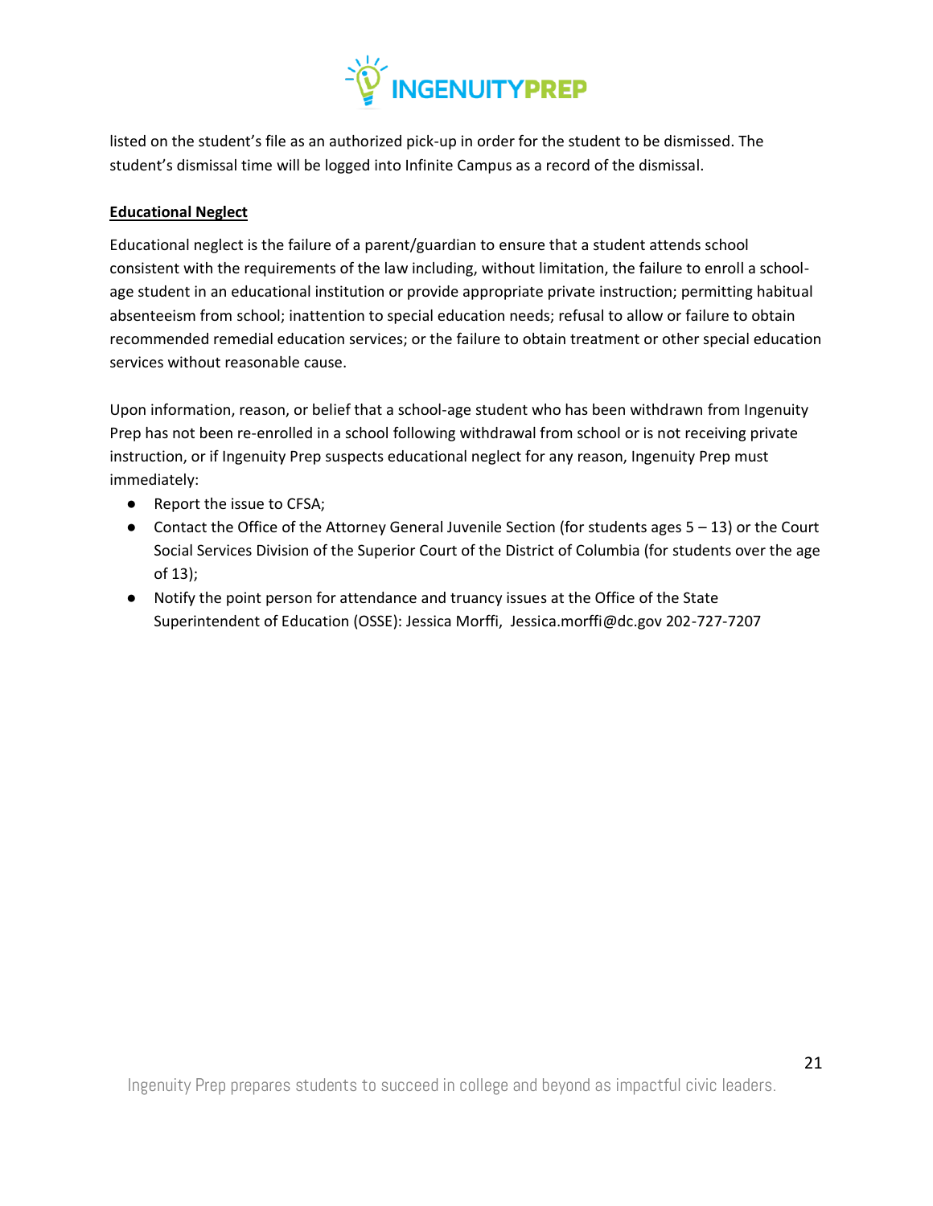listed on the student's file as an authorized pick-up in order for the student to be dismissed. The student's dismissal time will be logged into Infinite Campus as a record of the dismissal.

**Educational Neglect**

Educational neglect is the failure of a parent/guardian to ensure that a student attends school consistent with the requirements of the law including, without limitation, the failure to enroll a school-age student in an educational institution or provide appropriate private instruction; permitting habitual absenteeism from school; inattention to special education needs; refusal to allow or failure to obtain recommended remedial education services; or the failure to obtain treatment or other special education services without reasonable cause.

Upon information, reason, or belief that a school-age student who has been withdrawn from Ingenuity Prep has not been re-enrolled in a school following withdrawal from school or is not receiving private instruction, or if Ingenuity Prep suspects educational neglect for any reason, Ingenuity Prep must immediately:

- Report the issue to CFSA;
- Contact the Office of the Attorney General Juvenile Section (for students ages 5 – 13) or the Court Social Services Division of the Superior Court of the District of Columbia (for students over the age of 13);
- Notify the point person for attendance and truancy issues at the Office of the State Superintendent of Education (OSSE): Jessica Morffi, Jessica.morffi@dc.gov 202-727-7207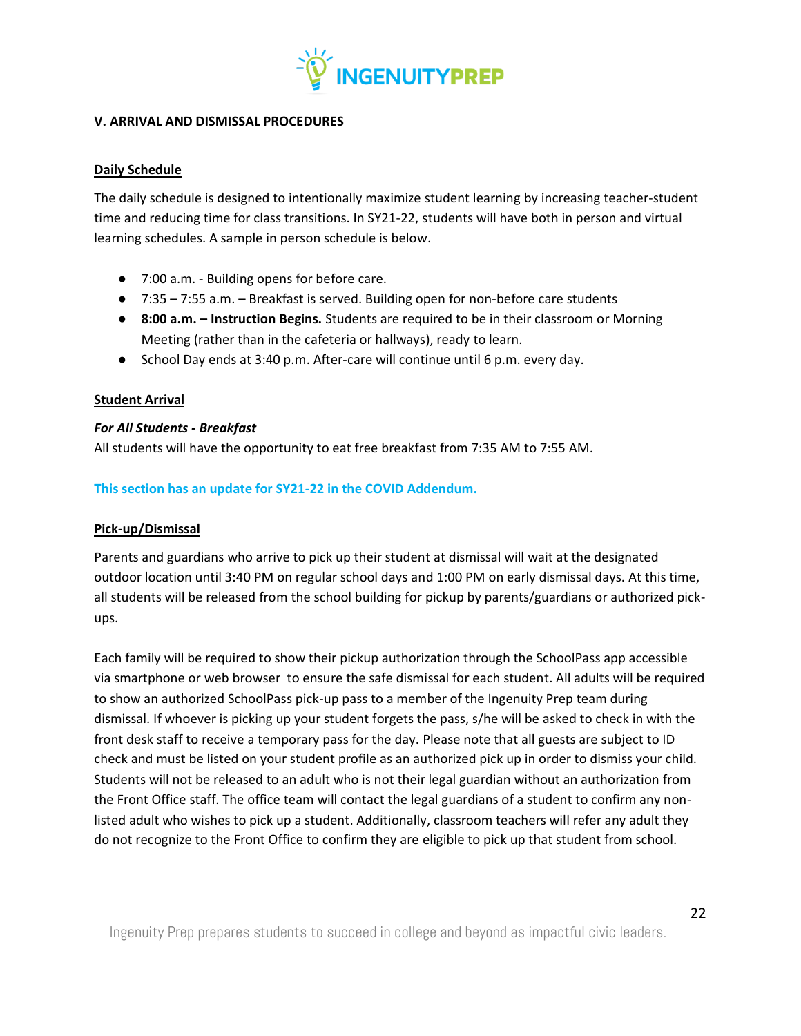## V. ARRIVAL AND DISMISSAL PROCEDURES

### Daily Schedule

The daily schedule is designed to intentionally maximize student learning by increasing teacher-student time and reducing time for class transitions. In SY21-22, students will have both in person and virtual learning schedules. A sample in person schedule is below.

- 7:00 a.m. - Building opens for before care.
- 7:35 – 7:55 a.m. – Breakfast is served. Building open for non-before care students
- **8:00 a.m. – Instruction Begins.** Students are required to be in their classroom or Morning Meeting (rather than in the cafeteria or hallways), ready to learn.
- School Day ends at 3:40 p.m. After-care will continue until 6 p.m. every day.

### Student Arrival

***For All Students - Breakfast***
All students will have the opportunity to eat free breakfast from 7:35 AM to 7:55 AM.

**This section has an update for SY21-22 in the COVID Addendum.**

### Pick-up/Dismissal

Parents and guardians who arrive to pick up their student at dismissal will wait at the designated outdoor location until 3:40 PM on regular school days and 1:00 PM on early dismissal days. At this time, all students will be released from the school building for pickup by parents/guardians or authorized pick-ups.

Each family will be required to show their pickup authorization through the SchoolPass app accessible via smartphone or web browser to ensure the safe dismissal for each student. All adults will be required to show an authorized SchoolPass pick-up pass to a member of the Ingenuity Prep team during dismissal. If whoever is picking up your student forgets the pass, s/he will be asked to check in with the front desk staff to receive a temporary pass for the day. Please note that all guests are subject to ID check and must be listed on your student profile as an authorized pick up in order to dismiss your child. Students will not be released to an adult who is not their legal guardian without an authorization from the Front Office staff. The office team will contact the legal guardians of a student to confirm any non-listed adult who wishes to pick up a student. Additionally, classroom teachers will refer any adult they do not recognize to the Front Office to confirm they are eligible to pick up that student from school.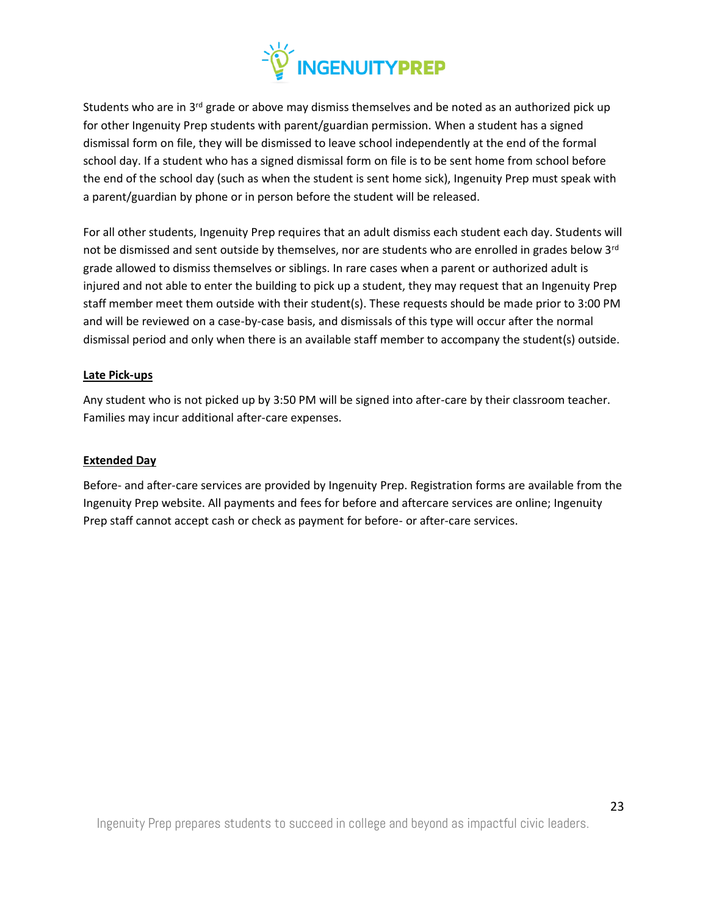Students who are in 3rd grade or above may dismiss themselves and be noted as an authorized pick up for other Ingenuity Prep students with parent/guardian permission. When a student has a signed dismissal form on file, they will be dismissed to leave school independently at the end of the formal school day. If a student who has a signed dismissal form on file is to be sent home from school before the end of the school day (such as when the student is sent home sick), Ingenuity Prep must speak with a parent/guardian by phone or in person before the student will be released.

For all other students, Ingenuity Prep requires that an adult dismiss each student each day. Students will not be dismissed and sent outside by themselves, nor are students who are enrolled in grades below 3rd grade allowed to dismiss themselves or siblings. In rare cases when a parent or authorized adult is injured and not able to enter the building to pick up a student, they may request that an Ingenuity Prep staff member meet them outside with their student(s). These requests should be made prior to 3:00 PM and will be reviewed on a case-by-case basis, and dismissals of this type will occur after the normal dismissal period and only when there is an available staff member to accompany the student(s) outside.

**Late Pick-ups**

Any student who is not picked up by 3:50 PM will be signed into after-care by their classroom teacher. Families may incur additional after-care expenses.

**Extended Day**

Before- and after-care services are provided by Ingenuity Prep. Registration forms are available from the Ingenuity Prep website. All payments and fees for before and aftercare services are online; Ingenuity Prep staff cannot accept cash or check as payment for before- or after-care services.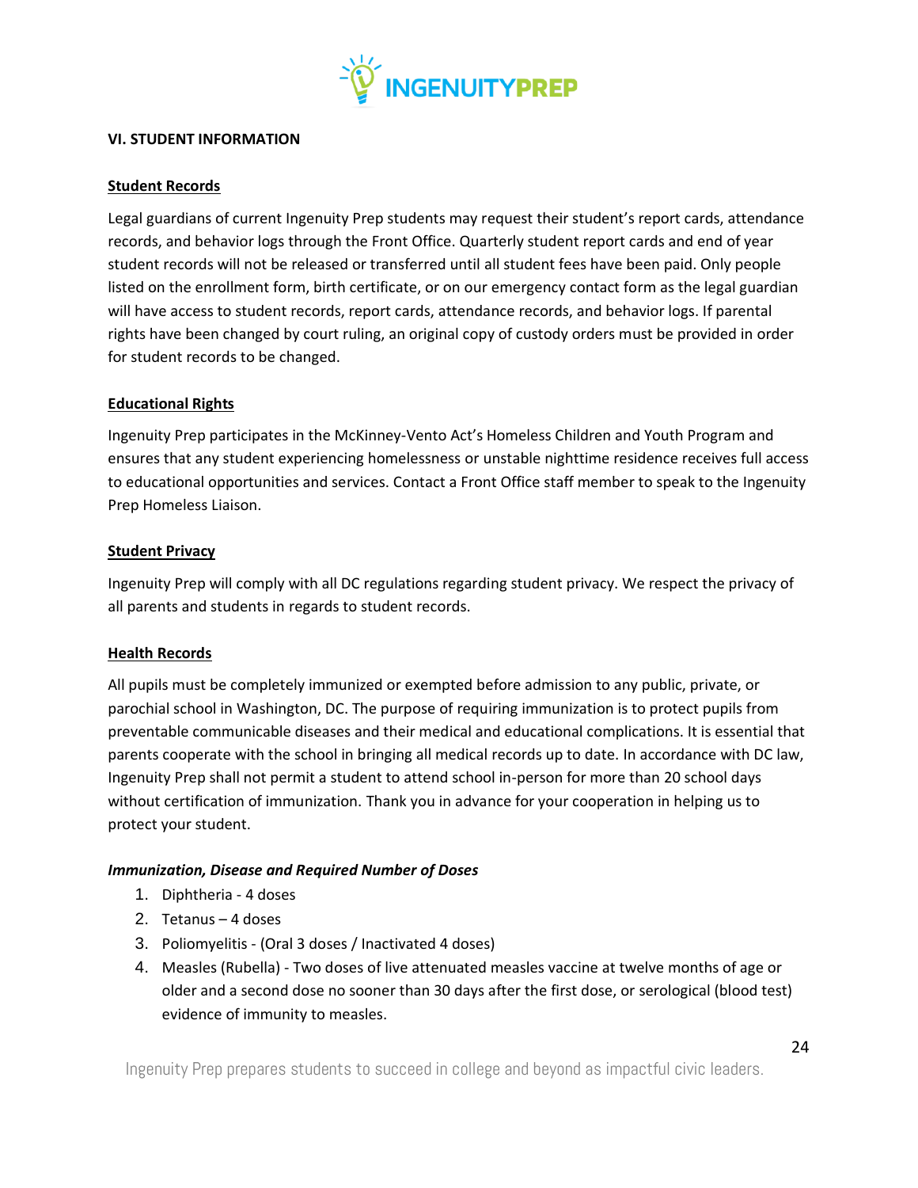## VI. STUDENT INFORMATION

### Student Records

Legal guardians of current Ingenuity Prep students may request their student's report cards, attendance records, and behavior logs through the Front Office. Quarterly student report cards and end of year student records will not be released or transferred until all student fees have been paid. Only people listed on the enrollment form, birth certificate, or on our emergency contact form as the legal guardian will have access to student records, report cards, attendance records, and behavior logs. If parental rights have been changed by court ruling, an original copy of custody orders must be provided in order for student records to be changed.

### Educational Rights

Ingenuity Prep participates in the McKinney-Vento Act's Homeless Children and Youth Program and ensures that any student experiencing homelessness or unstable nighttime residence receives full access to educational opportunities and services. Contact a Front Office staff member to speak to the Ingenuity Prep Homeless Liaison.

### Student Privacy

Ingenuity Prep will comply with all DC regulations regarding student privacy. We respect the privacy of all parents and students in regards to student records.

### Health Records

All pupils must be completely immunized or exempted before admission to any public, private, or parochial school in Washington, DC. The purpose of requiring immunization is to protect pupils from preventable communicable diseases and their medical and educational complications. It is essential that parents cooperate with the school in bringing all medical records up to date. In accordance with DC law, Ingenuity Prep shall not permit a student to attend school in-person for more than 20 school days without certification of immunization. Thank you in advance for your cooperation in helping us to protect your student.

***Immunization, Disease and Required Number of Doses***

1. Diphtheria - 4 doses
2. Tetanus – 4 doses
3. Poliomyelitis - (Oral 3 doses / Inactivated 4 doses)
4. Measles (Rubella) - Two doses of live attenuated measles vaccine at twelve months of age or older and a second dose no sooner than 30 days after the first dose, or serological (blood test) evidence of immunity to measles.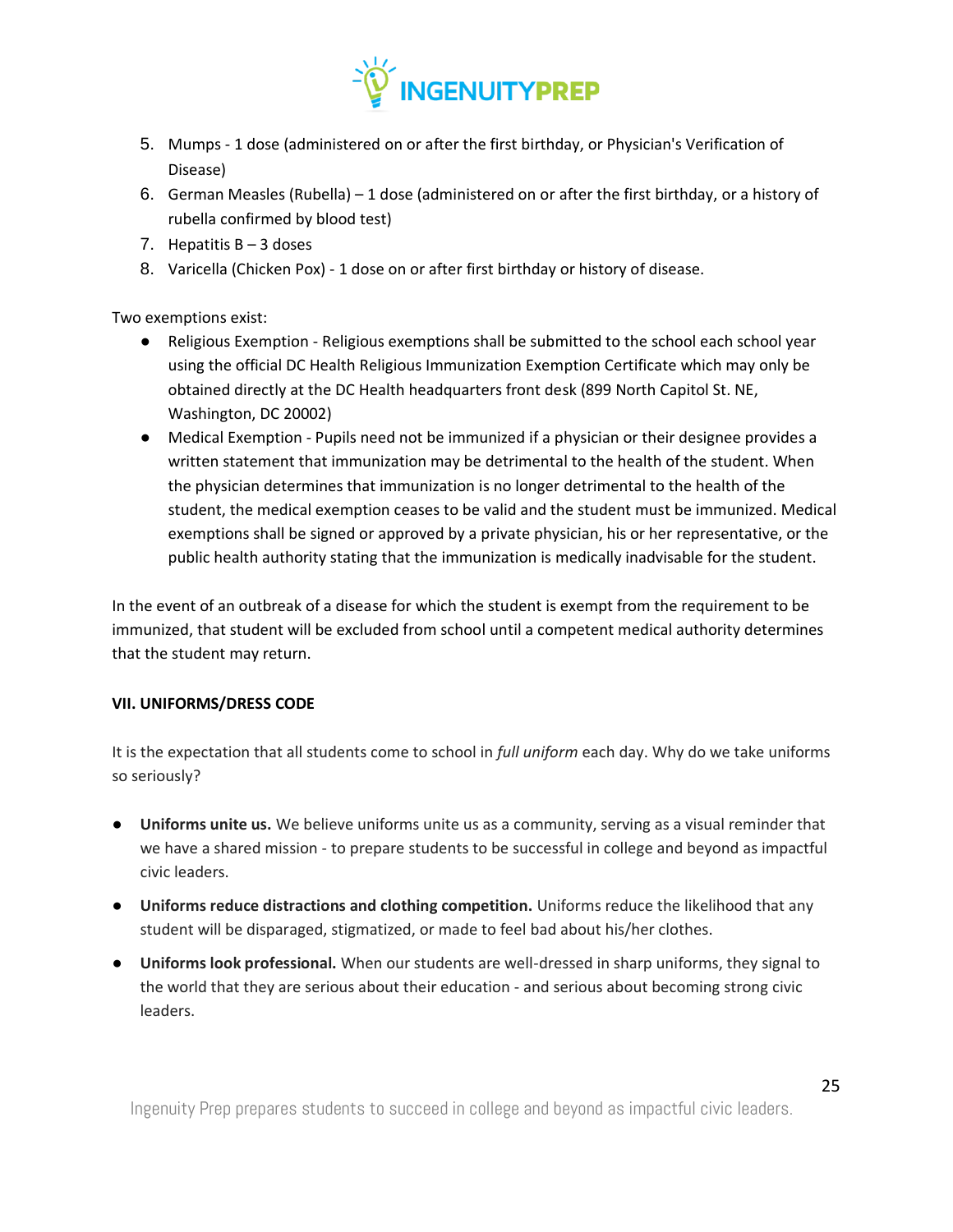5. Mumps - 1 dose (administered on or after the first birthday, or Physician's Verification of Disease)
6. German Measles (Rubella) – 1 dose (administered on or after the first birthday, or a history of rubella confirmed by blood test)
7. Hepatitis B – 3 doses
8. Varicella (Chicken Pox) - 1 dose on or after first birthday or history of disease.

Two exemptions exist:

- Religious Exemption - Religious exemptions shall be submitted to the school each school year using the official DC Health Religious Immunization Exemption Certificate which may only be obtained directly at the DC Health headquarters front desk (899 North Capitol St. NE, Washington, DC 20002)
- Medical Exemption - Pupils need not be immunized if a physician or their designee provides a written statement that immunization may be detrimental to the health of the student. When the physician determines that immunization is no longer detrimental to the health of the student, the medical exemption ceases to be valid and the student must be immunized. Medical exemptions shall be signed or approved by a private physician, his or her representative, or the public health authority stating that the immunization is medically inadvisable for the student.

In the event of an outbreak of a disease for which the student is exempt from the requirement to be immunized, that student will be excluded from school until a competent medical authority determines that the student may return.

## VII. UNIFORMS/DRESS CODE

It is the expectation that all students come to school in *full uniform* each day. Why do we take uniforms so seriously?

- **Uniforms unite us.** We believe uniforms unite us as a community, serving as a visual reminder that we have a shared mission - to prepare students to be successful in college and beyond as impactful civic leaders.
- **Uniforms reduce distractions and clothing competition.** Uniforms reduce the likelihood that any student will be disparaged, stigmatized, or made to feel bad about his/her clothes.
- **Uniforms look professional.** When our students are well-dressed in sharp uniforms, they signal to the world that they are serious about their education - and serious about becoming strong civic leaders.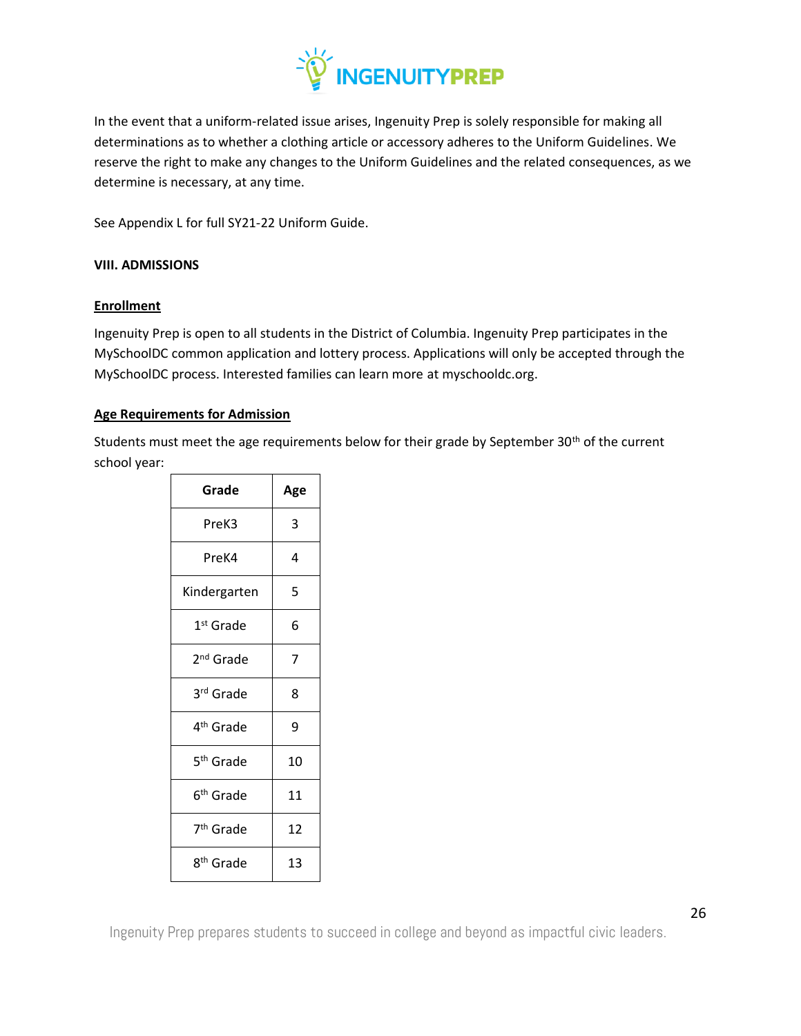In the event that a uniform-related issue arises, Ingenuity Prep is solely responsible for making all determinations as to whether a clothing article or accessory adheres to the Uniform Guidelines. We reserve the right to make any changes to the Uniform Guidelines and the related consequences, as we determine is necessary, at any time.

See Appendix L for full SY21-22 Uniform Guide.

## VIII. ADMISSIONS

### Enrollment

Ingenuity Prep is open to all students in the District of Columbia. Ingenuity Prep participates in the MySchoolDC common application and lottery process. Applications will only be accepted through the MySchoolDC process. Interested families can learn more at myschooldc.org.

### Age Requirements for Admission

Students must meet the age requirements below for their grade by September 30th of the current school year:

| Grade | Age |
|---|---|
| PreK3 | 3 |
| PreK4 | 4 |
| Kindergarten | 5 |
| 1st Grade | 6 |
| 2nd Grade | 7 |
| 3rd Grade | 8 |
| 4th Grade | 9 |
| 5th Grade | 10 |
| 6th Grade | 11 |
| 7th Grade | 12 |
| 8th Grade | 13 |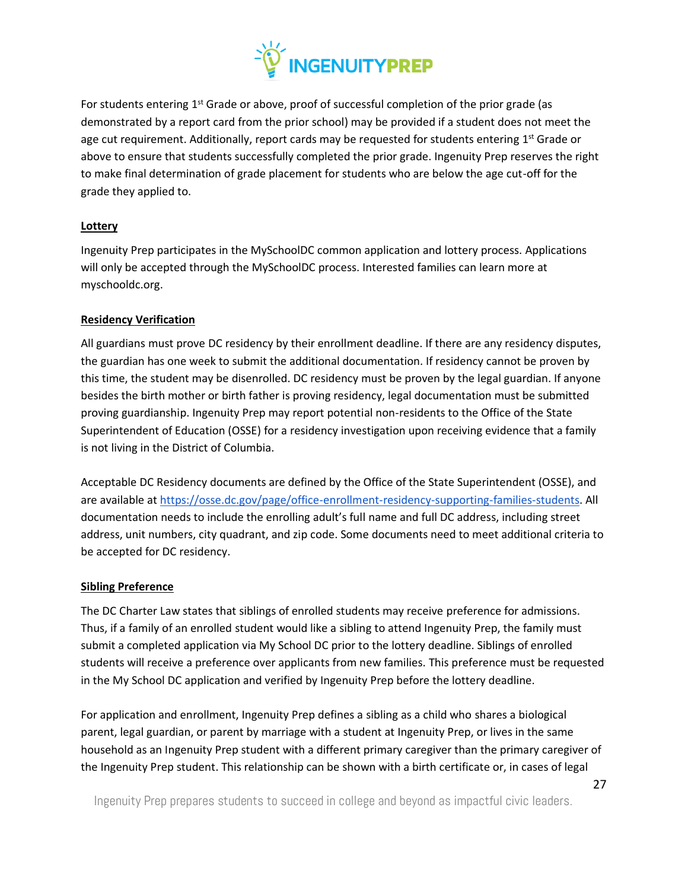For students entering 1st Grade or above, proof of successful completion of the prior grade (as demonstrated by a report card from the prior school) may be provided if a student does not meet the age cut requirement. Additionally, report cards may be requested for students entering 1st Grade or above to ensure that students successfully completed the prior grade. Ingenuity Prep reserves the right to make final determination of grade placement for students who are below the age cut-off for the grade they applied to.

**Lottery**

Ingenuity Prep participates in the MySchoolDC common application and lottery process. Applications will only be accepted through the MySchoolDC process. Interested families can learn more at myschooldc.org.

**Residency Verification**

All guardians must prove DC residency by their enrollment deadline. If there are any residency disputes, the guardian has one week to submit the additional documentation. If residency cannot be proven by this time, the student may be disenrolled. DC residency must be proven by the legal guardian. If anyone besides the birth mother or birth father is proving residency, legal documentation must be submitted proving guardianship. Ingenuity Prep may report potential non-residents to the Office of the State Superintendent of Education (OSSE) for a residency investigation upon receiving evidence that a family is not living in the District of Columbia.

Acceptable DC Residency documents are defined by the Office of the State Superintendent (OSSE), and are available at https://osse.dc.gov/page/office-enrollment-residency-supporting-families-students. All documentation needs to include the enrolling adult's full name and full DC address, including street address, unit numbers, city quadrant, and zip code. Some documents need to meet additional criteria to be accepted for DC residency.

**Sibling Preference**

The DC Charter Law states that siblings of enrolled students may receive preference for admissions. Thus, if a family of an enrolled student would like a sibling to attend Ingenuity Prep, the family must submit a completed application via My School DC prior to the lottery deadline. Siblings of enrolled students will receive a preference over applicants from new families. This preference must be requested in the My School DC application and verified by Ingenuity Prep before the lottery deadline.

For application and enrollment, Ingenuity Prep defines a sibling as a child who shares a biological parent, legal guardian, or parent by marriage with a student at Ingenuity Prep, or lives in the same household as an Ingenuity Prep student with a different primary caregiver than the primary caregiver of the Ingenuity Prep student. This relationship can be shown with a birth certificate or, in cases of legal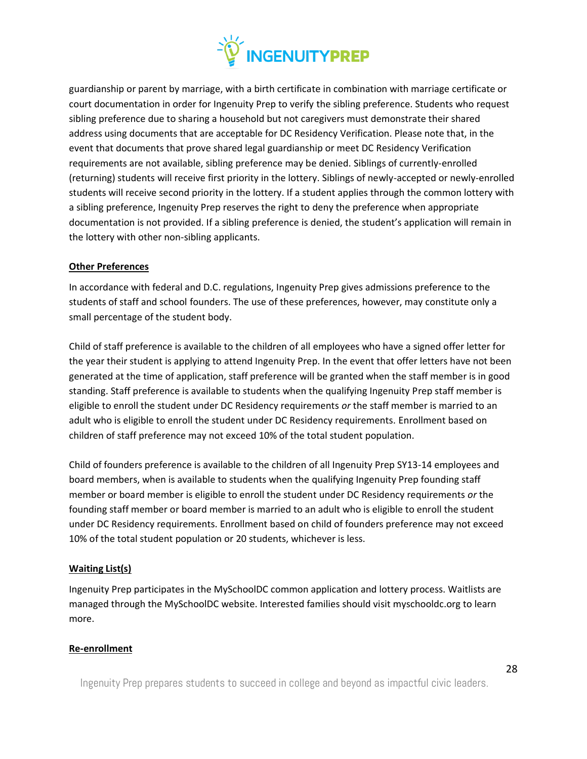guardianship or parent by marriage, with a birth certificate in combination with marriage certificate or court documentation in order for Ingenuity Prep to verify the sibling preference. Students who request sibling preference due to sharing a household but not caregivers must demonstrate their shared address using documents that are acceptable for DC Residency Verification. Please note that, in the event that documents that prove shared legal guardianship or meet DC Residency Verification requirements are not available, sibling preference may be denied. Siblings of currently-enrolled (returning) students will receive first priority in the lottery. Siblings of newly-accepted or newly-enrolled students will receive second priority in the lottery. If a student applies through the common lottery with a sibling preference, Ingenuity Prep reserves the right to deny the preference when appropriate documentation is not provided. If a sibling preference is denied, the student's application will remain in the lottery with other non-sibling applicants.

**Other Preferences**

In accordance with federal and D.C. regulations, Ingenuity Prep gives admissions preference to the students of staff and school founders. The use of these preferences, however, may constitute only a small percentage of the student body.

Child of staff preference is available to the children of all employees who have a signed offer letter for the year their student is applying to attend Ingenuity Prep. In the event that offer letters have not been generated at the time of application, staff preference will be granted when the staff member is in good standing. Staff preference is available to students when the qualifying Ingenuity Prep staff member is eligible to enroll the student under DC Residency requirements *or* the staff member is married to an adult who is eligible to enroll the student under DC Residency requirements. Enrollment based on children of staff preference may not exceed 10% of the total student population.

Child of founders preference is available to the children of all Ingenuity Prep SY13-14 employees and board members, when is available to students when the qualifying Ingenuity Prep founding staff member or board member is eligible to enroll the student under DC Residency requirements *or* the founding staff member or board member is married to an adult who is eligible to enroll the student under DC Residency requirements. Enrollment based on child of founders preference may not exceed 10% of the total student population or 20 students, whichever is less.

**Waiting List(s)**

Ingenuity Prep participates in the MySchoolDC common application and lottery process. Waitlists are managed through the MySchoolDC website. Interested families should visit myschooldc.org to learn more.

**Re-enrollment**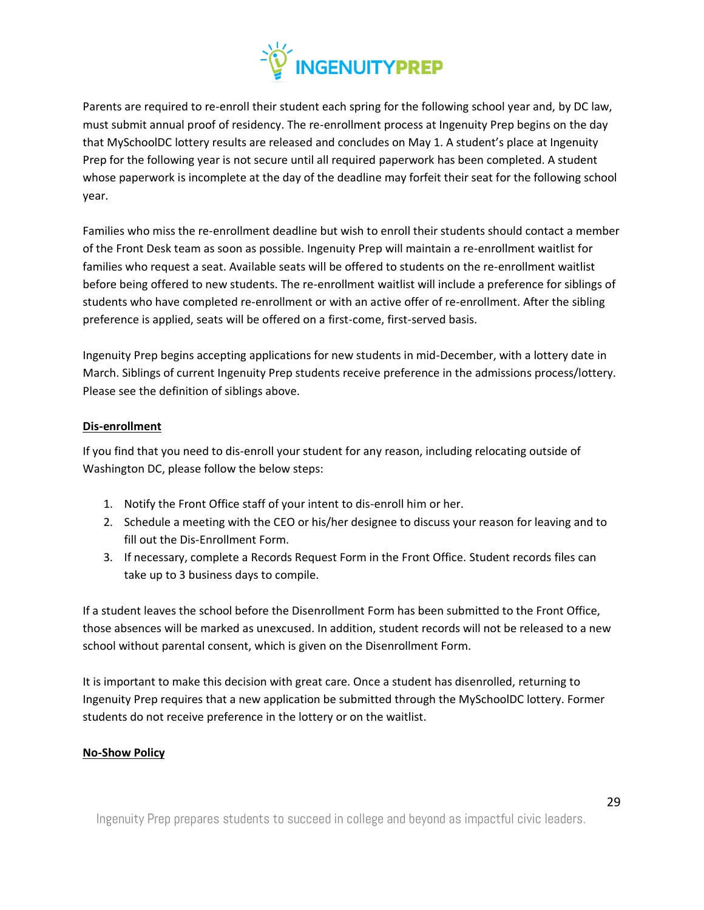Parents are required to re-enroll their student each spring for the following school year and, by DC law, must submit annual proof of residency. The re-enrollment process at Ingenuity Prep begins on the day that MySchoolDC lottery results are released and concludes on May 1. A student's place at Ingenuity Prep for the following year is not secure until all required paperwork has been completed. A student whose paperwork is incomplete at the day of the deadline may forfeit their seat for the following school year.

Families who miss the re-enrollment deadline but wish to enroll their students should contact a member of the Front Desk team as soon as possible. Ingenuity Prep will maintain a re-enrollment waitlist for families who request a seat. Available seats will be offered to students on the re-enrollment waitlist before being offered to new students. The re-enrollment waitlist will include a preference for siblings of students who have completed re-enrollment or with an active offer of re-enrollment. After the sibling preference is applied, seats will be offered on a first-come, first-served basis.

Ingenuity Prep begins accepting applications for new students in mid-December, with a lottery date in March. Siblings of current Ingenuity Prep students receive preference in the admissions process/lottery. Please see the definition of siblings above.

**Dis-enrollment**

If you find that you need to dis-enroll your student for any reason, including relocating outside of Washington DC, please follow the below steps:

1. Notify the Front Office staff of your intent to dis-enroll him or her.
2. Schedule a meeting with the CEO or his/her designee to discuss your reason for leaving and to fill out the Dis-Enrollment Form.
3. If necessary, complete a Records Request Form in the Front Office. Student records files can take up to 3 business days to compile.

If a student leaves the school before the Disenrollment Form has been submitted to the Front Office, those absences will be marked as unexcused. In addition, student records will not be released to a new school without parental consent, which is given on the Disenrollment Form.

It is important to make this decision with great care. Once a student has disenrolled, returning to Ingenuity Prep requires that a new application be submitted through the MySchoolDC lottery. Former students do not receive preference in the lottery or on the waitlist.

**No-Show Policy**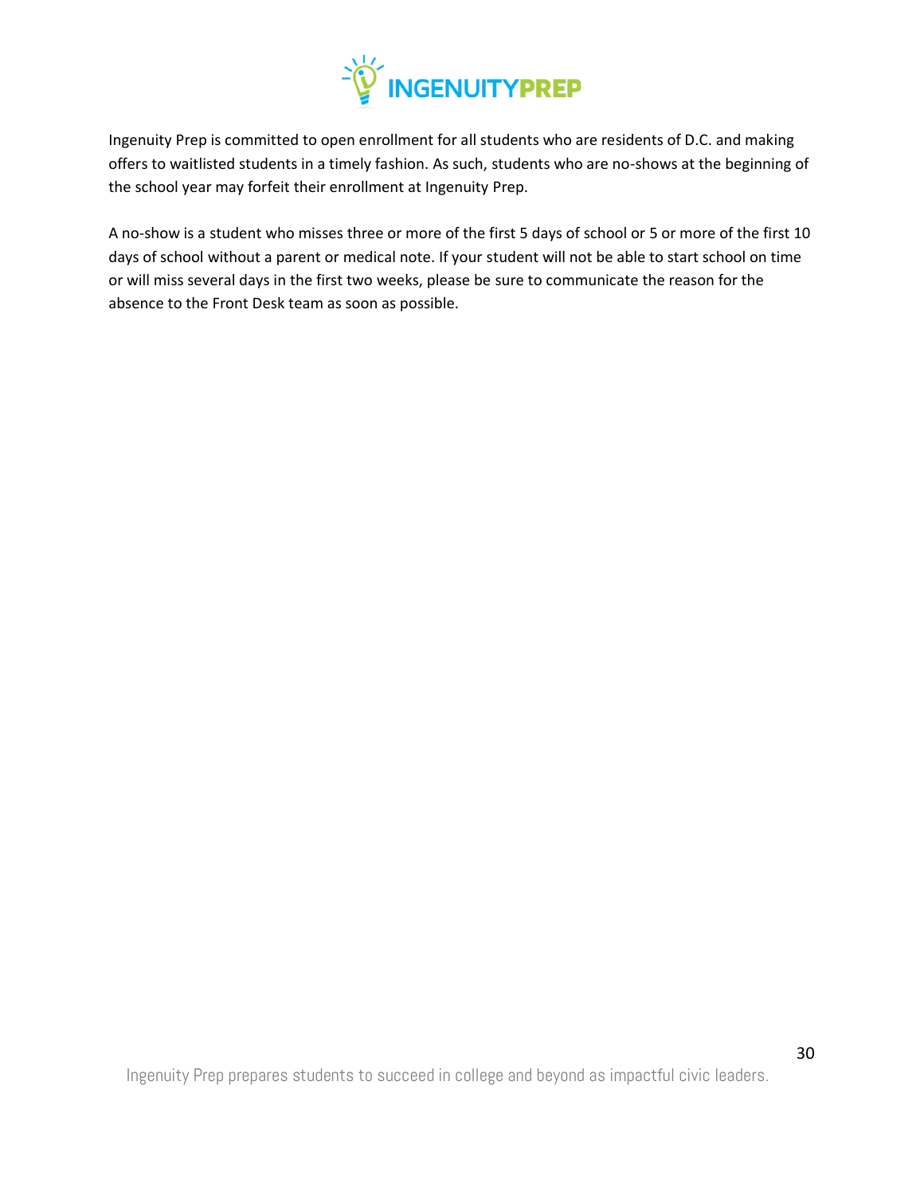Ingenuity Prep is committed to open enrollment for all students who are residents of D.C. and making offers to waitlisted students in a timely fashion. As such, students who are no-shows at the beginning of the school year may forfeit their enrollment at Ingenuity Prep.

A no-show is a student who misses three or more of the first 5 days of school or 5 or more of the first 10 days of school without a parent or medical note. If your student will not be able to start school on time or will miss several days in the first two weeks, please be sure to communicate the reason for the absence to the Front Desk team as soon as possible.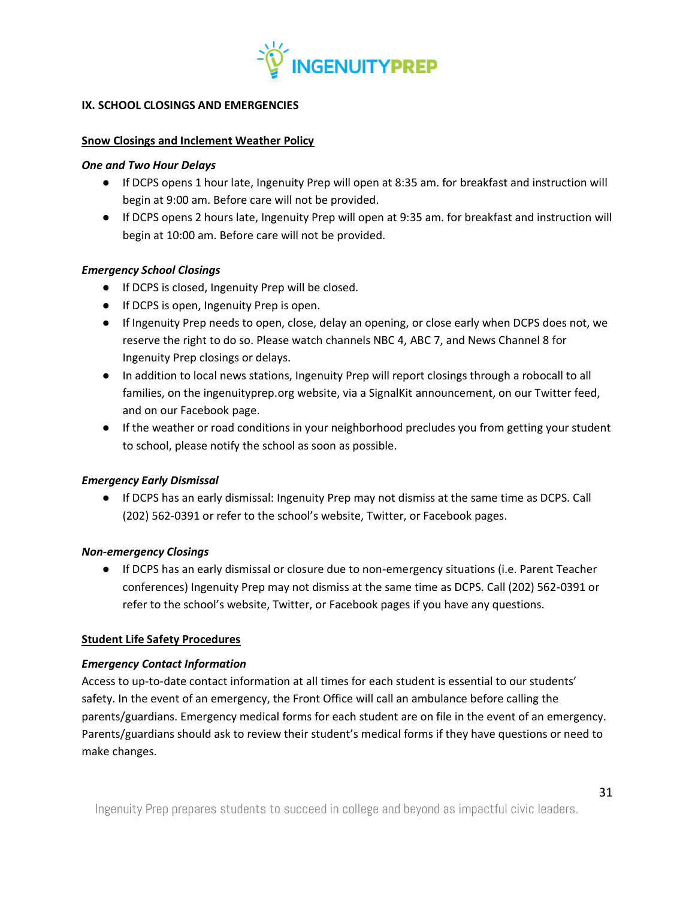## IX. SCHOOL CLOSINGS AND EMERGENCIES

### Snow Closings and Inclement Weather Policy

#### *One and Two Hour Delays*

- If DCPS opens 1 hour late, Ingenuity Prep will open at 8:35 am. for breakfast and instruction will begin at 9:00 am. Before care will not be provided.
- If DCPS opens 2 hours late, Ingenuity Prep will open at 9:35 am. for breakfast and instruction will begin at 10:00 am. Before care will not be provided.

#### *Emergency School Closings*

- If DCPS is closed, Ingenuity Prep will be closed.
- If DCPS is open, Ingenuity Prep is open.
- If Ingenuity Prep needs to open, close, delay an opening, or close early when DCPS does not, we reserve the right to do so. Please watch channels NBC 4, ABC 7, and News Channel 8 for Ingenuity Prep closings or delays.
- In addition to local news stations, Ingenuity Prep will report closings through a robocall to all families, on the ingenuityprep.org website, via a SignalKit announcement, on our Twitter feed, and on our Facebook page.
- If the weather or road conditions in your neighborhood precludes you from getting your student to school, please notify the school as soon as possible.

#### *Emergency Early Dismissal*

- If DCPS has an early dismissal: Ingenuity Prep may not dismiss at the same time as DCPS. Call (202) 562-0391 or refer to the school's website, Twitter, or Facebook pages.

#### *Non-emergency Closings*

- If DCPS has an early dismissal or closure due to non-emergency situations (i.e. Parent Teacher conferences) Ingenuity Prep may not dismiss at the same time as DCPS. Call (202) 562-0391 or refer to the school's website, Twitter, or Facebook pages if you have any questions.

### Student Life Safety Procedures

#### *Emergency Contact Information*

Access to up-to-date contact information at all times for each student is essential to our students' safety. In the event of an emergency, the Front Office will call an ambulance before calling the parents/guardians. Emergency medical forms for each student are on file in the event of an emergency. Parents/guardians should ask to review their student's medical forms if they have questions or need to make changes.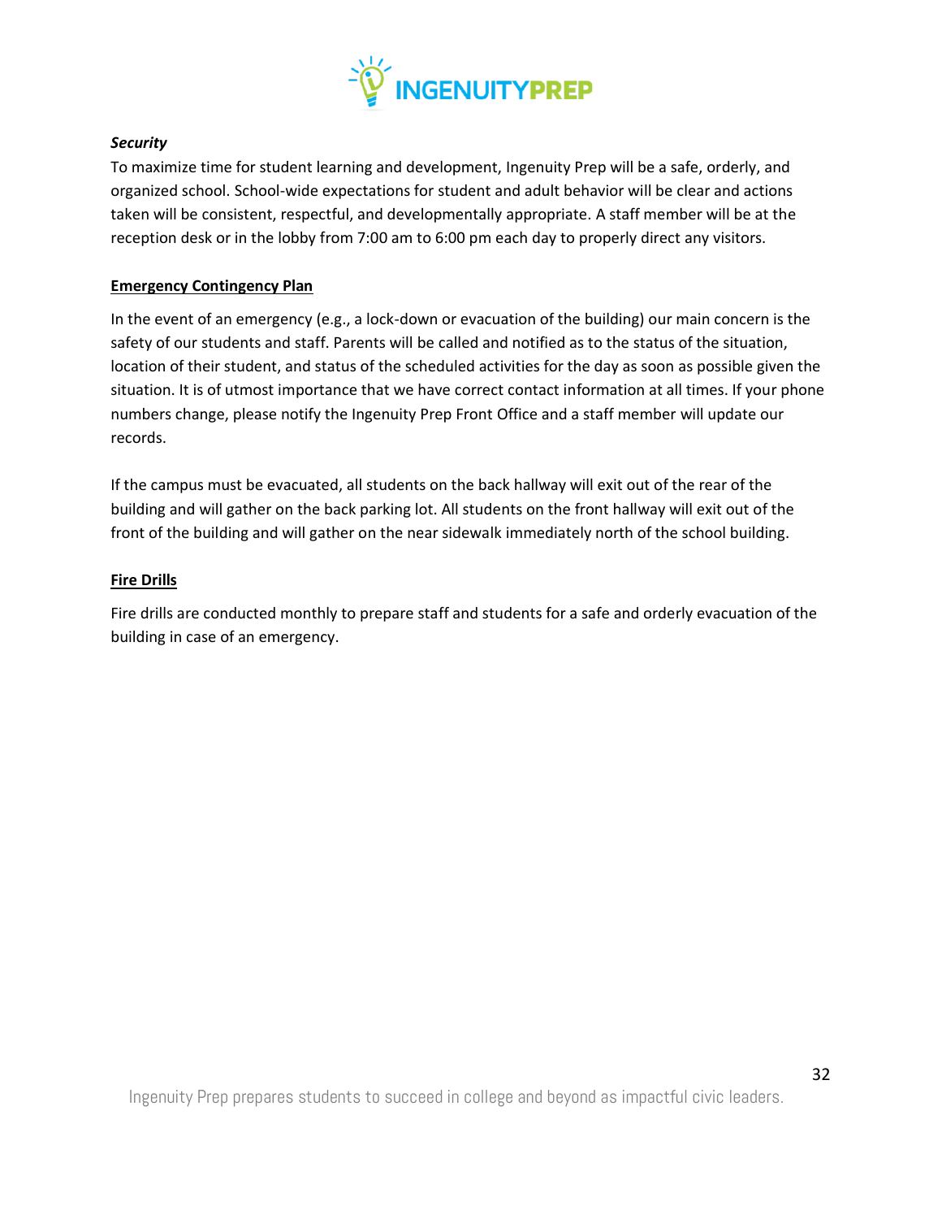***Security***

To maximize time for student learning and development, Ingenuity Prep will be a safe, orderly, and organized school. School-wide expectations for student and adult behavior will be clear and actions taken will be consistent, respectful, and developmentally appropriate. A staff member will be at the reception desk or in the lobby from 7:00 am to 6:00 pm each day to properly direct any visitors.

## Emergency Contingency Plan

In the event of an emergency (e.g., a lock-down or evacuation of the building) our main concern is the safety of our students and staff. Parents will be called and notified as to the status of the situation, location of their student, and status of the scheduled activities for the day as soon as possible given the situation. It is of utmost importance that we have correct contact information at all times. If your phone numbers change, please notify the Ingenuity Prep Front Office and a staff member will update our records.

If the campus must be evacuated, all students on the back hallway will exit out of the rear of the building and will gather on the back parking lot. All students on the front hallway will exit out of the front of the building and will gather on the near sidewalk immediately north of the school building.

## Fire Drills

Fire drills are conducted monthly to prepare staff and students for a safe and orderly evacuation of the building in case of an emergency.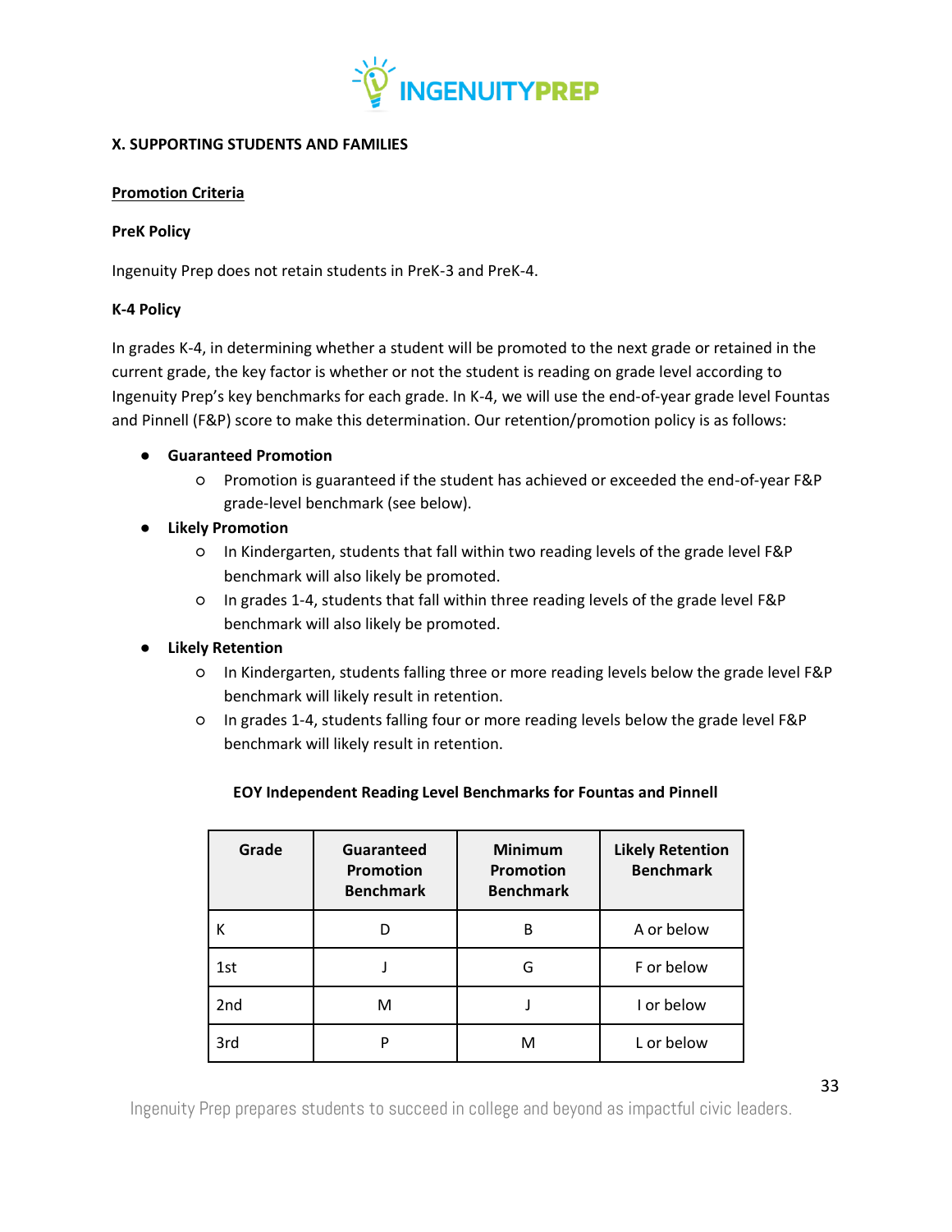## X. SUPPORTING STUDENTS AND FAMILIES

### Promotion Criteria

**PreK Policy**

Ingenuity Prep does not retain students in PreK-3 and PreK-4.

**K-4 Policy**

In grades K-4, in determining whether a student will be promoted to the next grade or retained in the current grade, the key factor is whether or not the student is reading on grade level according to Ingenuity Prep's key benchmarks for each grade. In K-4, we will use the end-of-year grade level Fountas and Pinnell (F&P) score to make this determination. Our retention/promotion policy is as follows:

- **Guaranteed Promotion**
  - Promotion is guaranteed if the student has achieved or exceeded the end-of-year F&P grade-level benchmark (see below).
- **Likely Promotion**
  - In Kindergarten, students that fall within two reading levels of the grade level F&P benchmark will also likely be promoted.
  - In grades 1-4, students that fall within three reading levels of the grade level F&P benchmark will also likely be promoted.
- **Likely Retention**
  - In Kindergarten, students falling three or more reading levels below the grade level F&P benchmark will likely result in retention.
  - In grades 1-4, students falling four or more reading levels below the grade level F&P benchmark will likely result in retention.

**EOY Independent Reading Level Benchmarks for Fountas and Pinnell**

| Grade | Guaranteed Promotion Benchmark | Minimum Promotion Benchmark | Likely Retention Benchmark |
|---|---|---|---|
| K | D | B | A or below |
| 1st | J | G | F or below |
| 2nd | M | J | I or below |
| 3rd | P | M | L or below |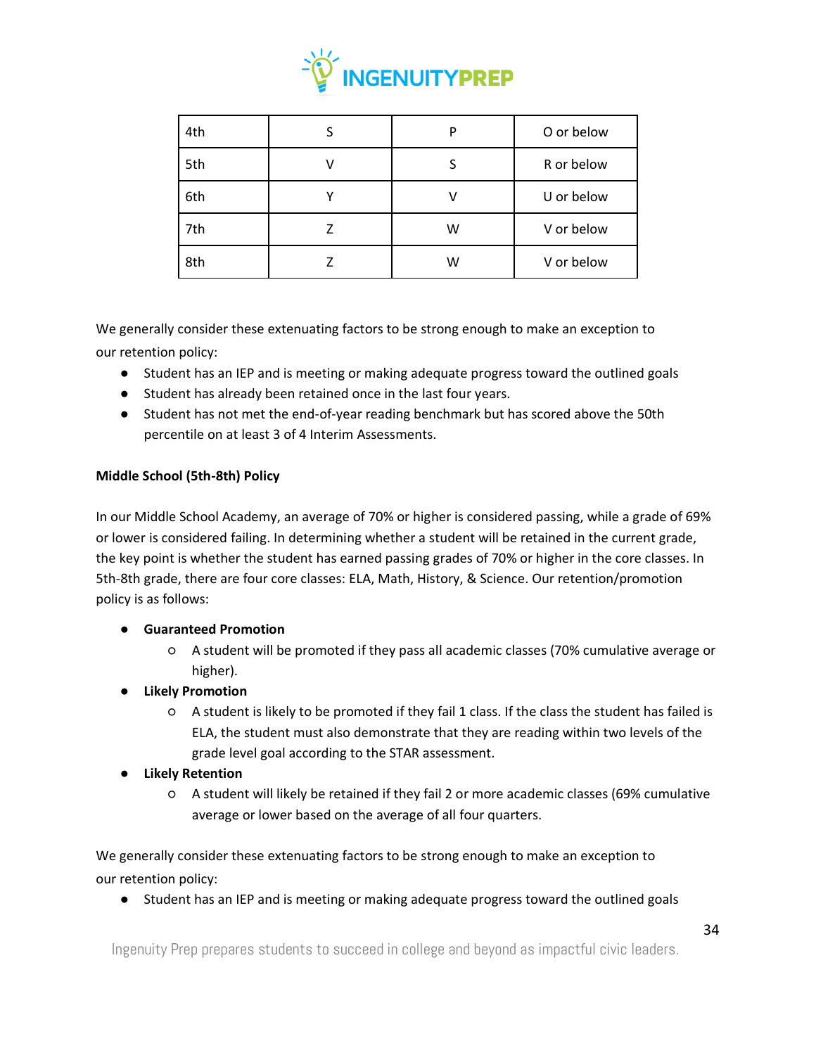| 4th | S | P | O or below |
|---|---|---|---|
| 5th | V | S | R or below |
| 6th | Y | V | U or below |
| 7th | Z | W | V or below |
| 8th | Z | W | V or below |

We generally consider these extenuating factors to be strong enough to make an exception to our retention policy:

- Student has an IEP and is meeting or making adequate progress toward the outlined goals
- Student has already been retained once in the last four years.
- Student has not met the end-of-year reading benchmark but has scored above the 50th percentile on at least 3 of 4 Interim Assessments.

**Middle School (5th-8th) Policy**

In our Middle School Academy, an average of 70% or higher is considered passing, while a grade of 69% or lower is considered failing. In determining whether a student will be retained in the current grade, the key point is whether the student has earned passing grades of 70% or higher in the core classes. In 5th-8th grade, there are four core classes: ELA, Math, History, & Science. Our retention/promotion policy is as follows:

- **Guaranteed Promotion**
  - A student will be promoted if they pass all academic classes (70% cumulative average or higher).
- **Likely Promotion**
  - A student is likely to be promoted if they fail 1 class. If the class the student has failed is ELA, the student must also demonstrate that they are reading within two levels of the grade level goal according to the STAR assessment.
- **Likely Retention**
  - A student will likely be retained if they fail 2 or more academic classes (69% cumulative average or lower based on the average of all four quarters.

We generally consider these extenuating factors to be strong enough to make an exception to our retention policy:

- Student has an IEP and is meeting or making adequate progress toward the outlined goals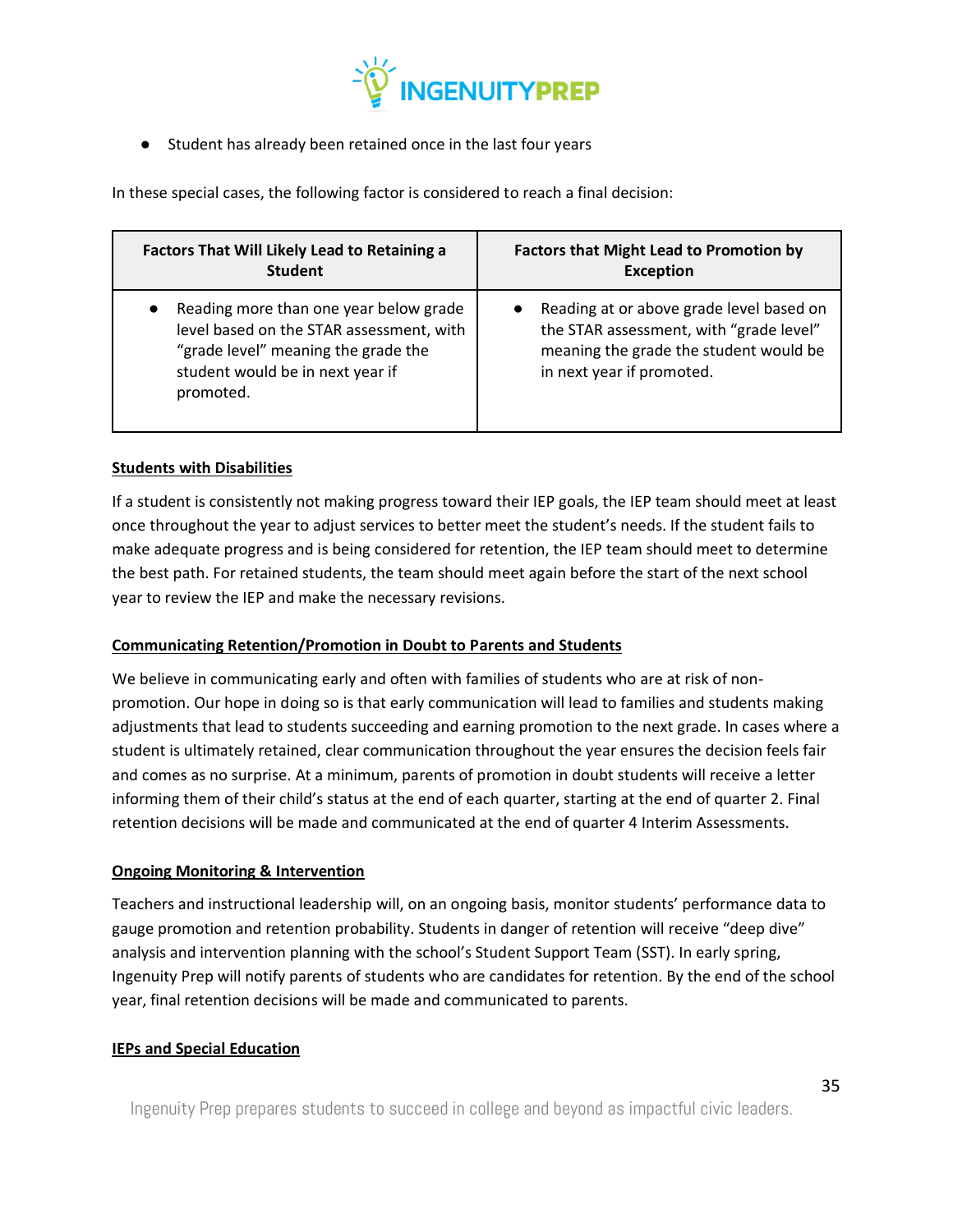- Student has already been retained once in the last four years

In these special cases, the following factor is considered to reach a final decision:

| Factors That Will Likely Lead to Retaining a Student | Factors that Might Lead to Promotion by Exception |
|---|---|
| • Reading more than one year below grade level based on the STAR assessment, with “grade level” meaning the grade the student would be in next year if promoted. | • Reading at or above grade level based on the STAR assessment, with “grade level” meaning the grade the student would be in next year if promoted. |

**Students with Disabilities**

If a student is consistently not making progress toward their IEP goals, the IEP team should meet at least once throughout the year to adjust services to better meet the student’s needs. If the student fails to make adequate progress and is being considered for retention, the IEP team should meet to determine the best path. For retained students, the team should meet again before the start of the next school year to review the IEP and make the necessary revisions.

**Communicating Retention/Promotion in Doubt to Parents and Students**

We believe in communicating early and often with families of students who are at risk of non-promotion. Our hope in doing so is that early communication will lead to families and students making adjustments that lead to students succeeding and earning promotion to the next grade. In cases where a student is ultimately retained, clear communication throughout the year ensures the decision feels fair and comes as no surprise. At a minimum, parents of promotion in doubt students will receive a letter informing them of their child’s status at the end of each quarter, starting at the end of quarter 2. Final retention decisions will be made and communicated at the end of quarter 4 Interim Assessments.

**Ongoing Monitoring & Intervention**

Teachers and instructional leadership will, on an ongoing basis, monitor students’ performance data to gauge promotion and retention probability. Students in danger of retention will receive “deep dive” analysis and intervention planning with the school’s Student Support Team (SST). In early spring, Ingenuity Prep will notify parents of students who are candidates for retention. By the end of the school year, final retention decisions will be made and communicated to parents.

**IEPs and Special Education**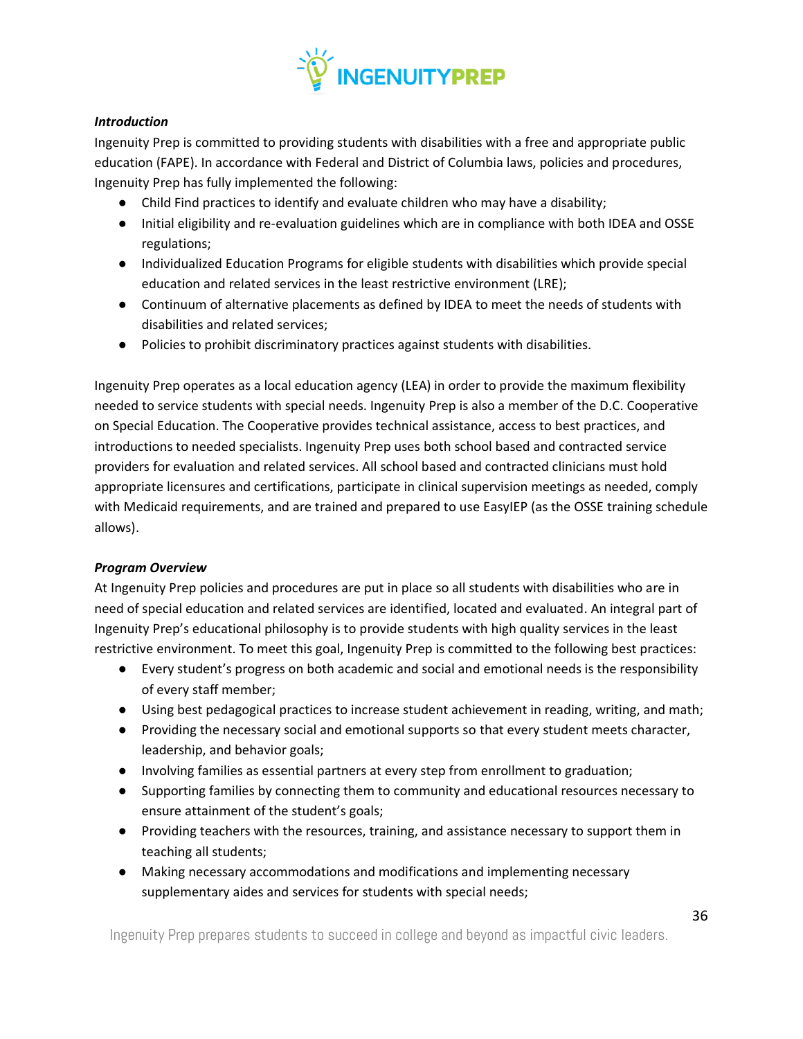***Introduction***

Ingenuity Prep is committed to providing students with disabilities with a free and appropriate public education (FAPE). In accordance with Federal and District of Columbia laws, policies and procedures, Ingenuity Prep has fully implemented the following:

- Child Find practices to identify and evaluate children who may have a disability;
- Initial eligibility and re-evaluation guidelines which are in compliance with both IDEA and OSSE regulations;
- Individualized Education Programs for eligible students with disabilities which provide special education and related services in the least restrictive environment (LRE);
- Continuum of alternative placements as defined by IDEA to meet the needs of students with disabilities and related services;
- Policies to prohibit discriminatory practices against students with disabilities.

Ingenuity Prep operates as a local education agency (LEA) in order to provide the maximum flexibility needed to service students with special needs. Ingenuity Prep is also a member of the D.C. Cooperative on Special Education. The Cooperative provides technical assistance, access to best practices, and introductions to needed specialists. Ingenuity Prep uses both school based and contracted service providers for evaluation and related services. All school based and contracted clinicians must hold appropriate licensures and certifications, participate in clinical supervision meetings as needed, comply with Medicaid requirements, and are trained and prepared to use EasyIEP (as the OSSE training schedule allows).

***Program Overview***

At Ingenuity Prep policies and procedures are put in place so all students with disabilities who are in need of special education and related services are identified, located and evaluated. An integral part of Ingenuity Prep's educational philosophy is to provide students with high quality services in the least restrictive environment. To meet this goal, Ingenuity Prep is committed to the following best practices:

- Every student's progress on both academic and social and emotional needs is the responsibility of every staff member;
- Using best pedagogical practices to increase student achievement in reading, writing, and math;
- Providing the necessary social and emotional supports so that every student meets character, leadership, and behavior goals;
- Involving families as essential partners at every step from enrollment to graduation;
- Supporting families by connecting them to community and educational resources necessary to ensure attainment of the student's goals;
- Providing teachers with the resources, training, and assistance necessary to support them in teaching all students;
- Making necessary accommodations and modifications and implementing necessary supplementary aides and services for students with special needs;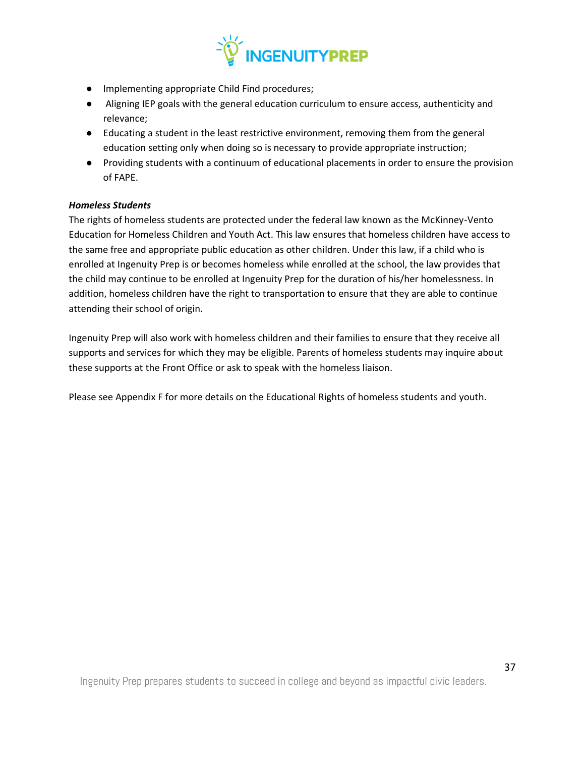- Implementing appropriate Child Find procedures;
- Aligning IEP goals with the general education curriculum to ensure access, authenticity and relevance;
- Educating a student in the least restrictive environment, removing them from the general education setting only when doing so is necessary to provide appropriate instruction;
- Providing students with a continuum of educational placements in order to ensure the provision of FAPE.

***Homeless Students***

The rights of homeless students are protected under the federal law known as the McKinney-Vento Education for Homeless Children and Youth Act. This law ensures that homeless children have access to the same free and appropriate public education as other children. Under this law, if a child who is enrolled at Ingenuity Prep is or becomes homeless while enrolled at the school, the law provides that the child may continue to be enrolled at Ingenuity Prep for the duration of his/her homelessness. In addition, homeless children have the right to transportation to ensure that they are able to continue attending their school of origin.

Ingenuity Prep will also work with homeless children and their families to ensure that they receive all supports and services for which they may be eligible. Parents of homeless students may inquire about these supports at the Front Office or ask to speak with the homeless liaison.

Please see Appendix F for more details on the Educational Rights of homeless students and youth.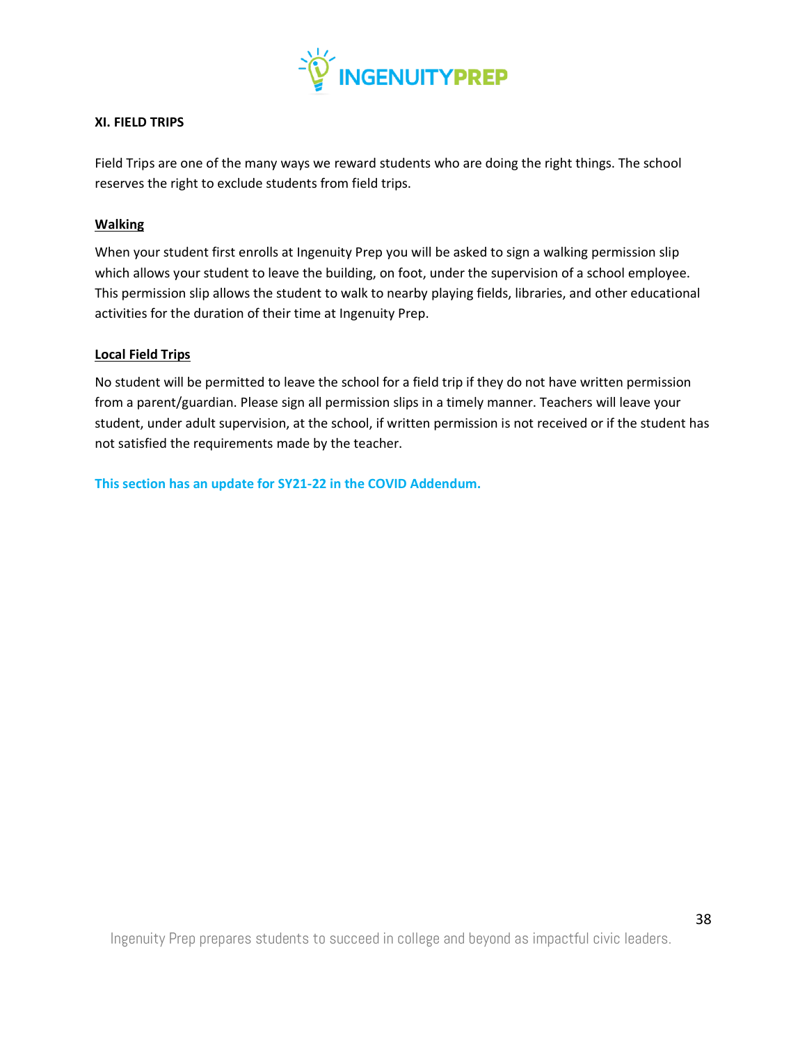## XI. FIELD TRIPS

Field Trips are one of the many ways we reward students who are doing the right things. The school reserves the right to exclude students from field trips.

### Walking

When your student first enrolls at Ingenuity Prep you will be asked to sign a walking permission slip which allows your student to leave the building, on foot, under the supervision of a school employee. This permission slip allows the student to walk to nearby playing fields, libraries, and other educational activities for the duration of their time at Ingenuity Prep.

### Local Field Trips

No student will be permitted to leave the school for a field trip if they do not have written permission from a parent/guardian. Please sign all permission slips in a timely manner. Teachers will leave your student, under adult supervision, at the school, if written permission is not received or if the student has not satisfied the requirements made by the teacher.

**This section has an update for SY21-22 in the COVID Addendum.**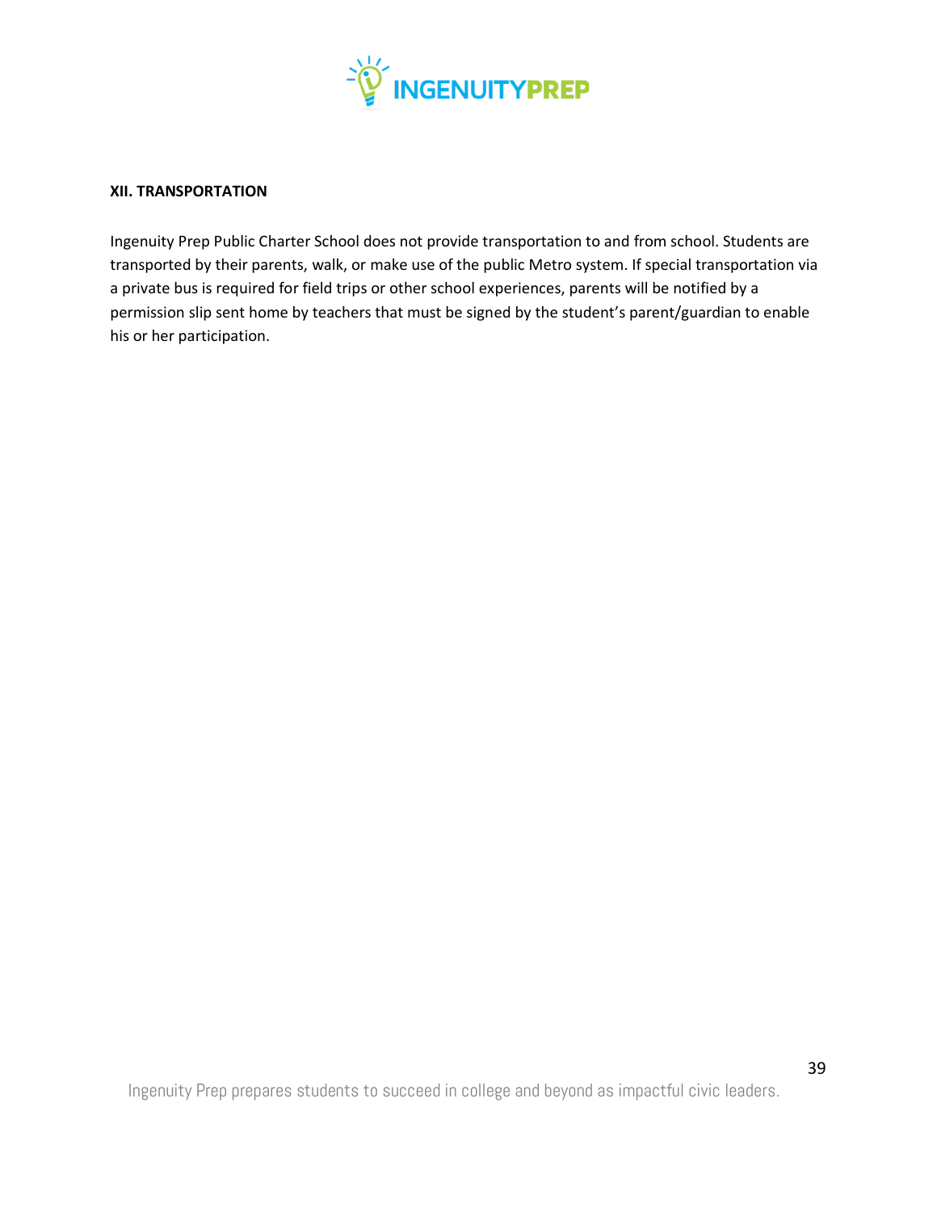### XII. TRANSPORTATION

Ingenuity Prep Public Charter School does not provide transportation to and from school. Students are transported by their parents, walk, or make use of the public Metro system. If special transportation via a private bus is required for field trips or other school experiences, parents will be notified by a permission slip sent home by teachers that must be signed by the student's parent/guardian to enable his or her participation.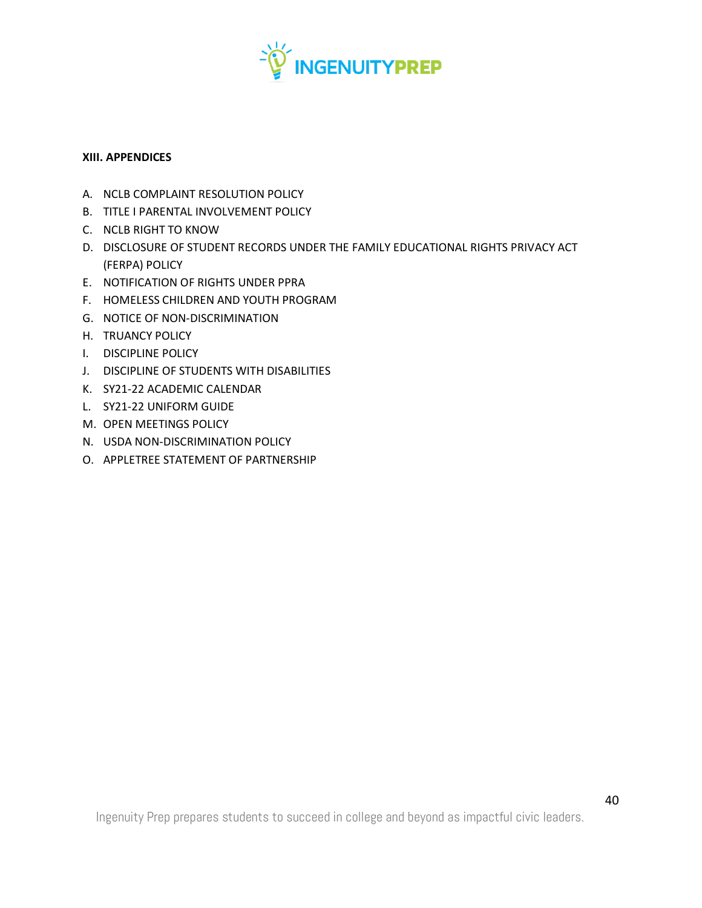**XIII. APPENDICES**

A. NCLB COMPLAINT RESOLUTION POLICY
B. TITLE I PARENTAL INVOLVEMENT POLICY
C. NCLB RIGHT TO KNOW
D. DISCLOSURE OF STUDENT RECORDS UNDER THE FAMILY EDUCATIONAL RIGHTS PRIVACY ACT (FERPA) POLICY
E. NOTIFICATION OF RIGHTS UNDER PPRA
F. HOMELESS CHILDREN AND YOUTH PROGRAM
G. NOTICE OF NON-DISCRIMINATION
H. TRUANCY POLICY
I. DISCIPLINE POLICY
J. DISCIPLINE OF STUDENTS WITH DISABILITIES
K. SY21-22 ACADEMIC CALENDAR
L. SY21-22 UNIFORM GUIDE
M. OPEN MEETINGS POLICY
N. USDA NON-DISCRIMINATION POLICY
O. APPLETREE STATEMENT OF PARTNERSHIP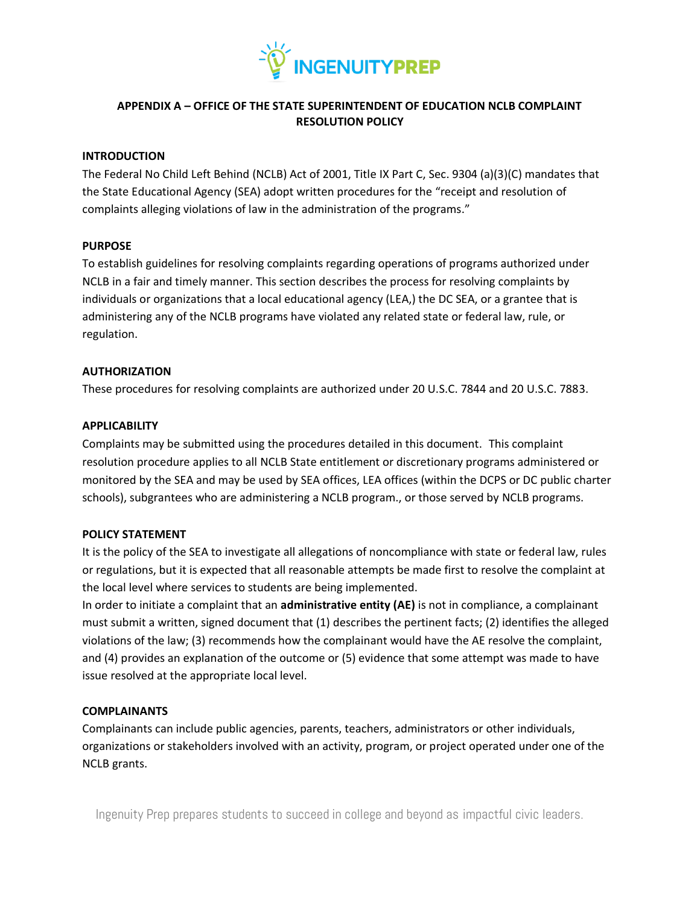## APPENDIX A – OFFICE OF THE STATE SUPERINTENDENT OF EDUCATION NCLB COMPLAINT RESOLUTION POLICY

### INTRODUCTION

The Federal No Child Left Behind (NCLB) Act of 2001, Title IX Part C, Sec. 9304 (a)(3)(C) mandates that the State Educational Agency (SEA) adopt written procedures for the "receipt and resolution of complaints alleging violations of law in the administration of the programs."

### PURPOSE

To establish guidelines for resolving complaints regarding operations of programs authorized under NCLB in a fair and timely manner. This section describes the process for resolving complaints by individuals or organizations that a local educational agency (LEA,) the DC SEA, or a grantee that is administering any of the NCLB programs have violated any related state or federal law, rule, or regulation.

### AUTHORIZATION

These procedures for resolving complaints are authorized under 20 U.S.C. 7844 and 20 U.S.C. 7883.

### APPLICABILITY

Complaints may be submitted using the procedures detailed in this document. This complaint resolution procedure applies to all NCLB State entitlement or discretionary programs administered or monitored by the SEA and may be used by SEA offices, LEA offices (within the DCPS or DC public charter schools), subgrantees who are administering a NCLB program., or those served by NCLB programs.

### POLICY STATEMENT

It is the policy of the SEA to investigate all allegations of noncompliance with state or federal law, rules or regulations, but it is expected that all reasonable attempts be made first to resolve the complaint at the local level where services to students are being implemented.

In order to initiate a complaint that an **administrative entity (AE)** is not in compliance, a complainant must submit a written, signed document that (1) describes the pertinent facts; (2) identifies the alleged violations of the law; (3) recommends how the complainant would have the AE resolve the complaint, and (4) provides an explanation of the outcome or (5) evidence that some attempt was made to have issue resolved at the appropriate local level.

### COMPLAINANTS

Complainants can include public agencies, parents, teachers, administrators or other individuals, organizations or stakeholders involved with an activity, program, or project operated under one of the NCLB grants.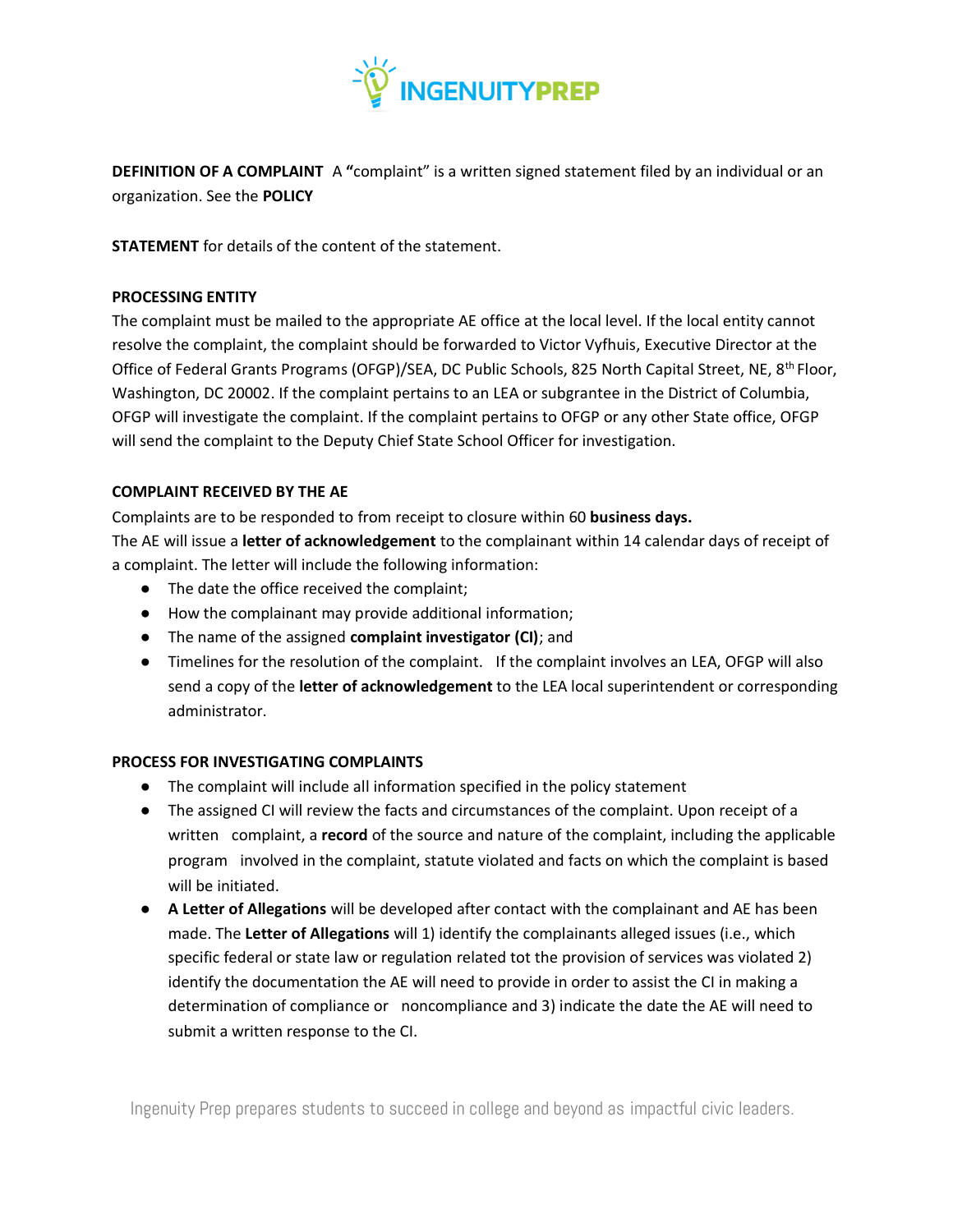**DEFINITION OF A COMPLAINT** A **"**complaint" is a written signed statement filed by an individual or an organization. See the **POLICY**

**STATEMENT** for details of the content of the statement.

**PROCESSING ENTITY**

The complaint must be mailed to the appropriate AE office at the local level. If the local entity cannot resolve the complaint, the complaint should be forwarded to Victor Vyfhuis, Executive Director at the Office of Federal Grants Programs (OFGP)/SEA, DC Public Schools, 825 North Capital Street, NE, 8th Floor, Washington, DC 20002. If the complaint pertains to an LEA or subgrantee in the District of Columbia, OFGP will investigate the complaint. If the complaint pertains to OFGP or any other State office, OFGP will send the complaint to the Deputy Chief State School Officer for investigation.

**COMPLAINT RECEIVED BY THE AE**

Complaints are to be responded to from receipt to closure within 60 **business days.**

The AE will issue a **letter of acknowledgement** to the complainant within 14 calendar days of receipt of a complaint. The letter will include the following information:

- The date the office received the complaint;
- How the complainant may provide additional information;
- The name of the assigned **complaint investigator (CI)**; and
- Timelines for the resolution of the complaint. If the complaint involves an LEA, OFGP will also send a copy of the **letter of acknowledgement** to the LEA local superintendent or corresponding administrator.

**PROCESS FOR INVESTIGATING COMPLAINTS**

- The complaint will include all information specified in the policy statement
- The assigned CI will review the facts and circumstances of the complaint. Upon receipt of a written complaint, a **record** of the source and nature of the complaint, including the applicable program involved in the complaint, statute violated and facts on which the complaint is based will be initiated.
- **A Letter of Allegations** will be developed after contact with the complainant and AE has been made. The **Letter of Allegations** will 1) identify the complainants alleged issues (i.e., which specific federal or state law or regulation related tot the provision of services was violated 2) identify the documentation the AE will need to provide in order to assist the CI in making a determination of compliance or noncompliance and 3) indicate the date the AE will need to submit a written response to the CI.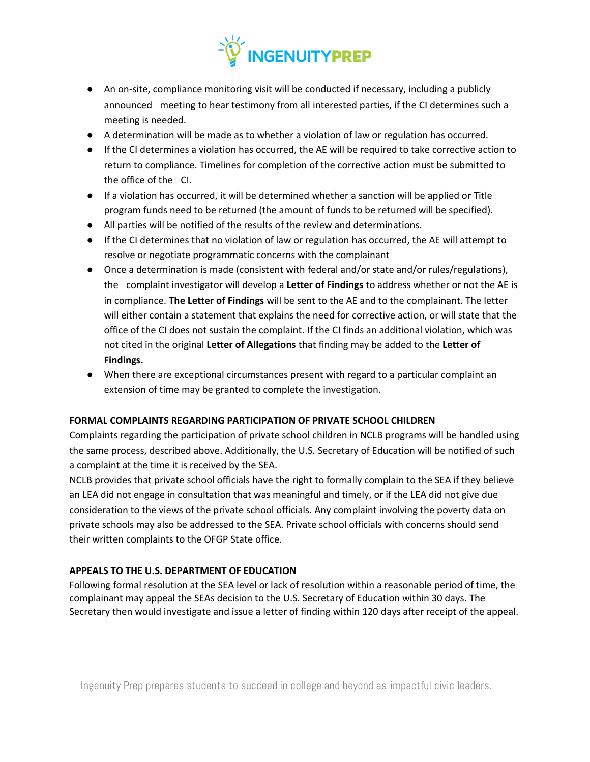- An on-site, compliance monitoring visit will be conducted if necessary, including a publicly announced meeting to hear testimony from all interested parties, if the CI determines such a meeting is needed.
- A determination will be made as to whether a violation of law or regulation has occurred.
- If the CI determines a violation has occurred, the AE will be required to take corrective action to return to compliance. Timelines for completion of the corrective action must be submitted to the office of the CI.
- If a violation has occurred, it will be determined whether a sanction will be applied or Title program funds need to be returned (the amount of funds to be returned will be specified).
- All parties will be notified of the results of the review and determinations.
- If the CI determines that no violation of law or regulation has occurred, the AE will attempt to resolve or negotiate programmatic concerns with the complainant
- Once a determination is made (consistent with federal and/or state and/or rules/regulations), the complaint investigator will develop a **Letter of Findings** to address whether or not the AE is in compliance. **The Letter of Findings** will be sent to the AE and to the complainant. The letter will either contain a statement that explains the need for corrective action, or will state that the office of the CI does not sustain the complaint. If the CI finds an additional violation, which was not cited in the original **Letter of Allegations** that finding may be added to the **Letter of Findings.**
- When there are exceptional circumstances present with regard to a particular complaint an extension of time may be granted to complete the investigation.

**FORMAL COMPLAINTS REGARDING PARTICIPATION OF PRIVATE SCHOOL CHILDREN**

Complaints regarding the participation of private school children in NCLB programs will be handled using the same process, described above. Additionally, the U.S. Secretary of Education will be notified of such a complaint at the time it is received by the SEA.

NCLB provides that private school officials have the right to formally complain to the SEA if they believe an LEA did not engage in consultation that was meaningful and timely, or if the LEA did not give due consideration to the views of the private school officials. Any complaint involving the poverty data on private schools may also be addressed to the SEA. Private school officials with concerns should send their written complaints to the OFGP State office.

**APPEALS TO THE U.S. DEPARTMENT OF EDUCATION**

Following formal resolution at the SEA level or lack of resolution within a reasonable period of time, the complainant may appeal the SEAs decision to the U.S. Secretary of Education within 30 days. The Secretary then would investigate and issue a letter of finding within 120 days after receipt of the appeal.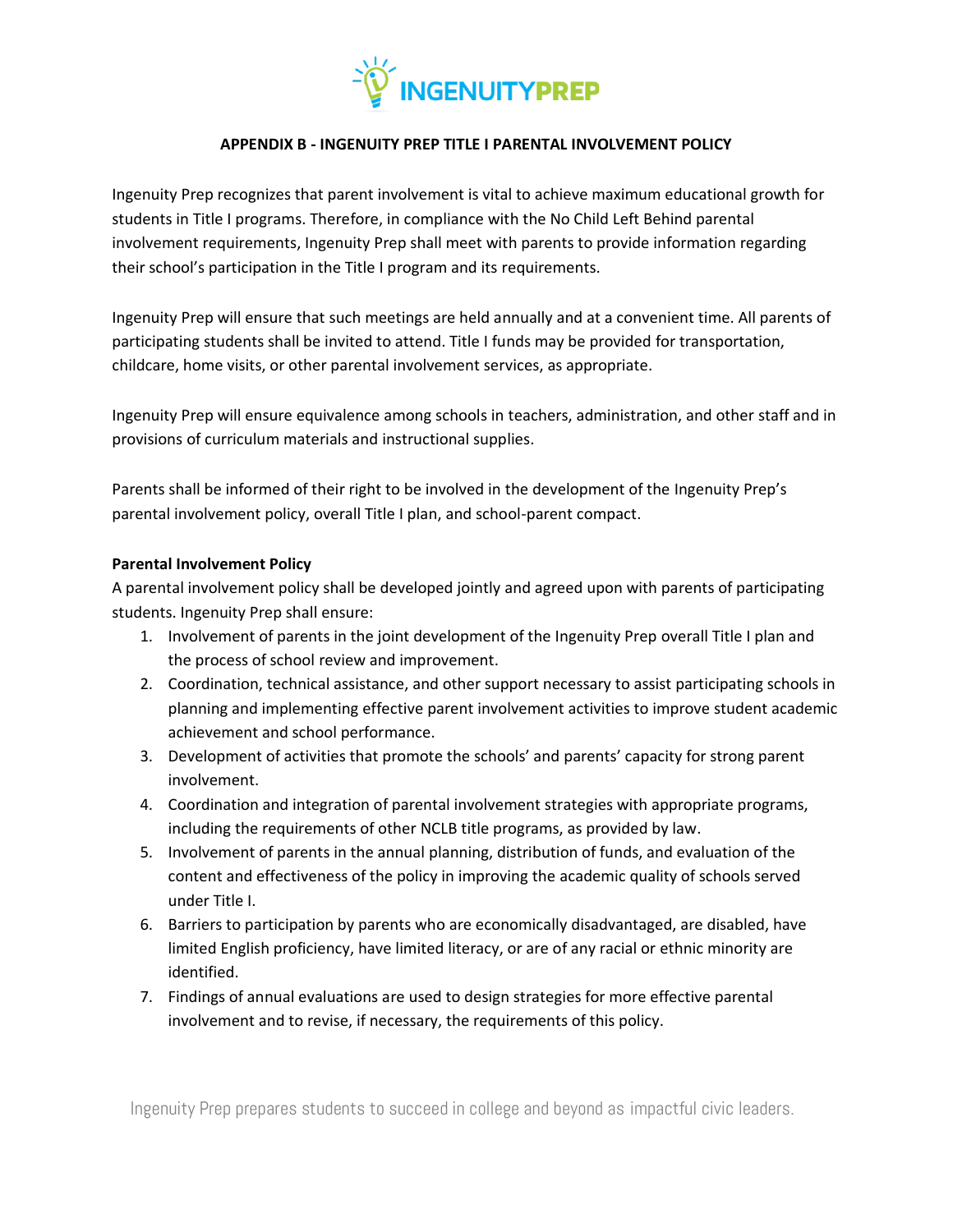## APPENDIX B - INGENUITY PREP TITLE I PARENTAL INVOLVEMENT POLICY

Ingenuity Prep recognizes that parent involvement is vital to achieve maximum educational growth for students in Title I programs. Therefore, in compliance with the No Child Left Behind parental involvement requirements, Ingenuity Prep shall meet with parents to provide information regarding their school's participation in the Title I program and its requirements.

Ingenuity Prep will ensure that such meetings are held annually and at a convenient time. All parents of participating students shall be invited to attend. Title I funds may be provided for transportation, childcare, home visits, or other parental involvement services, as appropriate.

Ingenuity Prep will ensure equivalence among schools in teachers, administration, and other staff and in provisions of curriculum materials and instructional supplies.

Parents shall be informed of their right to be involved in the development of the Ingenuity Prep's parental involvement policy, overall Title I plan, and school-parent compact.

**Parental Involvement Policy**

A parental involvement policy shall be developed jointly and agreed upon with parents of participating students. Ingenuity Prep shall ensure:

1. Involvement of parents in the joint development of the Ingenuity Prep overall Title I plan and the process of school review and improvement.
2. Coordination, technical assistance, and other support necessary to assist participating schools in planning and implementing effective parent involvement activities to improve student academic achievement and school performance.
3. Development of activities that promote the schools' and parents' capacity for strong parent involvement.
4. Coordination and integration of parental involvement strategies with appropriate programs, including the requirements of other NCLB title programs, as provided by law.
5. Involvement of parents in the annual planning, distribution of funds, and evaluation of the content and effectiveness of the policy in improving the academic quality of schools served under Title I.
6. Barriers to participation by parents who are economically disadvantaged, are disabled, have limited English proficiency, have limited literacy, or are of any racial or ethnic minority are identified.
7. Findings of annual evaluations are used to design strategies for more effective parental involvement and to revise, if necessary, the requirements of this policy.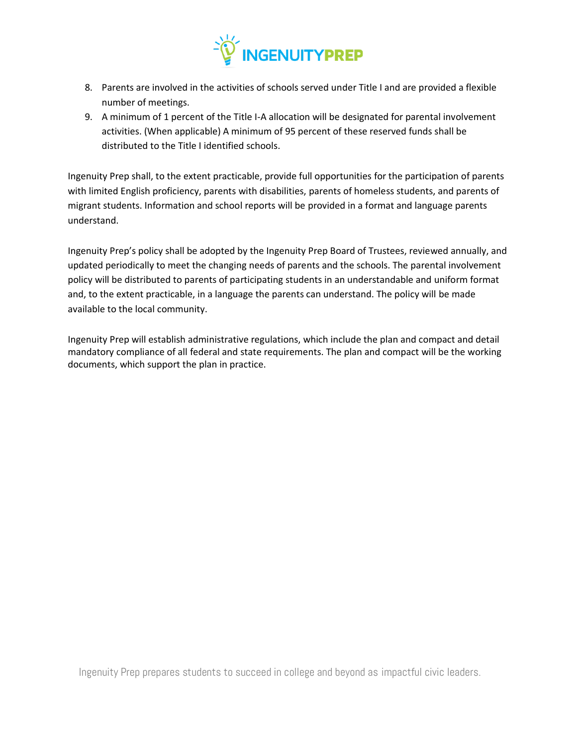8. Parents are involved in the activities of schools served under Title I and are provided a flexible number of meetings.
9. A minimum of 1 percent of the Title I-A allocation will be designated for parental involvement activities. (When applicable) A minimum of 95 percent of these reserved funds shall be distributed to the Title I identified schools.

Ingenuity Prep shall, to the extent practicable, provide full opportunities for the participation of parents with limited English proficiency, parents with disabilities, parents of homeless students, and parents of migrant students. Information and school reports will be provided in a format and language parents understand.

Ingenuity Prep's policy shall be adopted by the Ingenuity Prep Board of Trustees, reviewed annually, and updated periodically to meet the changing needs of parents and the schools. The parental involvement policy will be distributed to parents of participating students in an understandable and uniform format and, to the extent practicable, in a language the parents can understand. The policy will be made available to the local community.

Ingenuity Prep will establish administrative regulations, which include the plan and compact and detail mandatory compliance of all federal and state requirements. The plan and compact will be the working documents, which support the plan in practice.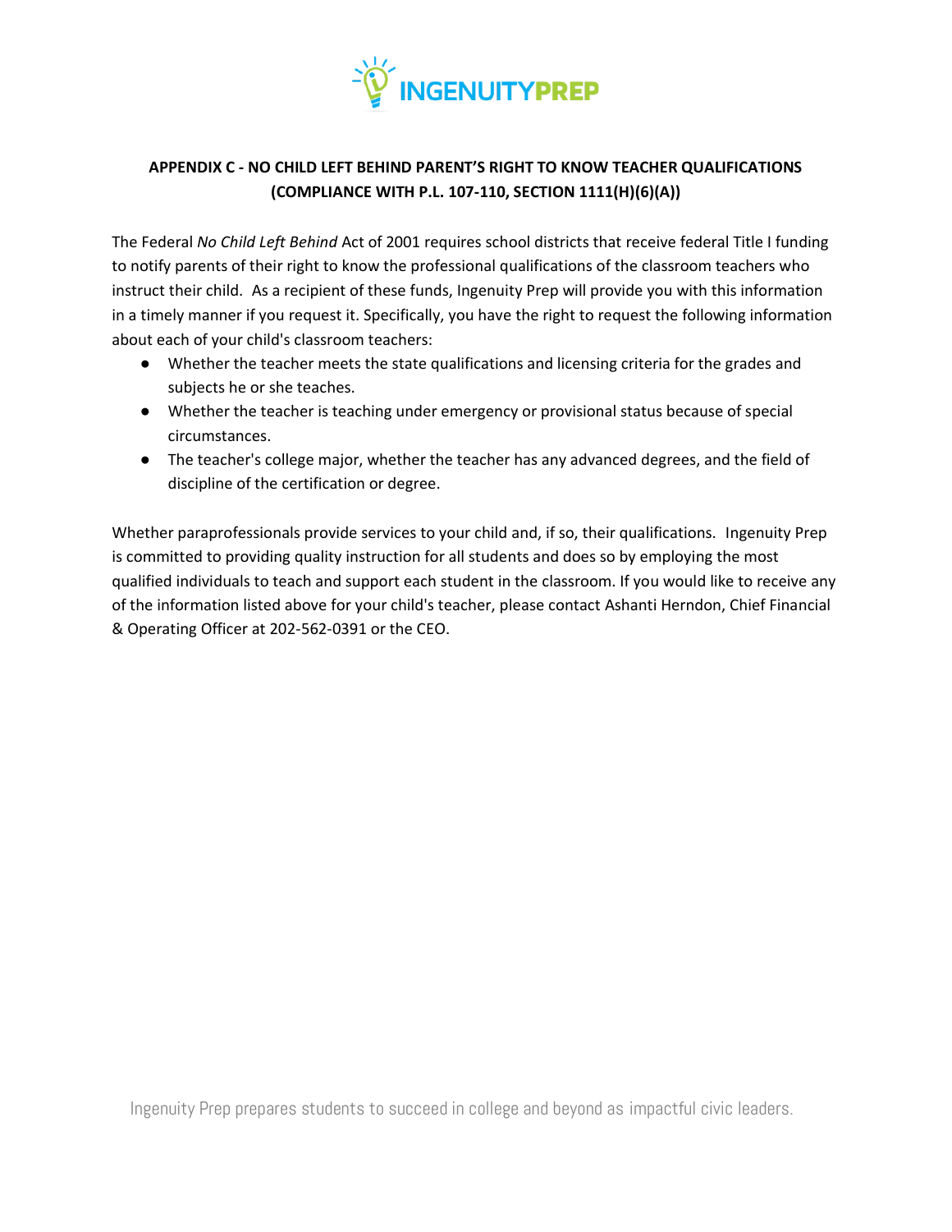## APPENDIX C - NO CHILD LEFT BEHIND PARENT'S RIGHT TO KNOW TEACHER QUALIFICATIONS (COMPLIANCE WITH P.L. 107-110, SECTION 1111(H)(6)(A))

The Federal *No Child Left Behind* Act of 2001 requires school districts that receive federal Title I funding to notify parents of their right to know the professional qualifications of the classroom teachers who instruct their child. As a recipient of these funds, Ingenuity Prep will provide you with this information in a timely manner if you request it. Specifically, you have the right to request the following information about each of your child's classroom teachers:

- Whether the teacher meets the state qualifications and licensing criteria for the grades and subjects he or she teaches.
- Whether the teacher is teaching under emergency or provisional status because of special circumstances.
- The teacher's college major, whether the teacher has any advanced degrees, and the field of discipline of the certification or degree.

Whether paraprofessionals provide services to your child and, if so, their qualifications. Ingenuity Prep is committed to providing quality instruction for all students and does so by employing the most qualified individuals to teach and support each student in the classroom. If you would like to receive any of the information listed above for your child's teacher, please contact Ashanti Herndon, Chief Financial & Operating Officer at 202-562-0391 or the CEO.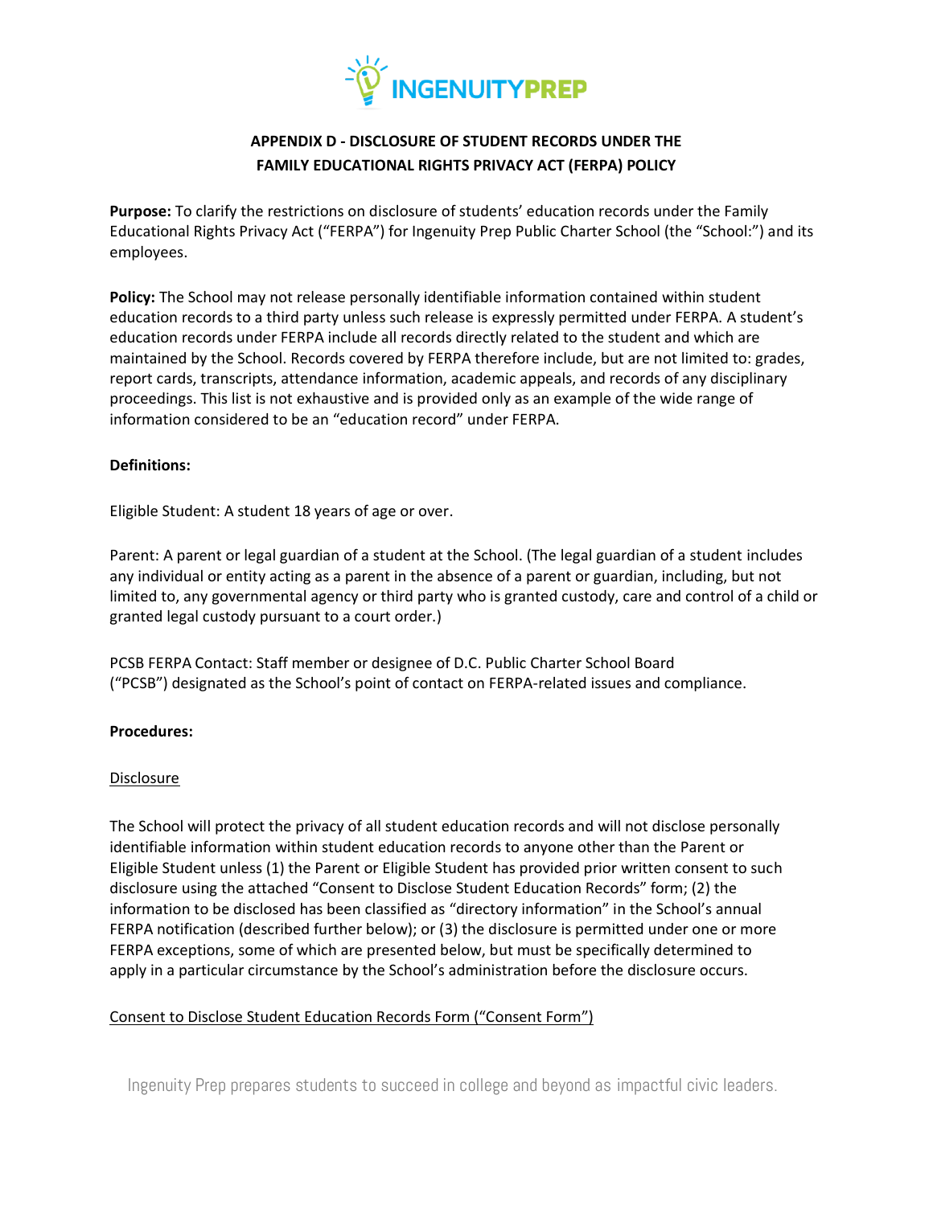## APPENDIX D - DISCLOSURE OF STUDENT RECORDS UNDER THE FAMILY EDUCATIONAL RIGHTS PRIVACY ACT (FERPA) POLICY

**Purpose:** To clarify the restrictions on disclosure of students' education records under the Family Educational Rights Privacy Act ("FERPA") for Ingenuity Prep Public Charter School (the "School:") and its employees.

**Policy:** The School may not release personally identifiable information contained within student education records to a third party unless such release is expressly permitted under FERPA. A student's education records under FERPA include all records directly related to the student and which are maintained by the School. Records covered by FERPA therefore include, but are not limited to: grades, report cards, transcripts, attendance information, academic appeals, and records of any disciplinary proceedings. This list is not exhaustive and is provided only as an example of the wide range of information considered to be an "education record" under FERPA.

**Definitions:**

Eligible Student: A student 18 years of age or over.

Parent: A parent or legal guardian of a student at the School. (The legal guardian of a student includes any individual or entity acting as a parent in the absence of a parent or guardian, including, but not limited to, any governmental agency or third party who is granted custody, care and control of a child or granted legal custody pursuant to a court order.)

PCSB FERPA Contact: Staff member or designee of D.C. Public Charter School Board ("PCSB") designated as the School's point of contact on FERPA-related issues and compliance.

**Procedures:**

Disclosure

The School will protect the privacy of all student education records and will not disclose personally identifiable information within student education records to anyone other than the Parent or Eligible Student unless (1) the Parent or Eligible Student has provided prior written consent to such disclosure using the attached "Consent to Disclose Student Education Records" form; (2) the information to be disclosed has been classified as "directory information" in the School's annual FERPA notification (described further below); or (3) the disclosure is permitted under one or more FERPA exceptions, some of which are presented below, but must be specifically determined to apply in a particular circumstance by the School's administration before the disclosure occurs.

Consent to Disclose Student Education Records Form ("Consent Form")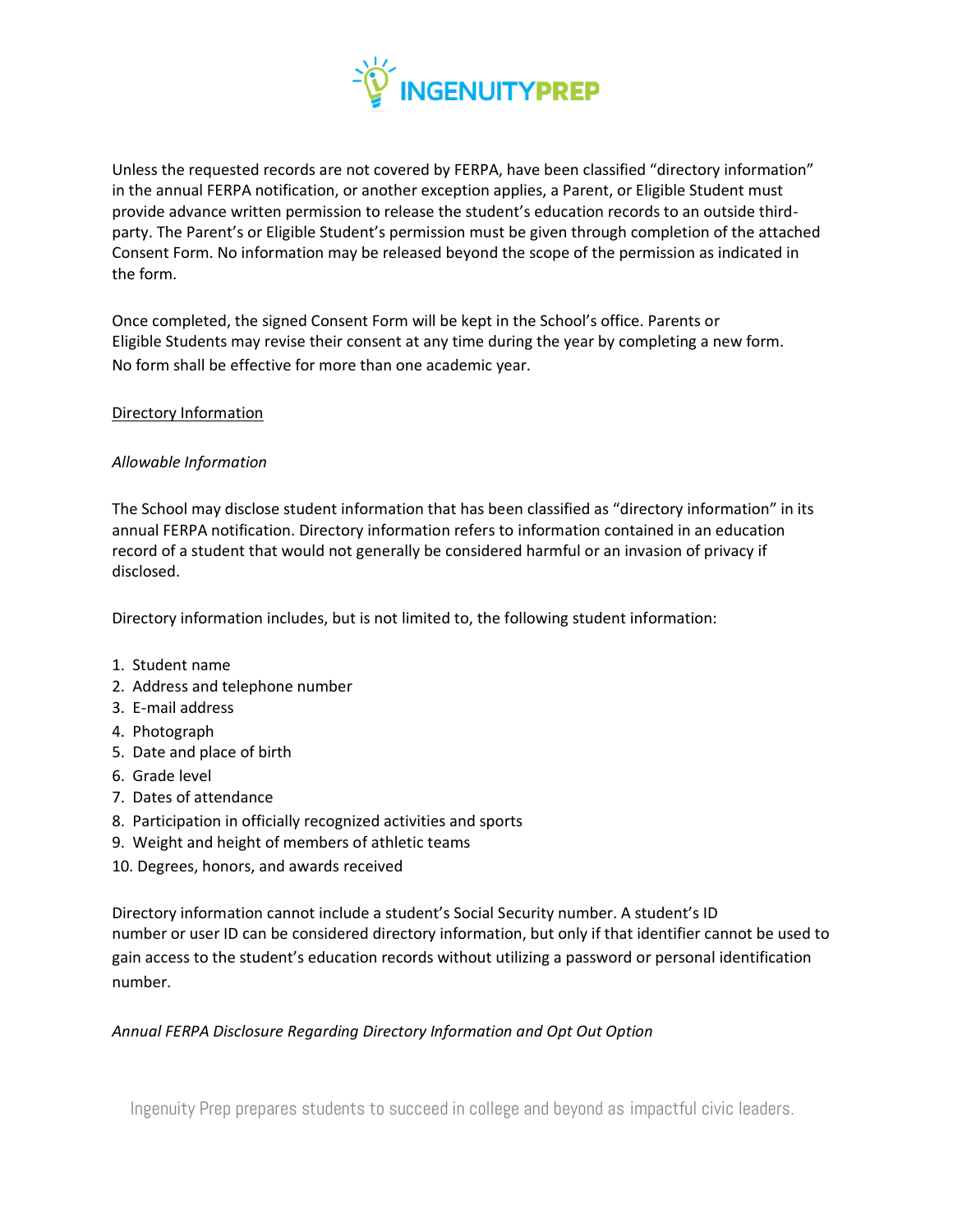Unless the requested records are not covered by FERPA, have been classified "directory information" in the annual FERPA notification, or another exception applies, a Parent, or Eligible Student must provide advance written permission to release the student's education records to an outside third-party. The Parent's or Eligible Student's permission must be given through completion of the attached Consent Form. No information may be released beyond the scope of the permission as indicated in the form.

Once completed, the signed Consent Form will be kept in the School's office. Parents or Eligible Students may revise their consent at any time during the year by completing a new form. No form shall be effective for more than one academic year.

<u>Directory Information</u>

*Allowable Information*

The School may disclose student information that has been classified as "directory information" in its annual FERPA notification. Directory information refers to information contained in an education record of a student that would not generally be considered harmful or an invasion of privacy if disclosed.

Directory information includes, but is not limited to, the following student information:

1. Student name
2. Address and telephone number
3. E-mail address
4. Photograph
5. Date and place of birth
6. Grade level
7. Dates of attendance
8. Participation in officially recognized activities and sports
9. Weight and height of members of athletic teams
10. Degrees, honors, and awards received

Directory information cannot include a student's Social Security number. A student's ID number or user ID can be considered directory information, but only if that identifier cannot be used to gain access to the student's education records without utilizing a password or personal identification number.

*Annual FERPA Disclosure Regarding Directory Information and Opt Out Option*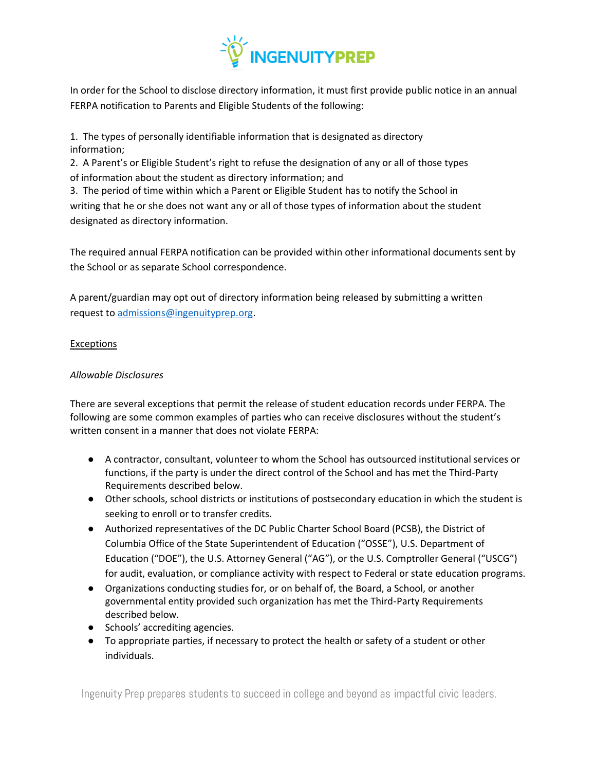In order for the School to disclose directory information, it must first provide public notice in an annual FERPA notification to Parents and Eligible Students of the following:

1. The types of personally identifiable information that is designated as directory information;
2. A Parent's or Eligible Student's right to refuse the designation of any or all of those types of information about the student as directory information; and
3. The period of time within which a Parent or Eligible Student has to notify the School in writing that he or she does not want any or all of those types of information about the student designated as directory information.

The required annual FERPA notification can be provided within other informational documents sent by the School or as separate School correspondence.

A parent/guardian may opt out of directory information being released by submitting a written request to admissions@ingenuityprep.org.

Exceptions

*Allowable Disclosures*

There are several exceptions that permit the release of student education records under FERPA. The following are some common examples of parties who can receive disclosures without the student's written consent in a manner that does not violate FERPA:

- A contractor, consultant, volunteer to whom the School has outsourced institutional services or functions, if the party is under the direct control of the School and has met the Third-Party Requirements described below.
- Other schools, school districts or institutions of postsecondary education in which the student is seeking to enroll or to transfer credits.
- Authorized representatives of the DC Public Charter School Board (PCSB), the District of Columbia Office of the State Superintendent of Education ("OSSE"), U.S. Department of Education ("DOE"), the U.S. Attorney General ("AG"), or the U.S. Comptroller General ("USCG") for audit, evaluation, or compliance activity with respect to Federal or state education programs.
- Organizations conducting studies for, or on behalf of, the Board, a School, or another governmental entity provided such organization has met the Third-Party Requirements described below.
- Schools' accrediting agencies.
- To appropriate parties, if necessary to protect the health or safety of a student or other individuals.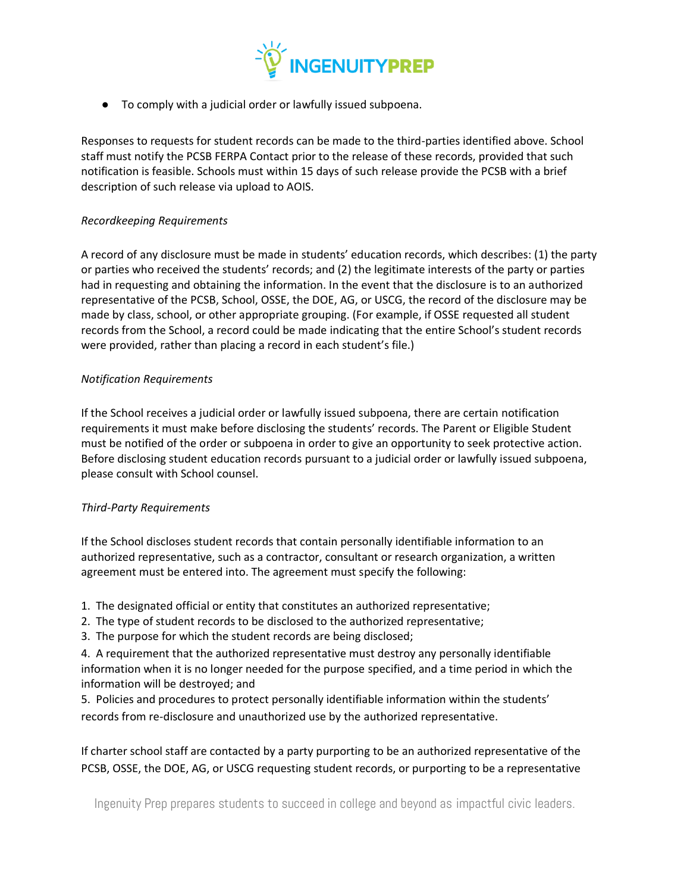- To comply with a judicial order or lawfully issued subpoena.

Responses to requests for student records can be made to the third-parties identified above. School staff must notify the PCSB FERPA Contact prior to the release of these records, provided that such notification is feasible. Schools must within 15 days of such release provide the PCSB with a brief description of such release via upload to AOIS.

*Recordkeeping Requirements*

A record of any disclosure must be made in students' education records, which describes: (1) the party or parties who received the students' records; and (2) the legitimate interests of the party or parties had in requesting and obtaining the information. In the event that the disclosure is to an authorized representative of the PCSB, School, OSSE, the DOE, AG, or USCG, the record of the disclosure may be made by class, school, or other appropriate grouping. (For example, if OSSE requested all student records from the School, a record could be made indicating that the entire School's student records were provided, rather than placing a record in each student's file.)

*Notification Requirements*

If the School receives a judicial order or lawfully issued subpoena, there are certain notification requirements it must make before disclosing the students' records. The Parent or Eligible Student must be notified of the order or subpoena in order to give an opportunity to seek protective action. Before disclosing student education records pursuant to a judicial order or lawfully issued subpoena, please consult with School counsel.

*Third-Party Requirements*

If the School discloses student records that contain personally identifiable information to an authorized representative, such as a contractor, consultant or research organization, a written agreement must be entered into. The agreement must specify the following:

1. The designated official or entity that constitutes an authorized representative;
2. The type of student records to be disclosed to the authorized representative;
3. The purpose for which the student records are being disclosed;
4. A requirement that the authorized representative must destroy any personally identifiable information when it is no longer needed for the purpose specified, and a time period in which the information will be destroyed; and
5. Policies and procedures to protect personally identifiable information within the students' records from re-disclosure and unauthorized use by the authorized representative.

If charter school staff are contacted by a party purporting to be an authorized representative of the PCSB, OSSE, the DOE, AG, or USCG requesting student records, or purporting to be a representative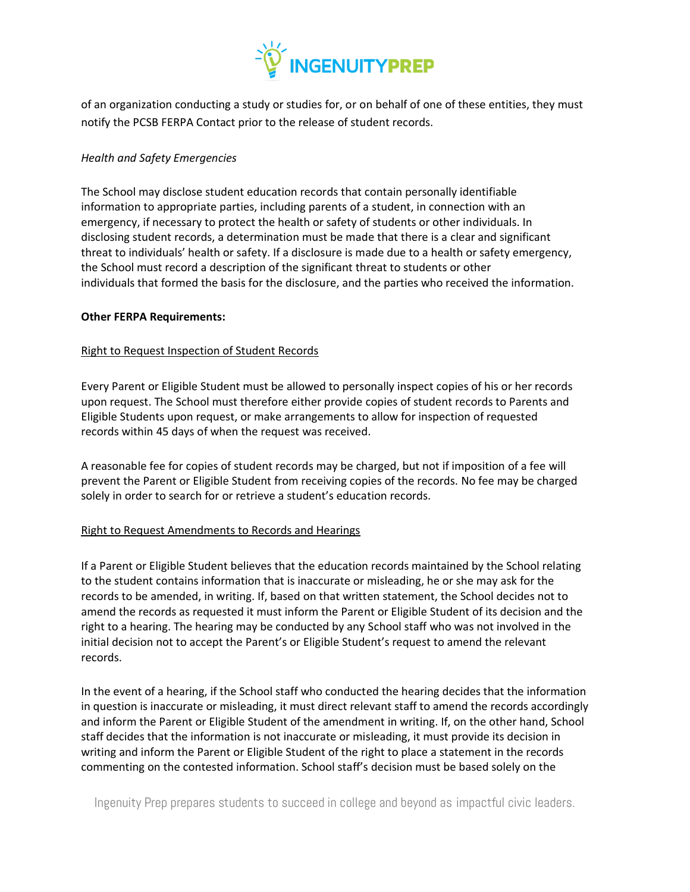of an organization conducting a study or studies for, or on behalf of one of these entities, they must notify the PCSB FERPA Contact prior to the release of student records.

*Health and Safety Emergencies*

The School may disclose student education records that contain personally identifiable information to appropriate parties, including parents of a student, in connection with an emergency, if necessary to protect the health or safety of students or other individuals. In disclosing student records, a determination must be made that there is a clear and significant threat to individuals' health or safety. If a disclosure is made due to a health or safety emergency, the School must record a description of the significant threat to students or other individuals that formed the basis for the disclosure, and the parties who received the information.

**Other FERPA Requirements:**

<u>Right to Request Inspection of Student Records</u>

Every Parent or Eligible Student must be allowed to personally inspect copies of his or her records upon request. The School must therefore either provide copies of student records to Parents and Eligible Students upon request, or make arrangements to allow for inspection of requested records within 45 days of when the request was received.

A reasonable fee for copies of student records may be charged, but not if imposition of a fee will prevent the Parent or Eligible Student from receiving copies of the records. No fee may be charged solely in order to search for or retrieve a student's education records.

<u>Right to Request Amendments to Records and Hearings</u>

If a Parent or Eligible Student believes that the education records maintained by the School relating to the student contains information that is inaccurate or misleading, he or she may ask for the records to be amended, in writing. If, based on that written statement, the School decides not to amend the records as requested it must inform the Parent or Eligible Student of its decision and the right to a hearing. The hearing may be conducted by any School staff who was not involved in the initial decision not to accept the Parent's or Eligible Student's request to amend the relevant records.

In the event of a hearing, if the School staff who conducted the hearing decides that the information in question is inaccurate or misleading, it must direct relevant staff to amend the records accordingly and inform the Parent or Eligible Student of the amendment in writing. If, on the other hand, School staff decides that the information is not inaccurate or misleading, it must provide its decision in writing and inform the Parent or Eligible Student of the right to place a statement in the records commenting on the contested information. School staff's decision must be based solely on the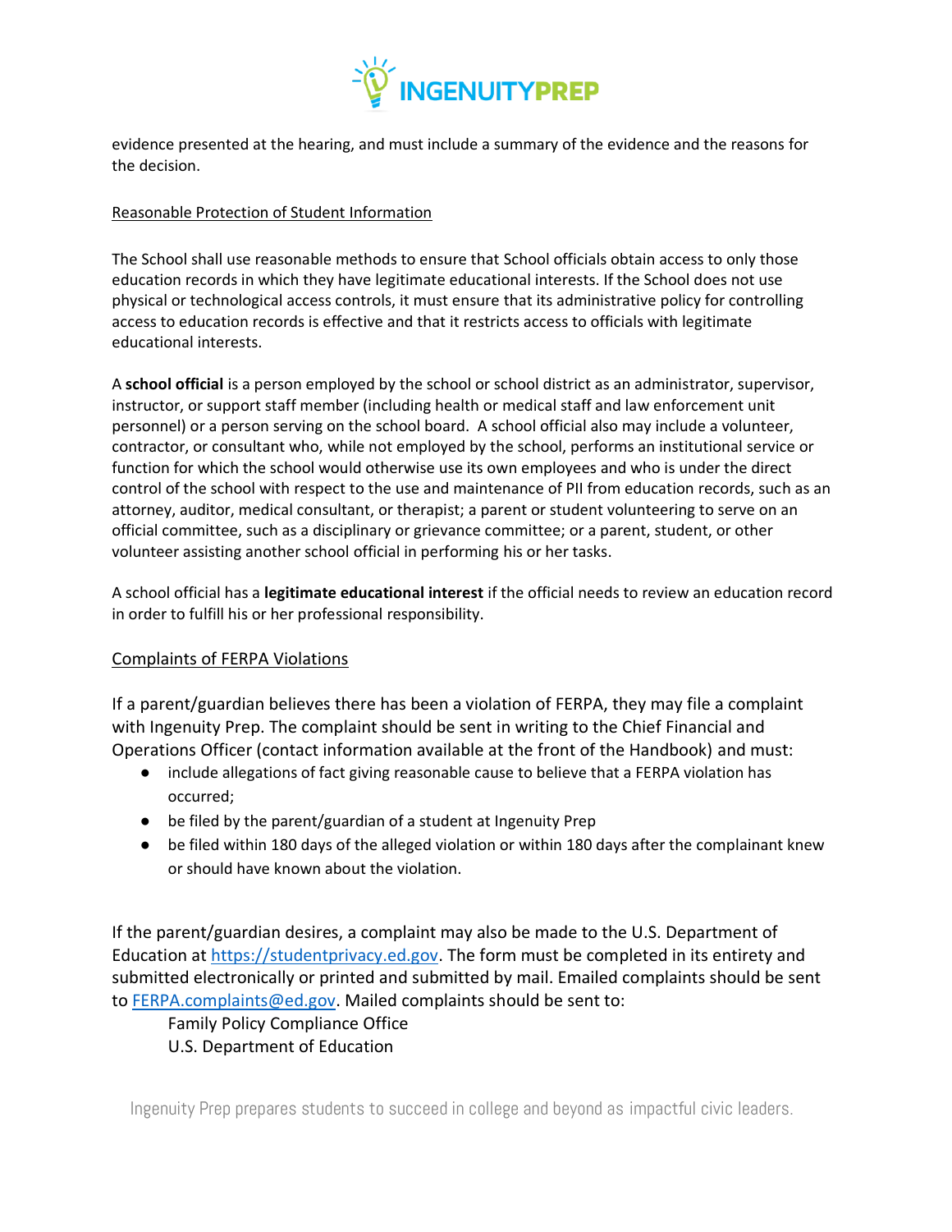evidence presented at the hearing, and must include a summary of the evidence and the reasons for the decision.

Reasonable Protection of Student Information

The School shall use reasonable methods to ensure that School officials obtain access to only those education records in which they have legitimate educational interests. If the School does not use physical or technological access controls, it must ensure that its administrative policy for controlling access to education records is effective and that it restricts access to officials with legitimate educational interests.

A **school official** is a person employed by the school or school district as an administrator, supervisor, instructor, or support staff member (including health or medical staff and law enforcement unit personnel) or a person serving on the school board. A school official also may include a volunteer, contractor, or consultant who, while not employed by the school, performs an institutional service or function for which the school would otherwise use its own employees and who is under the direct control of the school with respect to the use and maintenance of PII from education records, such as an attorney, auditor, medical consultant, or therapist; a parent or student volunteering to serve on an official committee, such as a disciplinary or grievance committee; or a parent, student, or other volunteer assisting another school official in performing his or her tasks.

A school official has a **legitimate educational interest** if the official needs to review an education record in order to fulfill his or her professional responsibility.

Complaints of FERPA Violations

If a parent/guardian believes there has been a violation of FERPA, they may file a complaint with Ingenuity Prep. The complaint should be sent in writing to the Chief Financial and Operations Officer (contact information available at the front of the Handbook) and must:

- include allegations of fact giving reasonable cause to believe that a FERPA violation has occurred;
- be filed by the parent/guardian of a student at Ingenuity Prep
- be filed within 180 days of the alleged violation or within 180 days after the complainant knew or should have known about the violation.

If the parent/guardian desires, a complaint may also be made to the U.S. Department of Education at https://studentprivacy.ed.gov. The form must be completed in its entirety and submitted electronically or printed and submitted by mail. Emailed complaints should be sent to FERPA.complaints@ed.gov. Mailed complaints should be sent to:

Family Policy Compliance Office
U.S. Department of Education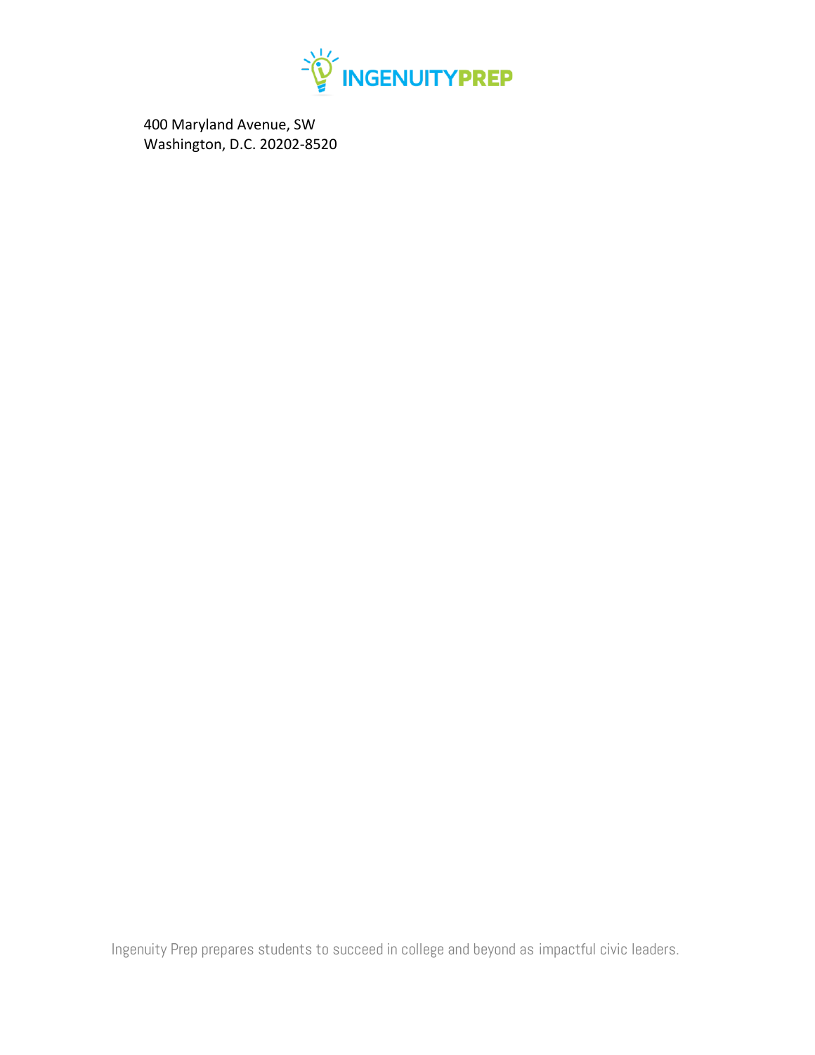400 Maryland Avenue, SW
Washington, D.C. 20202-8520

Ingenuity Prep prepares students to succeed in college and beyond as impactful civic leaders.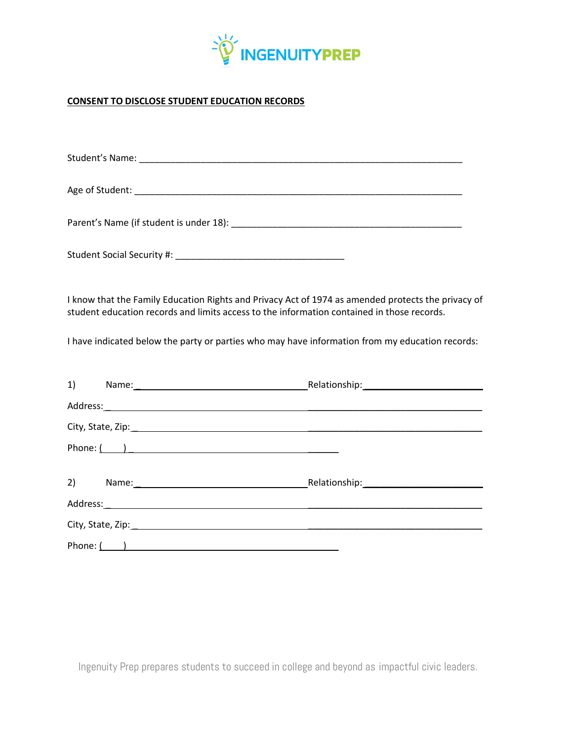INGENUITYPREP

**CONSENT TO DISCLOSE STUDENT EDUCATION RECORDS**

Student's Name: ____________________________________________________________

Age of Student: _____________________________________________________________

Parent's Name (if student is under 18): __________________________________________

Student Social Security #: _______________________________

I know that the Family Education Rights and Privacy Act of 1974 as amended protects the privacy of student education records and limits access to the information contained in those records.

I have indicated below the party or parties who may have information from my education records:

1) Name: ________________________________ Relationship: ______________________

Address: ____________________________________________________________________

City, State, Zip: ______________________________________________________________

Phone: (____) ____________________________________________

2) Name: ________________________________ Relationship: ______________________

Address: ____________________________________________________________________

City, State, Zip: ______________________________________________________________

Phone: (____) ____________________________________________

Ingenuity Prep prepares students to succeed in college and beyond as impactful civic leaders.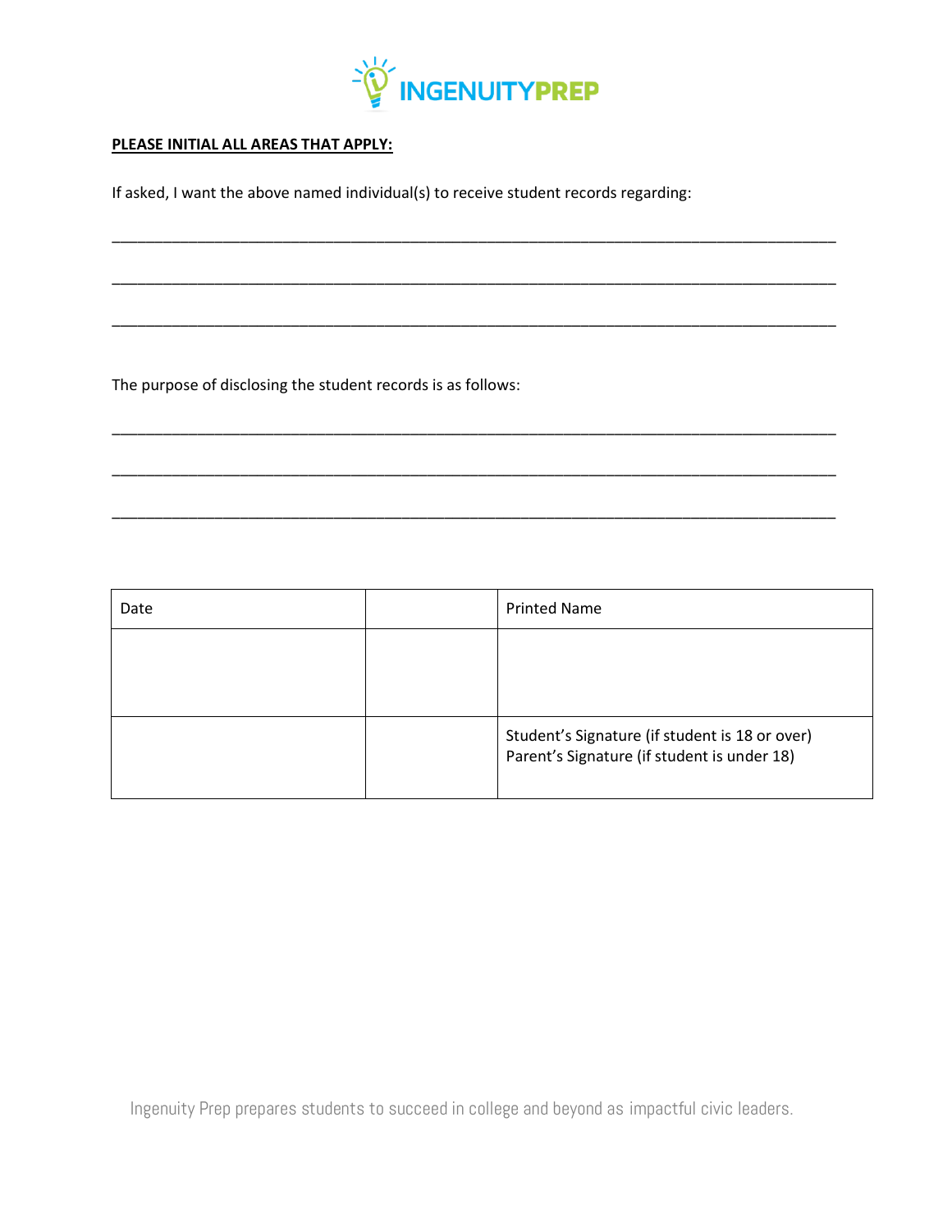**PLEASE INITIAL ALL AREAS THAT APPLY:**

If asked, I want the above named individual(s) to receive student records regarding:

_________________________________________________________________________________

_________________________________________________________________________________

_________________________________________________________________________________

The purpose of disclosing the student records is as follows:

_________________________________________________________________________________

_________________________________________________________________________________

_________________________________________________________________________________

| Date | | Printed Name |
|---|---|---|
| | | |
| | | Student's Signature (if student is 18 or over) Parent's Signature (if student is under 18) |

Ingenuity Prep prepares students to succeed in college and beyond as impactful civic leaders.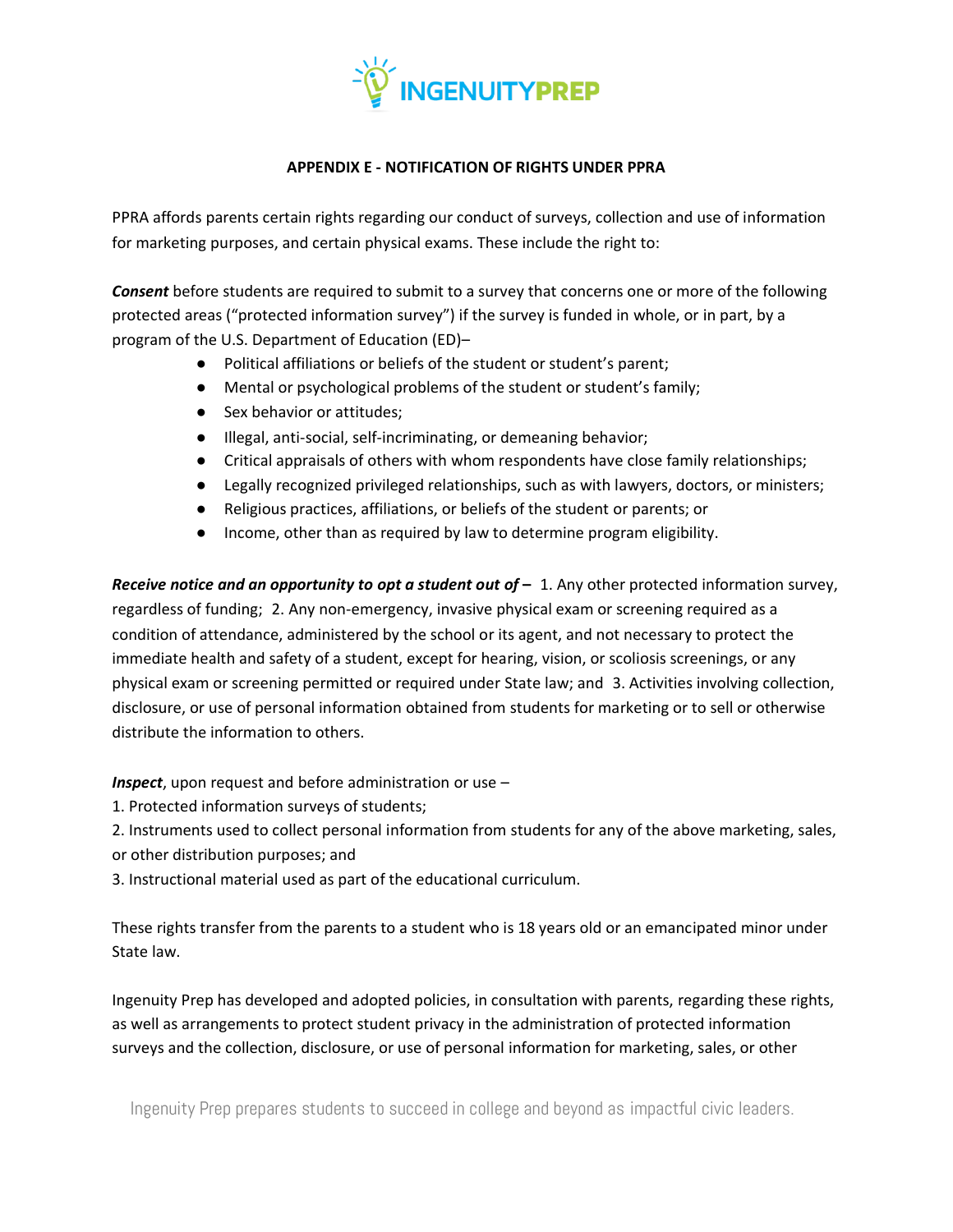## APPENDIX E - NOTIFICATION OF RIGHTS UNDER PPRA

PPRA affords parents certain rights regarding our conduct of surveys, collection and use of information for marketing purposes, and certain physical exams. These include the right to:

***Consent*** before students are required to submit to a survey that concerns one or more of the following protected areas ("protected information survey") if the survey is funded in whole, or in part, by a program of the U.S. Department of Education (ED)–

- Political affiliations or beliefs of the student or student's parent;
- Mental or psychological problems of the student or student's family;
- Sex behavior or attitudes;
- Illegal, anti-social, self-incriminating, or demeaning behavior;
- Critical appraisals of others with whom respondents have close family relationships;
- Legally recognized privileged relationships, such as with lawyers, doctors, or ministers;
- Religious practices, affiliations, or beliefs of the student or parents; or
- Income, other than as required by law to determine program eligibility.

***Receive notice and an opportunity to opt a student out of –*** 1. Any other protected information survey, regardless of funding; 2. Any non-emergency, invasive physical exam or screening required as a condition of attendance, administered by the school or its agent, and not necessary to protect the immediate health and safety of a student, except for hearing, vision, or scoliosis screenings, or any physical exam or screening permitted or required under State law; and 3. Activities involving collection, disclosure, or use of personal information obtained from students for marketing or to sell or otherwise distribute the information to others.

***Inspect***, upon request and before administration or use –

1. Protected information surveys of students;
2. Instruments used to collect personal information from students for any of the above marketing, sales, or other distribution purposes; and
3. Instructional material used as part of the educational curriculum.

These rights transfer from the parents to a student who is 18 years old or an emancipated minor under State law.

Ingenuity Prep has developed and adopted policies, in consultation with parents, regarding these rights, as well as arrangements to protect student privacy in the administration of protected information surveys and the collection, disclosure, or use of personal information for marketing, sales, or other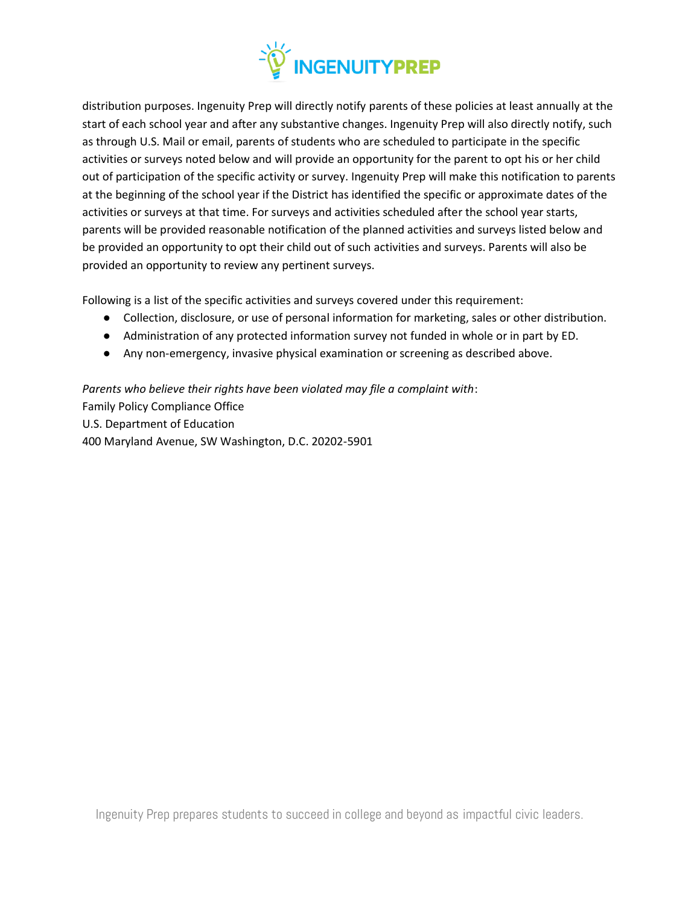distribution purposes. Ingenuity Prep will directly notify parents of these policies at least annually at the start of each school year and after any substantive changes. Ingenuity Prep will also directly notify, such as through U.S. Mail or email, parents of students who are scheduled to participate in the specific activities or surveys noted below and will provide an opportunity for the parent to opt his or her child out of participation of the specific activity or survey. Ingenuity Prep will make this notification to parents at the beginning of the school year if the District has identified the specific or approximate dates of the activities or surveys at that time. For surveys and activities scheduled after the school year starts, parents will be provided reasonable notification of the planned activities and surveys listed below and be provided an opportunity to opt their child out of such activities and surveys. Parents will also be provided an opportunity to review any pertinent surveys.

Following is a list of the specific activities and surveys covered under this requirement:

- Collection, disclosure, or use of personal information for marketing, sales or other distribution.
- Administration of any protected information survey not funded in whole or in part by ED.
- Any non-emergency, invasive physical examination or screening as described above.

*Parents who believe their rights have been violated may file a complaint with*:
Family Policy Compliance Office
U.S. Department of Education
400 Maryland Avenue, SW Washington, D.C. 20202-5901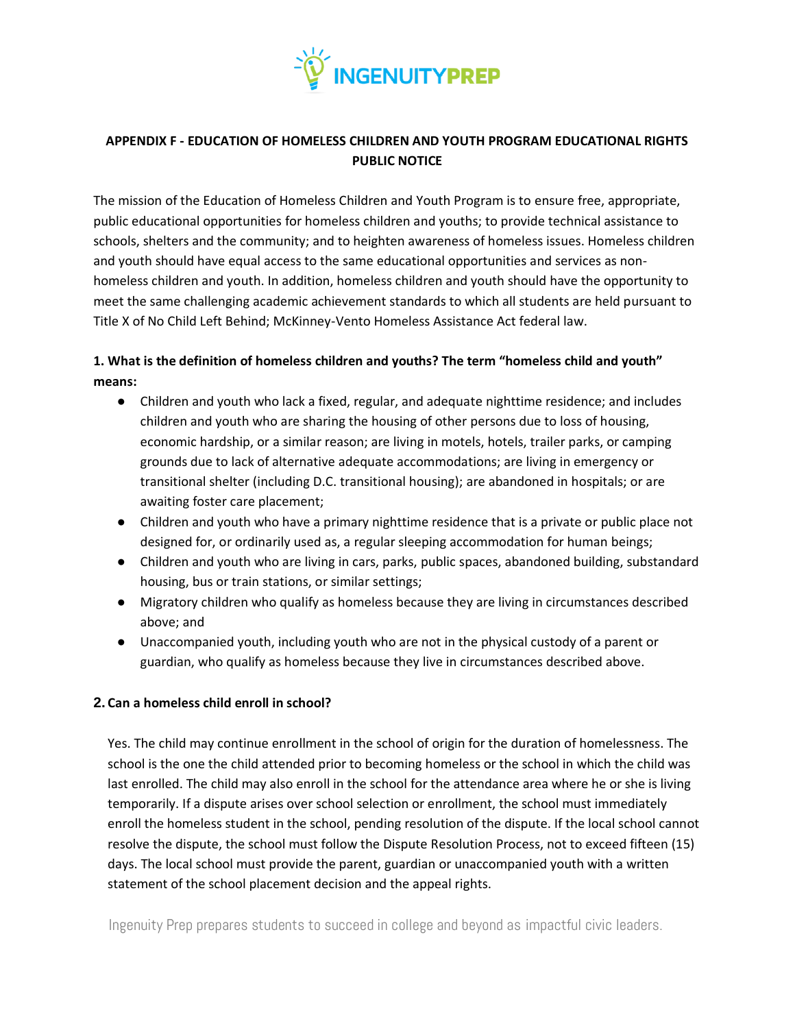## APPENDIX F - EDUCATION OF HOMELESS CHILDREN AND YOUTH PROGRAM EDUCATIONAL RIGHTS PUBLIC NOTICE

The mission of the Education of Homeless Children and Youth Program is to ensure free, appropriate, public educational opportunities for homeless children and youths; to provide technical assistance to schools, shelters and the community; and to heighten awareness of homeless issues. Homeless children and youth should have equal access to the same educational opportunities and services as non-homeless children and youth. In addition, homeless children and youth should have the opportunity to meet the same challenging academic achievement standards to which all students are held pursuant to Title X of No Child Left Behind; McKinney-Vento Homeless Assistance Act federal law.

### 1. What is the definition of homeless children and youths? The term "homeless child and youth" means:

- Children and youth who lack a fixed, regular, and adequate nighttime residence; and includes children and youth who are sharing the housing of other persons due to loss of housing, economic hardship, or a similar reason; are living in motels, hotels, trailer parks, or camping grounds due to lack of alternative adequate accommodations; are living in emergency or transitional shelter (including D.C. transitional housing); are abandoned in hospitals; or are awaiting foster care placement;
- Children and youth who have a primary nighttime residence that is a private or public place not designed for, or ordinarily used as, a regular sleeping accommodation for human beings;
- Children and youth who are living in cars, parks, public spaces, abandoned building, substandard housing, bus or train stations, or similar settings;
- Migratory children who qualify as homeless because they are living in circumstances described above; and
- Unaccompanied youth, including youth who are not in the physical custody of a parent or guardian, who qualify as homeless because they live in circumstances described above.

### 2. Can a homeless child enroll in school?

Yes. The child may continue enrollment in the school of origin for the duration of homelessness. The school is the one the child attended prior to becoming homeless or the school in which the child was last enrolled. The child may also enroll in the school for the attendance area where he or she is living temporarily. If a dispute arises over school selection or enrollment, the school must immediately enroll the homeless student in the school, pending resolution of the dispute. If the local school cannot resolve the dispute, the school must follow the Dispute Resolution Process, not to exceed fifteen (15) days. The local school must provide the parent, guardian or unaccompanied youth with a written statement of the school placement decision and the appeal rights.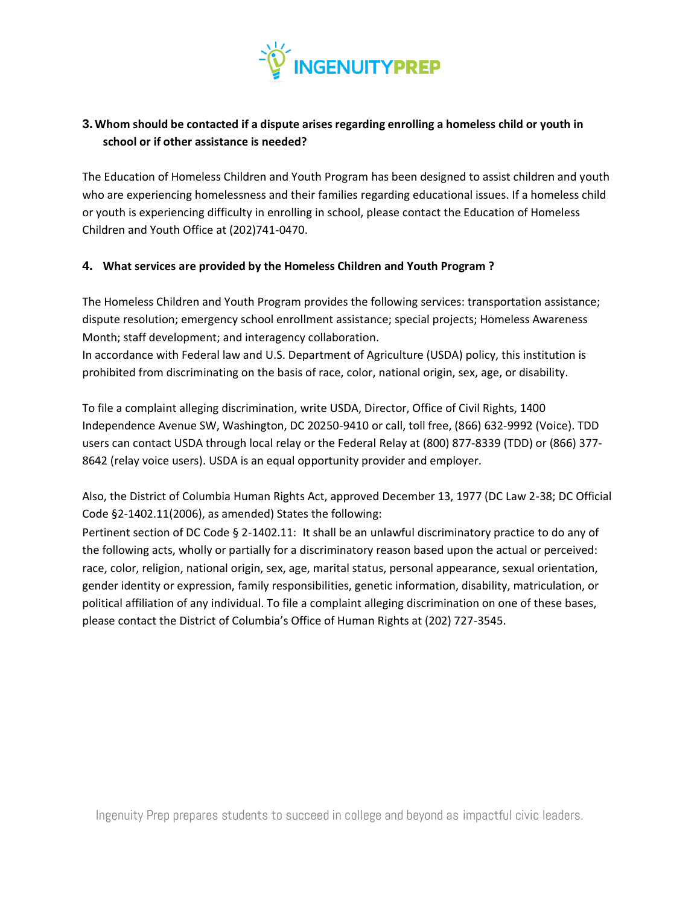**3. Whom should be contacted if a dispute arises regarding enrolling a homeless child or youth in school or if other assistance is needed?**

The Education of Homeless Children and Youth Program has been designed to assist children and youth who are experiencing homelessness and their families regarding educational issues. If a homeless child or youth is experiencing difficulty in enrolling in school, please contact the Education of Homeless Children and Youth Office at (202)741-0470.

**4. What services are provided by the Homeless Children and Youth Program ?**

The Homeless Children and Youth Program provides the following services: transportation assistance; dispute resolution; emergency school enrollment assistance; special projects; Homeless Awareness Month; staff development; and interagency collaboration.

In accordance with Federal law and U.S. Department of Agriculture (USDA) policy, this institution is prohibited from discriminating on the basis of race, color, national origin, sex, age, or disability.

To file a complaint alleging discrimination, write USDA, Director, Office of Civil Rights, 1400 Independence Avenue SW, Washington, DC 20250-9410 or call, toll free, (866) 632-9992 (Voice). TDD users can contact USDA through local relay or the Federal Relay at (800) 877-8339 (TDD) or (866) 377-8642 (relay voice users). USDA is an equal opportunity provider and employer.

Also, the District of Columbia Human Rights Act, approved December 13, 1977 (DC Law 2-38; DC Official Code §2-1402.11(2006), as amended) States the following:

Pertinent section of DC Code § 2-1402.11: It shall be an unlawful discriminatory practice to do any of the following acts, wholly or partially for a discriminatory reason based upon the actual or perceived: race, color, religion, national origin, sex, age, marital status, personal appearance, sexual orientation, gender identity or expression, family responsibilities, genetic information, disability, matriculation, or political affiliation of any individual. To file a complaint alleging discrimination on one of these bases, please contact the District of Columbia's Office of Human Rights at (202) 727-3545.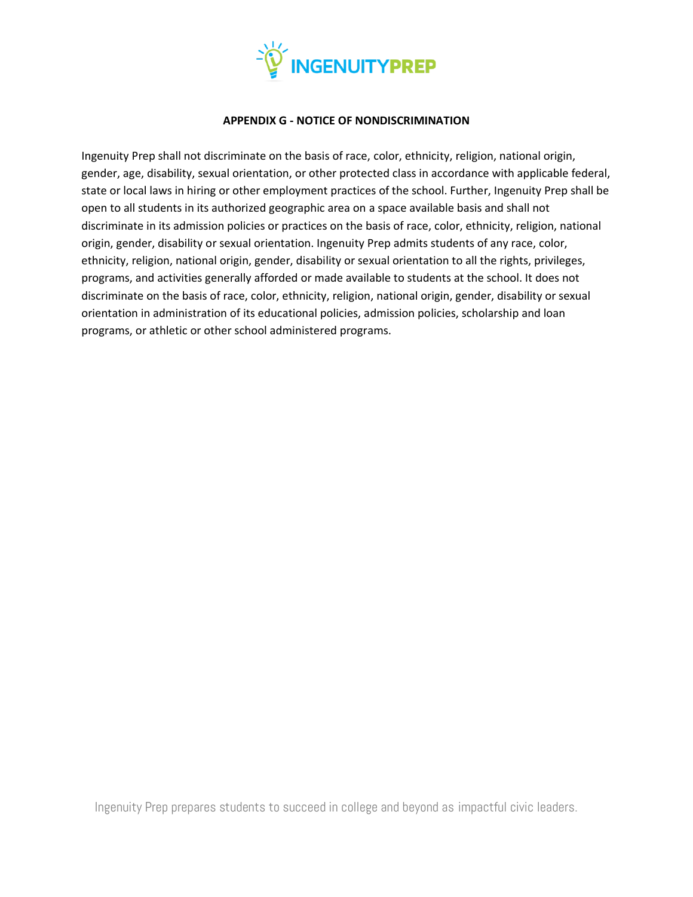**APPENDIX G - NOTICE OF NONDISCRIMINATION**

Ingenuity Prep shall not discriminate on the basis of race, color, ethnicity, religion, national origin, gender, age, disability, sexual orientation, or other protected class in accordance with applicable federal, state or local laws in hiring or other employment practices of the school. Further, Ingenuity Prep shall be open to all students in its authorized geographic area on a space available basis and shall not discriminate in its admission policies or practices on the basis of race, color, ethnicity, religion, national origin, gender, disability or sexual orientation. Ingenuity Prep admits students of any race, color, ethnicity, religion, national origin, gender, disability or sexual orientation to all the rights, privileges, programs, and activities generally afforded or made available to students at the school. It does not discriminate on the basis of race, color, ethnicity, religion, national origin, gender, disability or sexual orientation in administration of its educational policies, admission policies, scholarship and loan programs, or athletic or other school administered programs.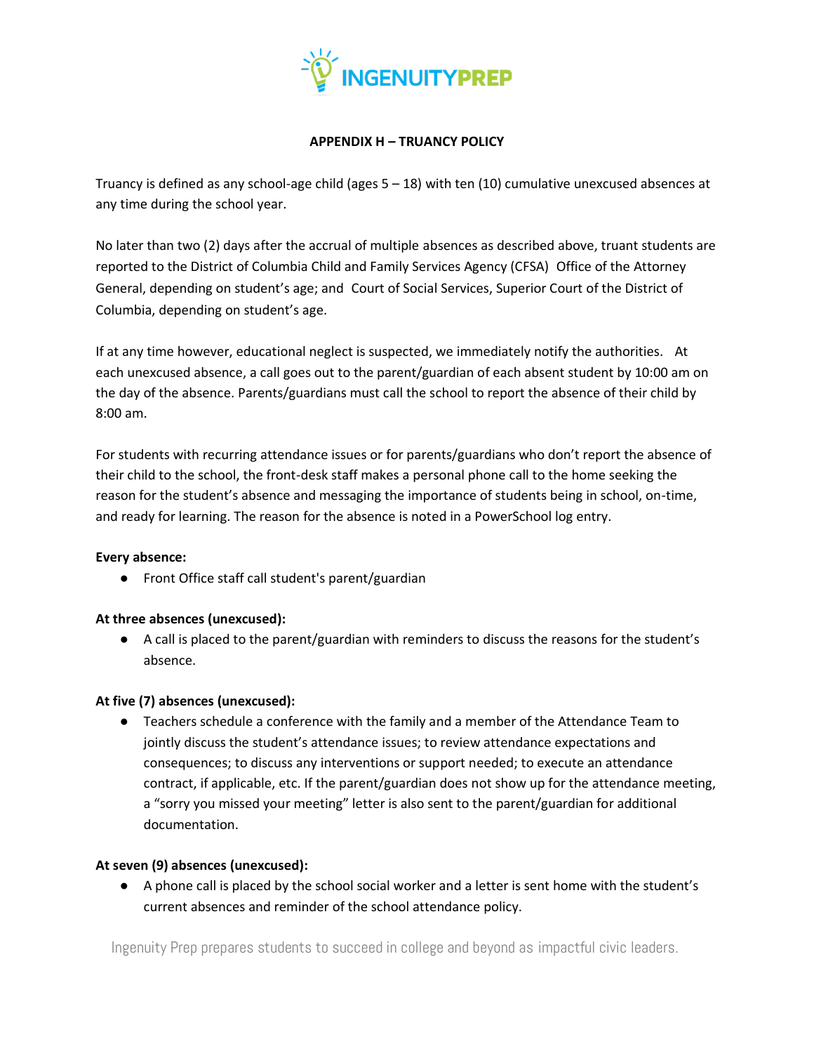## APPENDIX H – TRUANCY POLICY

Truancy is defined as any school-age child (ages 5 – 18) with ten (10) cumulative unexcused absences at any time during the school year.

No later than two (2) days after the accrual of multiple absences as described above, truant students are reported to the District of Columbia Child and Family Services Agency (CFSA) Office of the Attorney General, depending on student's age; and Court of Social Services, Superior Court of the District of Columbia, depending on student's age.

If at any time however, educational neglect is suspected, we immediately notify the authorities. At each unexcused absence, a call goes out to the parent/guardian of each absent student by 10:00 am on the day of the absence. Parents/guardians must call the school to report the absence of their child by 8:00 am.

For students with recurring attendance issues or for parents/guardians who don't report the absence of their child to the school, the front-desk staff makes a personal phone call to the home seeking the reason for the student's absence and messaging the importance of students being in school, on-time, and ready for learning. The reason for the absence is noted in a PowerSchool log entry.

**Every absence:**

- Front Office staff call student's parent/guardian

**At three absences (unexcused):**

- A call is placed to the parent/guardian with reminders to discuss the reasons for the student's absence.

**At five (7) absences (unexcused):**

- Teachers schedule a conference with the family and a member of the Attendance Team to jointly discuss the student's attendance issues; to review attendance expectations and consequences; to discuss any interventions or support needed; to execute an attendance contract, if applicable, etc. If the parent/guardian does not show up for the attendance meeting, a "sorry you missed your meeting" letter is also sent to the parent/guardian for additional documentation.

**At seven (9) absences (unexcused):**

- A phone call is placed by the school social worker and a letter is sent home with the student's current absences and reminder of the school attendance policy.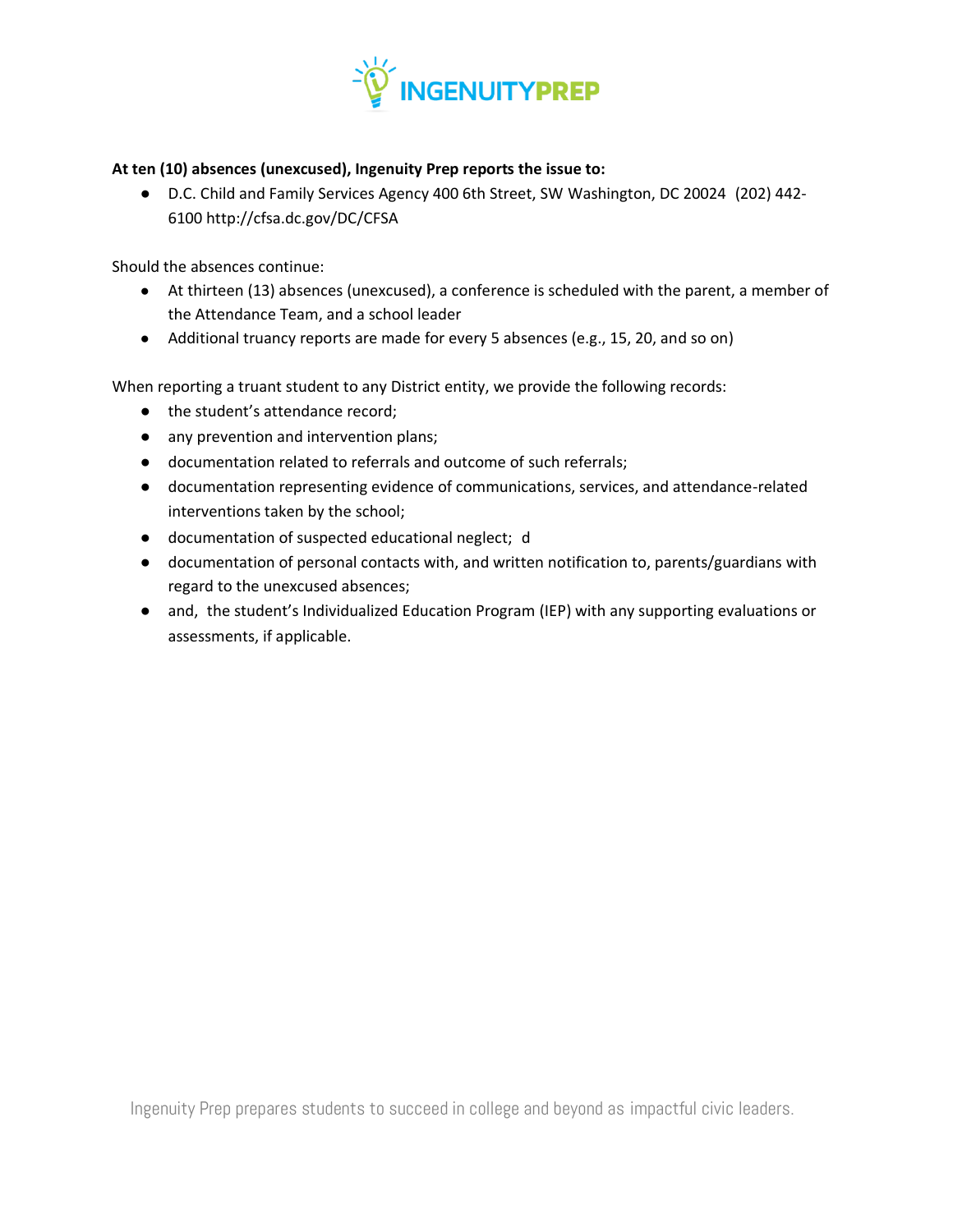**At ten (10) absences (unexcused), Ingenuity Prep reports the issue to:**

- D.C. Child and Family Services Agency 400 6th Street, SW Washington, DC 20024 (202) 442-6100 http://cfsa.dc.gov/DC/CFSA

Should the absences continue:

- At thirteen (13) absences (unexcused), a conference is scheduled with the parent, a member of the Attendance Team, and a school leader
- Additional truancy reports are made for every 5 absences (e.g., 15, 20, and so on)

When reporting a truant student to any District entity, we provide the following records:

- the student's attendance record;
- any prevention and intervention plans;
- documentation related to referrals and outcome of such referrals;
- documentation representing evidence of communications, services, and attendance-related interventions taken by the school;
- documentation of suspected educational neglect; d
- documentation of personal contacts with, and written notification to, parents/guardians with regard to the unexcused absences;
- and, the student's Individualized Education Program (IEP) with any supporting evaluations or assessments, if applicable.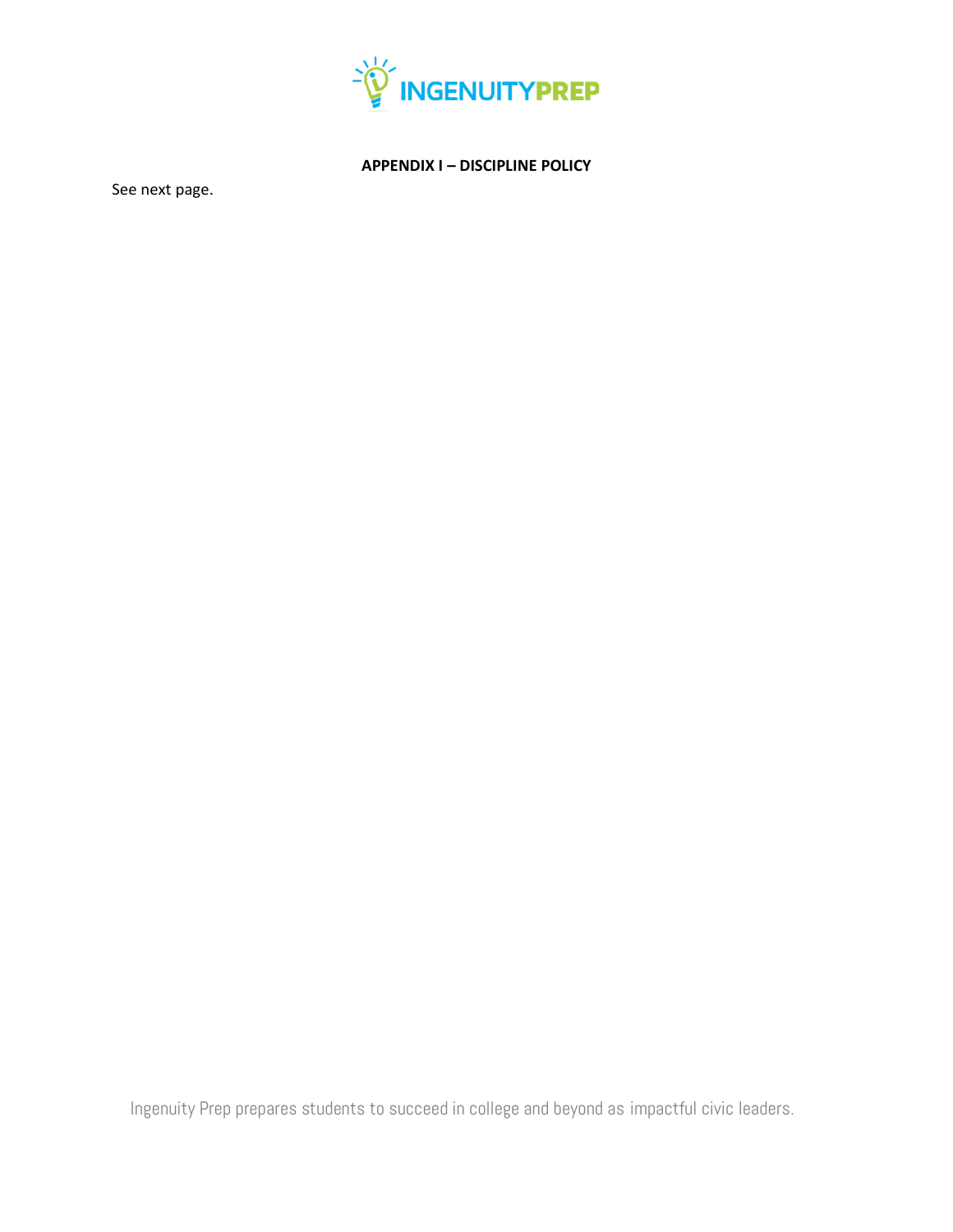**APPENDIX I – DISCIPLINE POLICY**

See next page.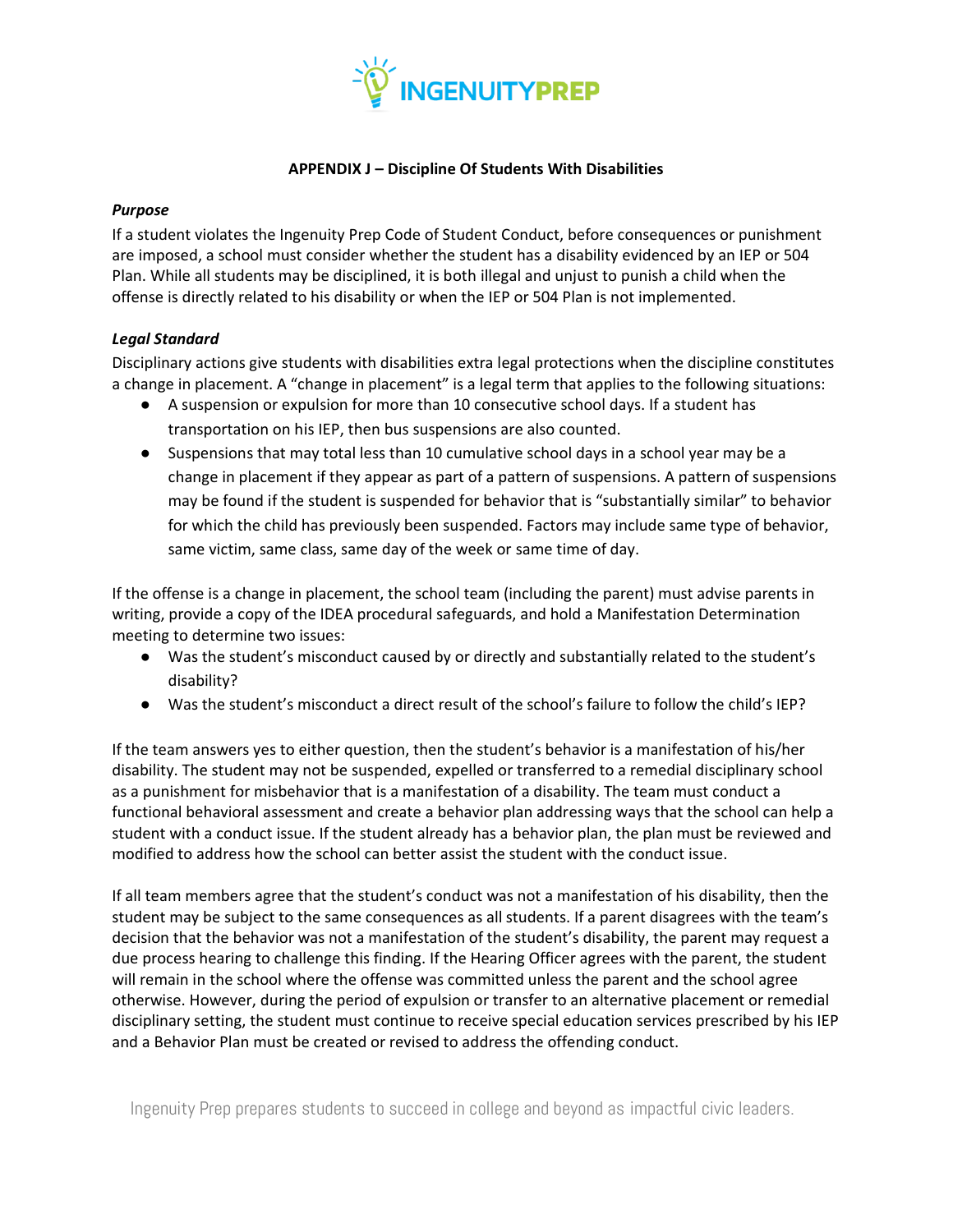### APPENDIX J – Discipline Of Students With Disabilities

***Purpose***

If a student violates the Ingenuity Prep Code of Student Conduct, before consequences or punishment are imposed, a school must consider whether the student has a disability evidenced by an IEP or 504 Plan. While all students may be disciplined, it is both illegal and unjust to punish a child when the offense is directly related to his disability or when the IEP or 504 Plan is not implemented.

***Legal Standard***

Disciplinary actions give students with disabilities extra legal protections when the discipline constitutes a change in placement. A "change in placement" is a legal term that applies to the following situations:

- A suspension or expulsion for more than 10 consecutive school days. If a student has transportation on his IEP, then bus suspensions are also counted.
- Suspensions that may total less than 10 cumulative school days in a school year may be a change in placement if they appear as part of a pattern of suspensions. A pattern of suspensions may be found if the student is suspended for behavior that is "substantially similar" to behavior for which the child has previously been suspended. Factors may include same type of behavior, same victim, same class, same day of the week or same time of day.

If the offense is a change in placement, the school team (including the parent) must advise parents in writing, provide a copy of the IDEA procedural safeguards, and hold a Manifestation Determination meeting to determine two issues:

- Was the student's misconduct caused by or directly and substantially related to the student's disability?
- Was the student's misconduct a direct result of the school's failure to follow the child's IEP?

If the team answers yes to either question, then the student's behavior is a manifestation of his/her disability. The student may not be suspended, expelled or transferred to a remedial disciplinary school as a punishment for misbehavior that is a manifestation of a disability. The team must conduct a functional behavioral assessment and create a behavior plan addressing ways that the school can help a student with a conduct issue. If the student already has a behavior plan, the plan must be reviewed and modified to address how the school can better assist the student with the conduct issue.

If all team members agree that the student's conduct was not a manifestation of his disability, then the student may be subject to the same consequences as all students. If a parent disagrees with the team's decision that the behavior was not a manifestation of the student's disability, the parent may request a due process hearing to challenge this finding. If the Hearing Officer agrees with the parent, the student will remain in the school where the offense was committed unless the parent and the school agree otherwise. However, during the period of expulsion or transfer to an alternative placement or remedial disciplinary setting, the student must continue to receive special education services prescribed by his IEP and a Behavior Plan must be created or revised to address the offending conduct.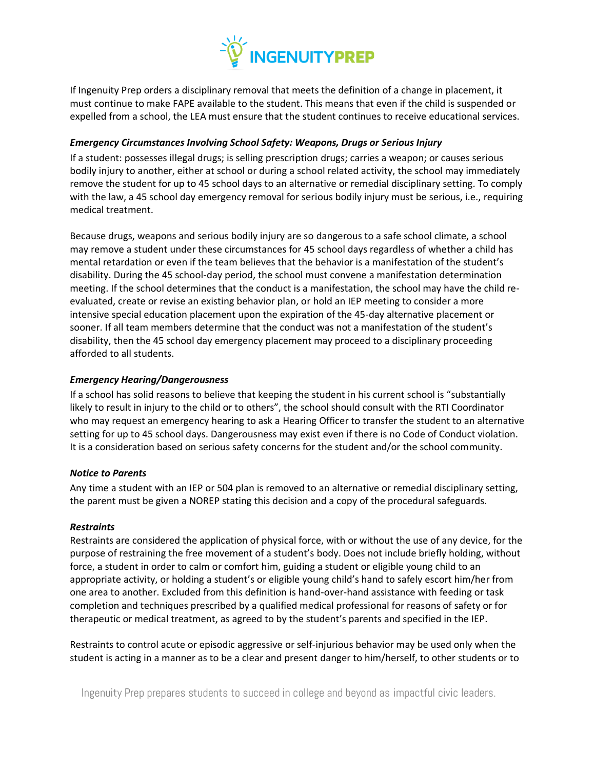If Ingenuity Prep orders a disciplinary removal that meets the definition of a change in placement, it must continue to make FAPE available to the student. This means that even if the child is suspended or expelled from a school, the LEA must ensure that the student continues to receive educational services.

***Emergency Circumstances Involving School Safety: Weapons, Drugs or Serious Injury***

If a student: possesses illegal drugs; is selling prescription drugs; carries a weapon; or causes serious bodily injury to another, either at school or during a school related activity, the school may immediately remove the student for up to 45 school days to an alternative or remedial disciplinary setting. To comply with the law, a 45 school day emergency removal for serious bodily injury must be serious, i.e., requiring medical treatment.

Because drugs, weapons and serious bodily injury are so dangerous to a safe school climate, a school may remove a student under these circumstances for 45 school days regardless of whether a child has mental retardation or even if the team believes that the behavior is a manifestation of the student's disability. During the 45 school-day period, the school must convene a manifestation determination meeting. If the school determines that the conduct is a manifestation, the school may have the child re-evaluated, create or revise an existing behavior plan, or hold an IEP meeting to consider a more intensive special education placement upon the expiration of the 45-day alternative placement or sooner. If all team members determine that the conduct was not a manifestation of the student's disability, then the 45 school day emergency placement may proceed to a disciplinary proceeding afforded to all students.

***Emergency Hearing/Dangerousness***

If a school has solid reasons to believe that keeping the student in his current school is "substantially likely to result in injury to the child or to others", the school should consult with the RTI Coordinator who may request an emergency hearing to ask a Hearing Officer to transfer the student to an alternative setting for up to 45 school days. Dangerousness may exist even if there is no Code of Conduct violation. It is a consideration based on serious safety concerns for the student and/or the school community.

***Notice to Parents***

Any time a student with an IEP or 504 plan is removed to an alternative or remedial disciplinary setting, the parent must be given a NOREP stating this decision and a copy of the procedural safeguards.

***Restraints***

Restraints are considered the application of physical force, with or without the use of any device, for the purpose of restraining the free movement of a student's body. Does not include briefly holding, without force, a student in order to calm or comfort him, guiding a student or eligible young child to an appropriate activity, or holding a student's or eligible young child's hand to safely escort him/her from one area to another. Excluded from this definition is hand-over-hand assistance with feeding or task completion and techniques prescribed by a qualified medical professional for reasons of safety or for therapeutic or medical treatment, as agreed to by the student's parents and specified in the IEP.

Restraints to control acute or episodic aggressive or self-injurious behavior may be used only when the student is acting in a manner as to be a clear and present danger to him/herself, to other students or to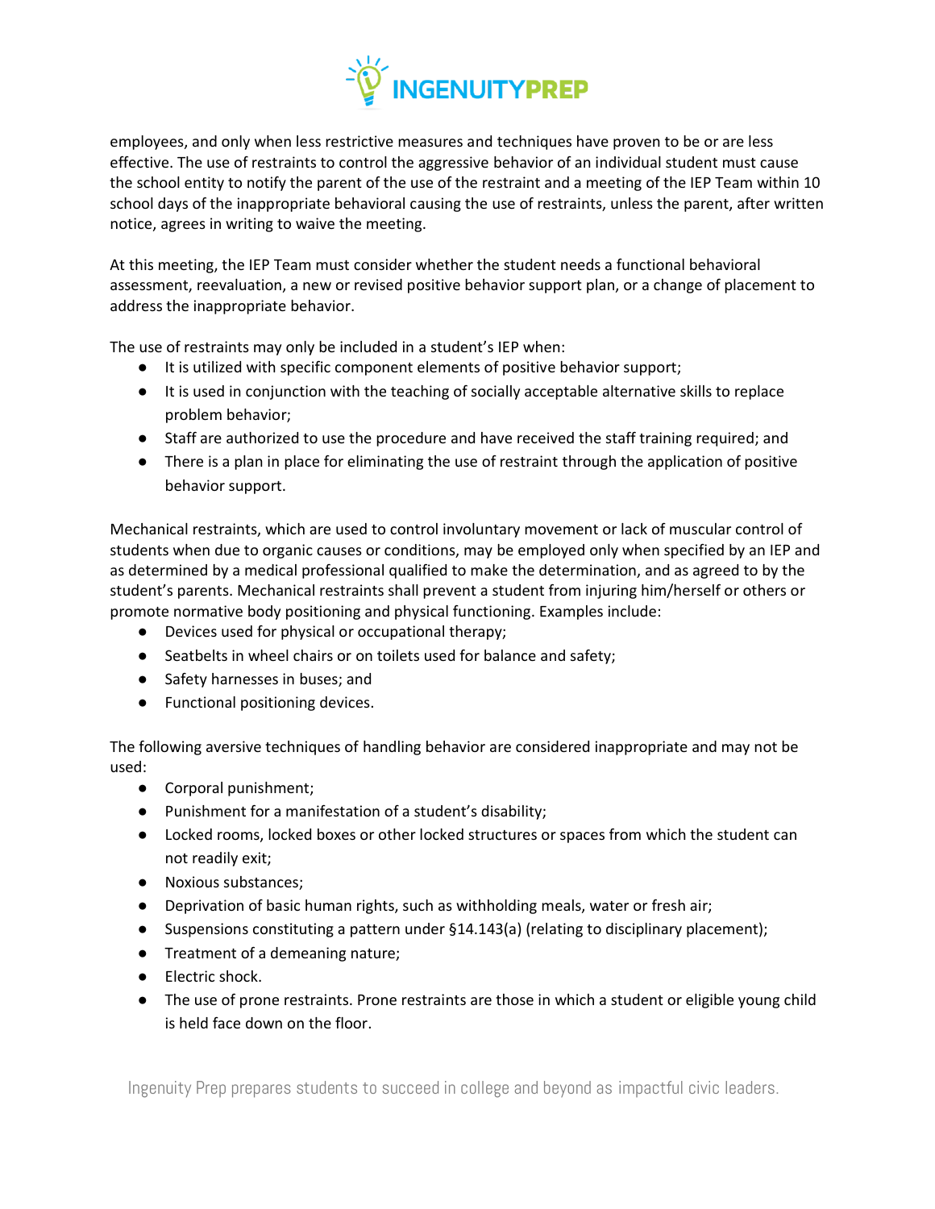employees, and only when less restrictive measures and techniques have proven to be or are less effective. The use of restraints to control the aggressive behavior of an individual student must cause the school entity to notify the parent of the use of the restraint and a meeting of the IEP Team within 10 school days of the inappropriate behavioral causing the use of restraints, unless the parent, after written notice, agrees in writing to waive the meeting.

At this meeting, the IEP Team must consider whether the student needs a functional behavioral assessment, reevaluation, a new or revised positive behavior support plan, or a change of placement to address the inappropriate behavior.

The use of restraints may only be included in a student's IEP when:

- It is utilized with specific component elements of positive behavior support;
- It is used in conjunction with the teaching of socially acceptable alternative skills to replace problem behavior;
- Staff are authorized to use the procedure and have received the staff training required; and
- There is a plan in place for eliminating the use of restraint through the application of positive behavior support.

Mechanical restraints, which are used to control involuntary movement or lack of muscular control of students when due to organic causes or conditions, may be employed only when specified by an IEP and as determined by a medical professional qualified to make the determination, and as agreed to by the student's parents. Mechanical restraints shall prevent a student from injuring him/herself or others or promote normative body positioning and physical functioning. Examples include:

- Devices used for physical or occupational therapy;
- Seatbelts in wheel chairs or on toilets used for balance and safety;
- Safety harnesses in buses; and
- Functional positioning devices.

The following aversive techniques of handling behavior are considered inappropriate and may not be used:

- Corporal punishment;
- Punishment for a manifestation of a student's disability;
- Locked rooms, locked boxes or other locked structures or spaces from which the student can not readily exit;
- Noxious substances;
- Deprivation of basic human rights, such as withholding meals, water or fresh air;
- Suspensions constituting a pattern under §14.143(a) (relating to disciplinary placement);
- Treatment of a demeaning nature;
- Electric shock.
- The use of prone restraints. Prone restraints are those in which a student or eligible young child is held face down on the floor.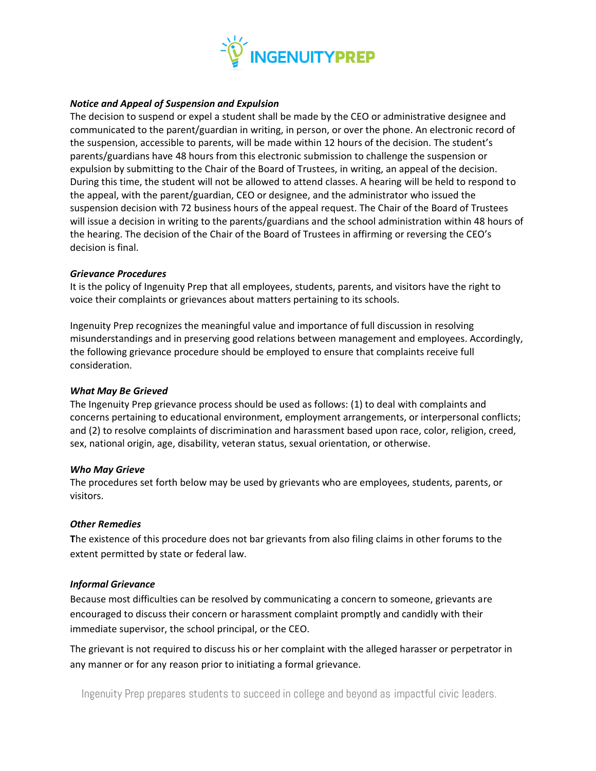***Notice and Appeal of Suspension and Expulsion***

The decision to suspend or expel a student shall be made by the CEO or administrative designee and communicated to the parent/guardian in writing, in person, or over the phone. An electronic record of the suspension, accessible to parents, will be made within 12 hours of the decision. The student's parents/guardians have 48 hours from this electronic submission to challenge the suspension or expulsion by submitting to the Chair of the Board of Trustees, in writing, an appeal of the decision. During this time, the student will not be allowed to attend classes. A hearing will be held to respond to the appeal, with the parent/guardian, CEO or designee, and the administrator who issued the suspension decision with 72 business hours of the appeal request. The Chair of the Board of Trustees will issue a decision in writing to the parents/guardians and the school administration within 48 hours of the hearing. The decision of the Chair of the Board of Trustees in affirming or reversing the CEO's decision is final.

***Grievance Procedures***

It is the policy of Ingenuity Prep that all employees, students, parents, and visitors have the right to voice their complaints or grievances about matters pertaining to its schools.

Ingenuity Prep recognizes the meaningful value and importance of full discussion in resolving misunderstandings and in preserving good relations between management and employees. Accordingly, the following grievance procedure should be employed to ensure that complaints receive full consideration.

***What May Be Grieved***

The Ingenuity Prep grievance process should be used as follows: (1) to deal with complaints and concerns pertaining to educational environment, employment arrangements, or interpersonal conflicts; and (2) to resolve complaints of discrimination and harassment based upon race, color, religion, creed, sex, national origin, age, disability, veteran status, sexual orientation, or otherwise.

***Who May Grieve***

The procedures set forth below may be used by grievants who are employees, students, parents, or visitors.

***Other Remedies***

**T**he existence of this procedure does not bar grievants from also filing claims in other forums to the extent permitted by state or federal law.

***Informal Grievance***

Because most difficulties can be resolved by communicating a concern to someone, grievants are encouraged to discuss their concern or harassment complaint promptly and candidly with their immediate supervisor, the school principal, or the CEO.

The grievant is not required to discuss his or her complaint with the alleged harasser or perpetrator in any manner or for any reason prior to initiating a formal grievance.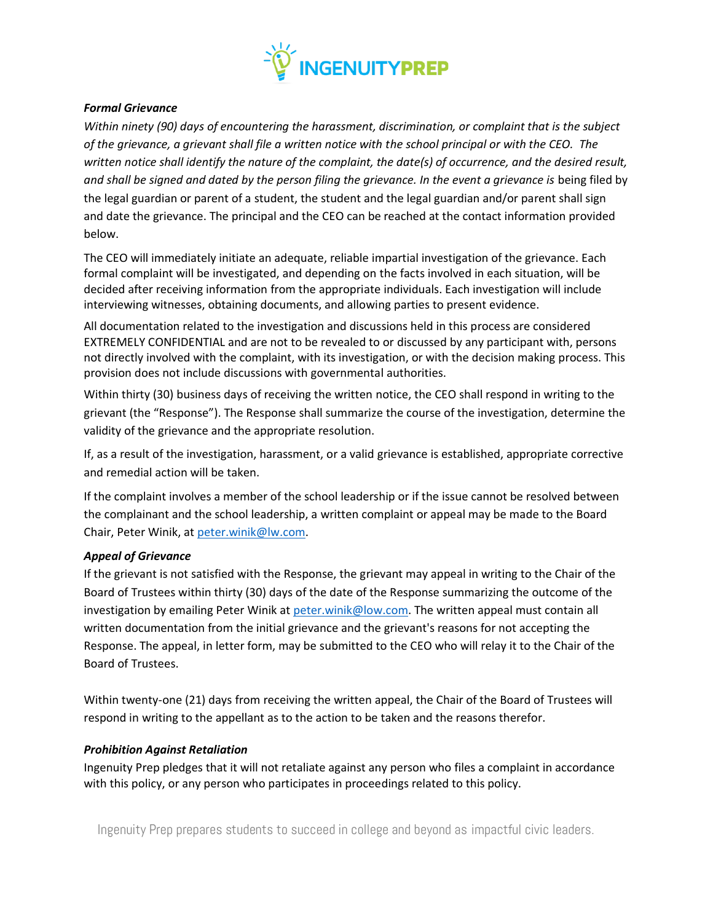***Formal Grievance***

*Within ninety (90) days of encountering the harassment, discrimination, or complaint that is the subject of the grievance, a grievant shall file a written notice with the school principal or with the CEO. The written notice shall identify the nature of the complaint, the date(s) of occurrence, and the desired result, and shall be signed and dated by the person filing the grievance. In the event a grievance is* being filed by the legal guardian or parent of a student, the student and the legal guardian and/or parent shall sign and date the grievance. The principal and the CEO can be reached at the contact information provided below.

The CEO will immediately initiate an adequate, reliable impartial investigation of the grievance. Each formal complaint will be investigated, and depending on the facts involved in each situation, will be decided after receiving information from the appropriate individuals. Each investigation will include interviewing witnesses, obtaining documents, and allowing parties to present evidence.

All documentation related to the investigation and discussions held in this process are considered EXTREMELY CONFIDENTIAL and are not to be revealed to or discussed by any participant with, persons not directly involved with the complaint, with its investigation, or with the decision making process. This provision does not include discussions with governmental authorities.

Within thirty (30) business days of receiving the written notice, the CEO shall respond in writing to the grievant (the "Response"). The Response shall summarize the course of the investigation, determine the validity of the grievance and the appropriate resolution.

If, as a result of the investigation, harassment, or a valid grievance is established, appropriate corrective and remedial action will be taken.

If the complaint involves a member of the school leadership or if the issue cannot be resolved between the complainant and the school leadership, a written complaint or appeal may be made to the Board Chair, Peter Winik, at peter.winik@lw.com.

***Appeal of Grievance***

If the grievant is not satisfied with the Response, the grievant may appeal in writing to the Chair of the Board of Trustees within thirty (30) days of the date of the Response summarizing the outcome of the investigation by emailing Peter Winik at peter.winik@low.com. The written appeal must contain all written documentation from the initial grievance and the grievant's reasons for not accepting the Response. The appeal, in letter form, may be submitted to the CEO who will relay it to the Chair of the Board of Trustees.

Within twenty-one (21) days from receiving the written appeal, the Chair of the Board of Trustees will respond in writing to the appellant as to the action to be taken and the reasons therefor.

***Prohibition Against Retaliation***

Ingenuity Prep pledges that it will not retaliate against any person who files a complaint in accordance with this policy, or any person who participates in proceedings related to this policy.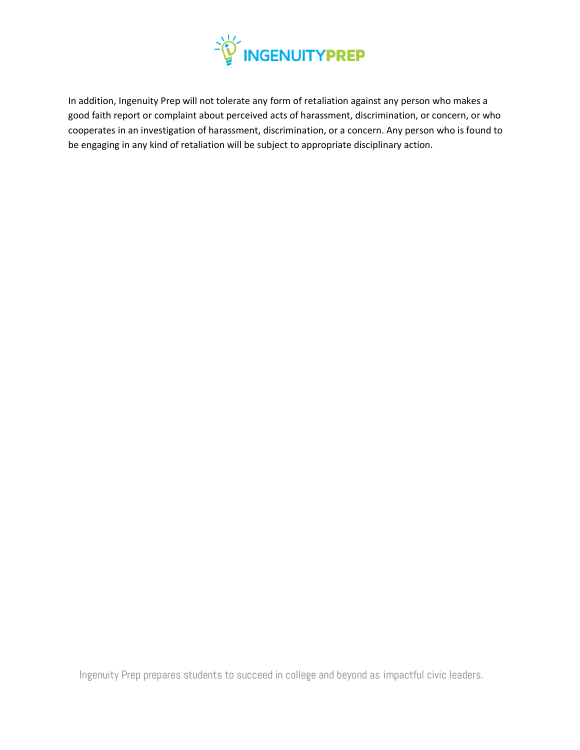In addition, Ingenuity Prep will not tolerate any form of retaliation against any person who makes a good faith report or complaint about perceived acts of harassment, discrimination, or concern, or who cooperates in an investigation of harassment, discrimination, or a concern. Any person who is found to be engaging in any kind of retaliation will be subject to appropriate disciplinary action.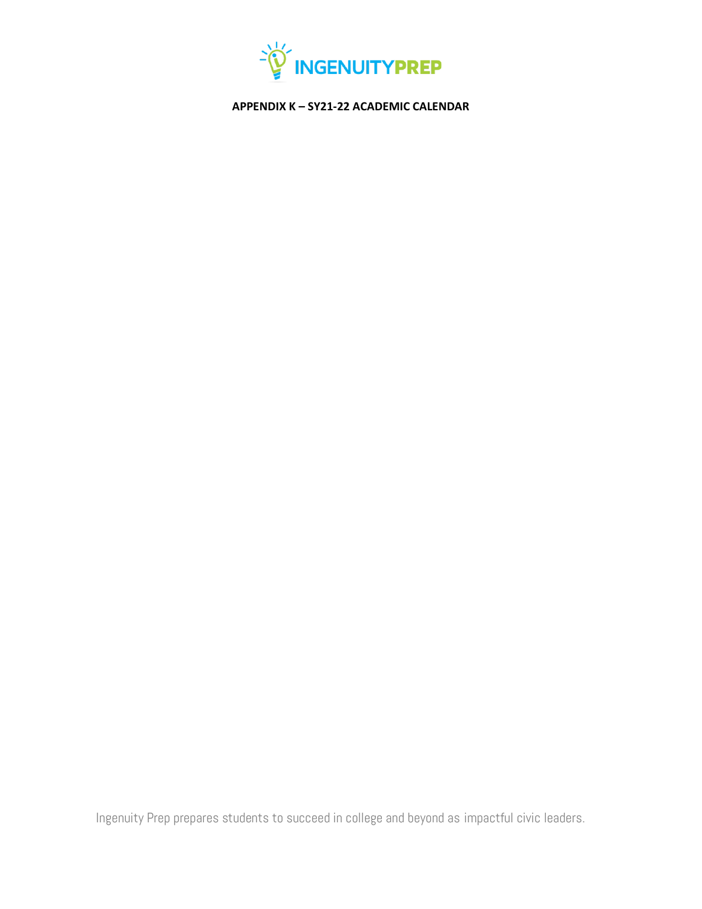**APPENDIX K – SY21-22 ACADEMIC CALENDAR**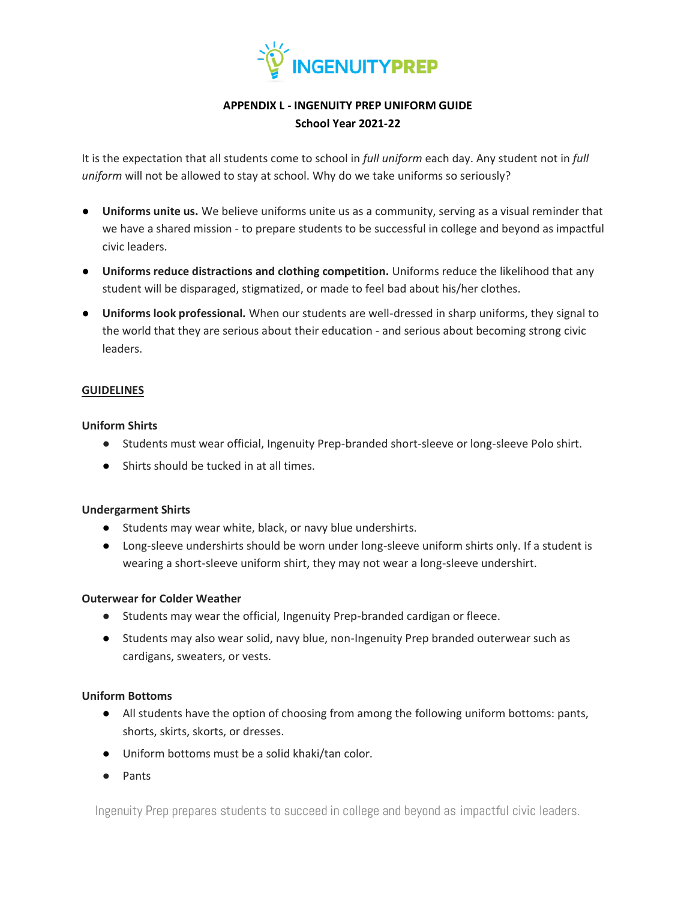**APPENDIX L - INGENUITY PREP UNIFORM GUIDE**
**School Year 2021-22**

It is the expectation that all students come to school in *full uniform* each day. Any student not in *full uniform* will not be allowed to stay at school. Why do we take uniforms so seriously?

- **Uniforms unite us.** We believe uniforms unite us as a community, serving as a visual reminder that we have a shared mission - to prepare students to be successful in college and beyond as impactful civic leaders.
- **Uniforms reduce distractions and clothing competition.** Uniforms reduce the likelihood that any student will be disparaged, stigmatized, or made to feel bad about his/her clothes.
- **Uniforms look professional.** When our students are well-dressed in sharp uniforms, they signal to the world that they are serious about their education - and serious about becoming strong civic leaders.

## GUIDELINES

### Uniform Shirts

- Students must wear official, Ingenuity Prep-branded short-sleeve or long-sleeve Polo shirt.
- Shirts should be tucked in at all times.

### Undergarment Shirts

- Students may wear white, black, or navy blue undershirts.
- Long-sleeve undershirts should be worn under long-sleeve uniform shirts only. If a student is wearing a short-sleeve uniform shirt, they may not wear a long-sleeve undershirt.

### Outerwear for Colder Weather

- Students may wear the official, Ingenuity Prep-branded cardigan or fleece.
- Students may also wear solid, navy blue, non-Ingenuity Prep branded outerwear such as cardigans, sweaters, or vests.

### Uniform Bottoms

- All students have the option of choosing from among the following uniform bottoms: pants, shorts, skirts, skorts, or dresses.
- Uniform bottoms must be a solid khaki/tan color.
- Pants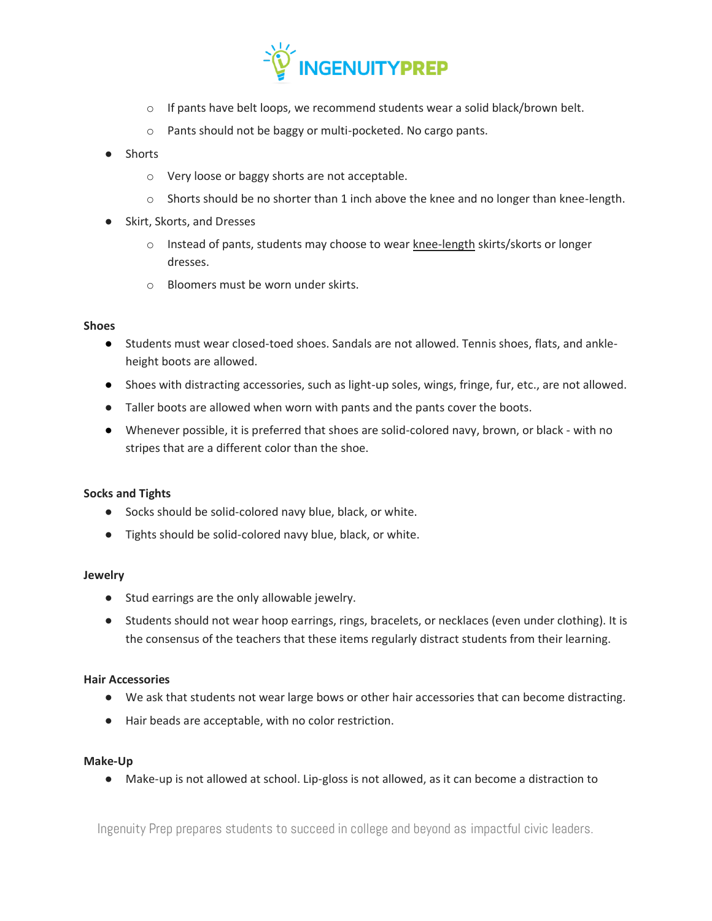- If pants have belt loops, we recommend students wear a solid black/brown belt.
    - Pants should not be baggy or multi-pocketed. No cargo pants.
- Shorts
    - Very loose or baggy shorts are not acceptable.
    - Shorts should be no shorter than 1 inch above the knee and no longer than knee-length.
- Skirt, Skorts, and Dresses
    - Instead of pants, students may choose to wear <u>knee-length</u> skirts/skorts or longer dresses.
    - Bloomers must be worn under skirts.

**Shoes**

- Students must wear closed-toed shoes. Sandals are not allowed. Tennis shoes, flats, and ankle-height boots are allowed.
- Shoes with distracting accessories, such as light-up soles, wings, fringe, fur, etc., are not allowed.
- Taller boots are allowed when worn with pants and the pants cover the boots.
- Whenever possible, it is preferred that shoes are solid-colored navy, brown, or black - with no stripes that are a different color than the shoe.

**Socks and Tights**

- Socks should be solid-colored navy blue, black, or white.
- Tights should be solid-colored navy blue, black, or white.

**Jewelry**

- Stud earrings are the only allowable jewelry.
- Students should not wear hoop earrings, rings, bracelets, or necklaces (even under clothing). It is the consensus of the teachers that these items regularly distract students from their learning.

**Hair Accessories**

- We ask that students not wear large bows or other hair accessories that can become distracting.
- Hair beads are acceptable, with no color restriction.

**Make-Up**

- Make-up is not allowed at school. Lip-gloss is not allowed, as it can become a distraction to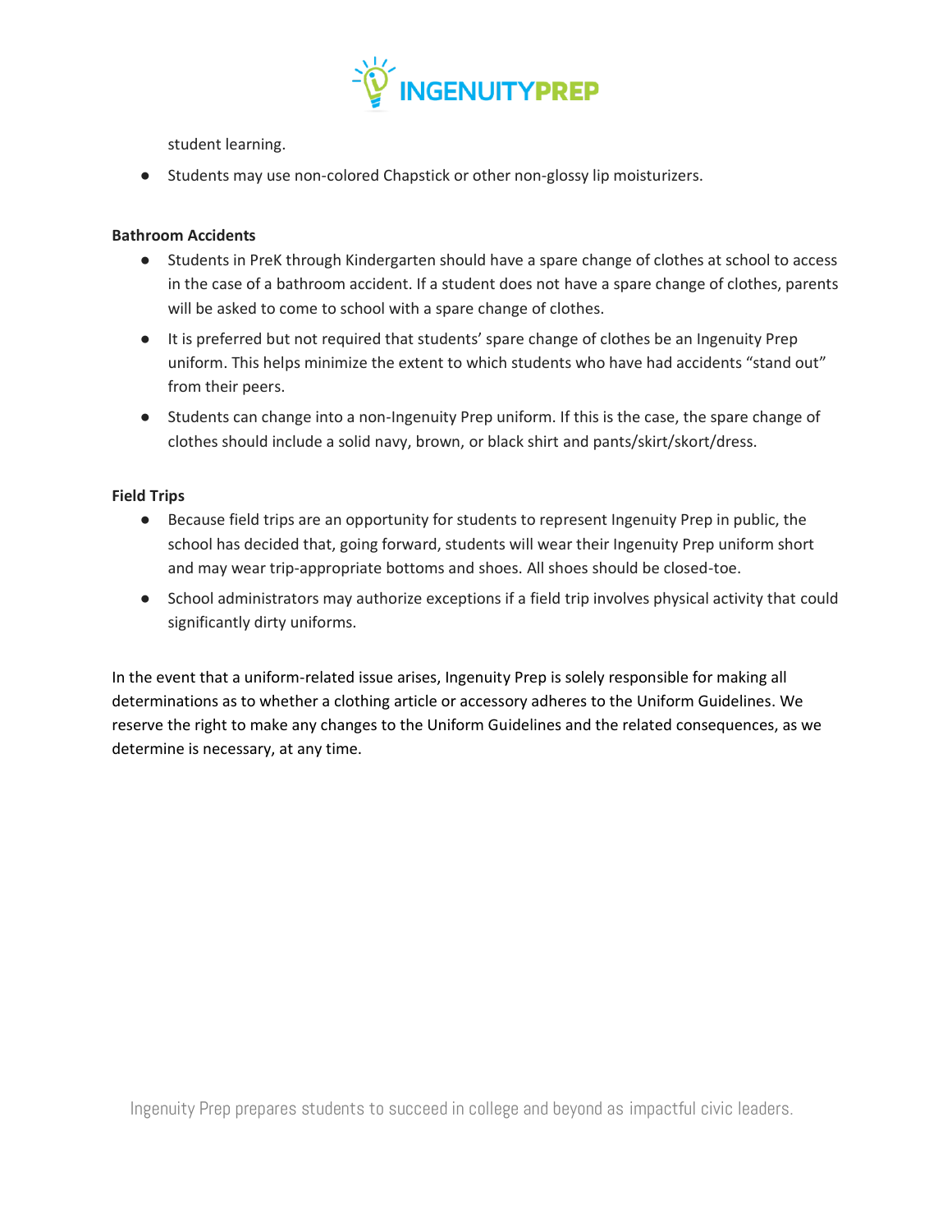student learning.

- Students may use non-colored Chapstick or other non-glossy lip moisturizers.

**Bathroom Accidents**

- Students in PreK through Kindergarten should have a spare change of clothes at school to access in the case of a bathroom accident. If a student does not have a spare change of clothes, parents will be asked to come to school with a spare change of clothes.
- It is preferred but not required that students' spare change of clothes be an Ingenuity Prep uniform. This helps minimize the extent to which students who have had accidents "stand out" from their peers.
- Students can change into a non-Ingenuity Prep uniform. If this is the case, the spare change of clothes should include a solid navy, brown, or black shirt and pants/skirt/skort/dress.

**Field Trips**

- Because field trips are an opportunity for students to represent Ingenuity Prep in public, the school has decided that, going forward, students will wear their Ingenuity Prep uniform short and may wear trip-appropriate bottoms and shoes. All shoes should be closed-toe.
- School administrators may authorize exceptions if a field trip involves physical activity that could significantly dirty uniforms.

In the event that a uniform-related issue arises, Ingenuity Prep is solely responsible for making all determinations as to whether a clothing article or accessory adheres to the Uniform Guidelines. We reserve the right to make any changes to the Uniform Guidelines and the related consequences, as we determine is necessary, at any time.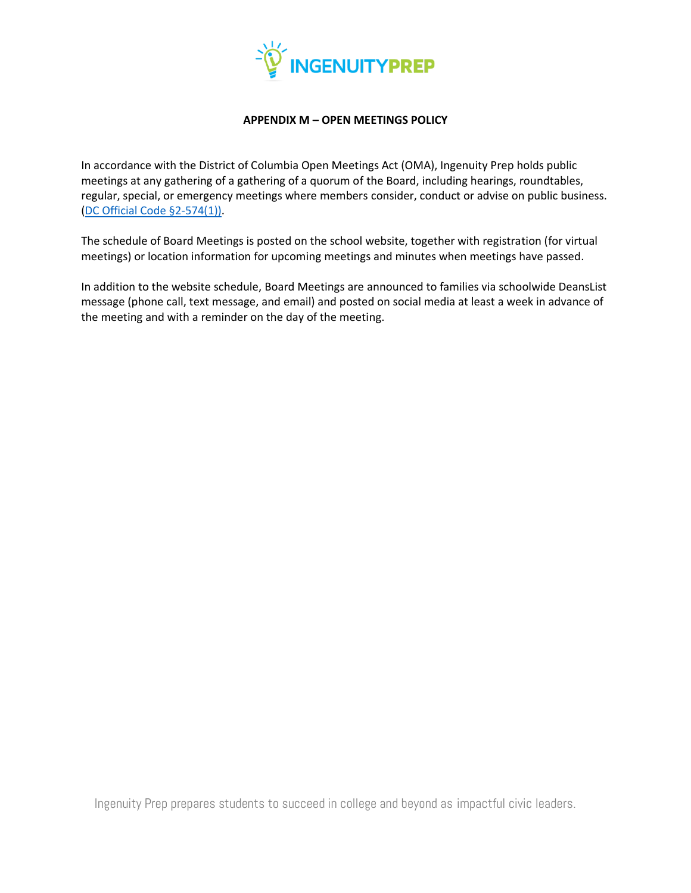## APPENDIX M – OPEN MEETINGS POLICY

In accordance with the District of Columbia Open Meetings Act (OMA), Ingenuity Prep holds public meetings at any gathering of a gathering of a quorum of the Board, including hearings, roundtables, regular, special, or emergency meetings where members consider, conduct or advise on public business. (DC Official Code §2-574(1)).

The schedule of Board Meetings is posted on the school website, together with registration (for virtual meetings) or location information for upcoming meetings and minutes when meetings have passed.

In addition to the website schedule, Board Meetings are announced to families via schoolwide DeansList message (phone call, text message, and email) and posted on social media at least a week in advance of the meeting and with a reminder on the day of the meeting.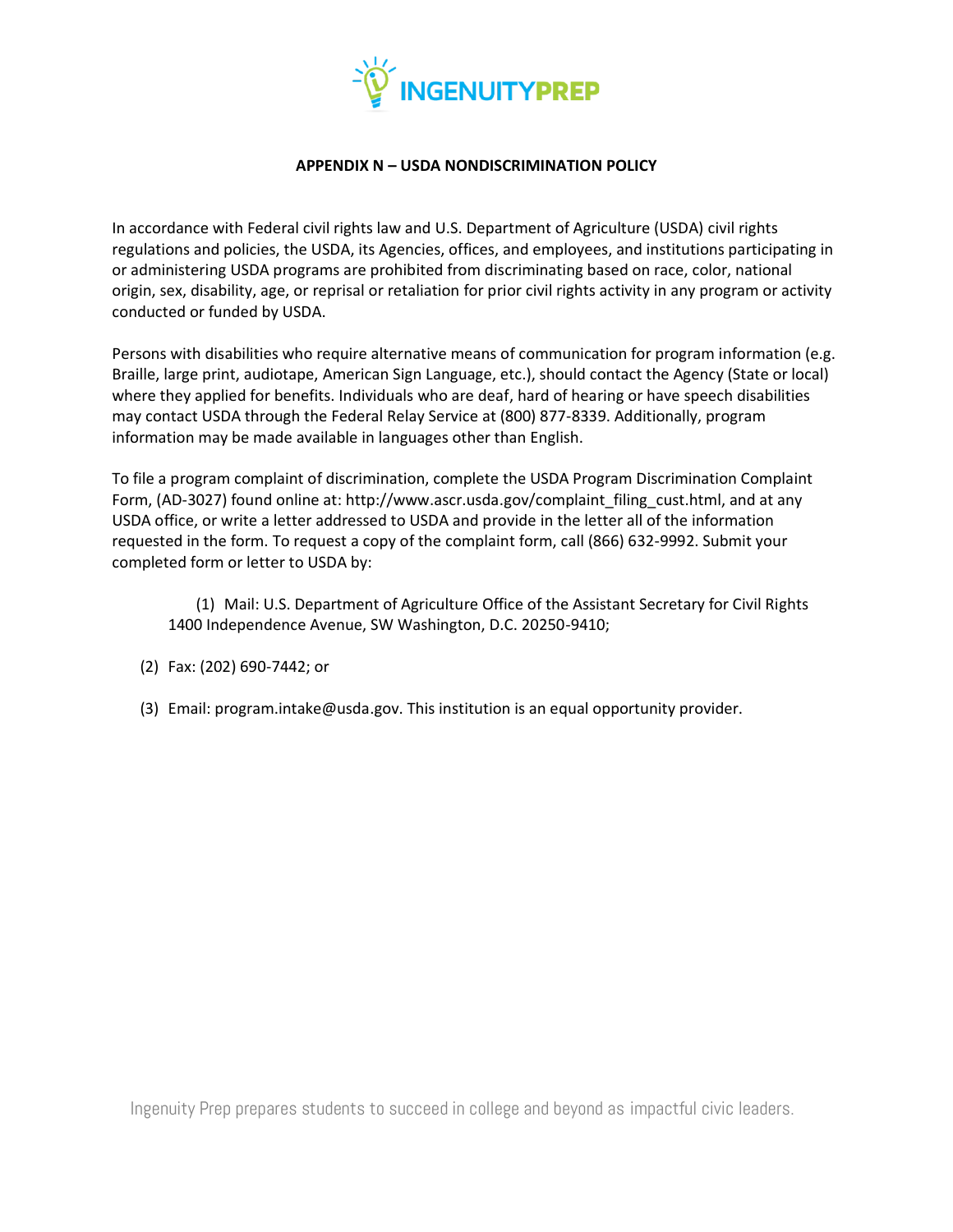**APPENDIX N – USDA NONDISCRIMINATION POLICY**

In accordance with Federal civil rights law and U.S. Department of Agriculture (USDA) civil rights regulations and policies, the USDA, its Agencies, offices, and employees, and institutions participating in or administering USDA programs are prohibited from discriminating based on race, color, national origin, sex, disability, age, or reprisal or retaliation for prior civil rights activity in any program or activity conducted or funded by USDA.

Persons with disabilities who require alternative means of communication for program information (e.g. Braille, large print, audiotape, American Sign Language, etc.), should contact the Agency (State or local) where they applied for benefits. Individuals who are deaf, hard of hearing or have speech disabilities may contact USDA through the Federal Relay Service at (800) 877-8339. Additionally, program information may be made available in languages other than English.

To file a program complaint of discrimination, complete the USDA Program Discrimination Complaint Form, (AD-3027) found online at: http://www.ascr.usda.gov/complaint_filing_cust.html, and at any USDA office, or write a letter addressed to USDA and provide in the letter all of the information requested in the form. To request a copy of the complaint form, call (866) 632-9992. Submit your completed form or letter to USDA by:

(1) Mail: U.S. Department of Agriculture Office of the Assistant Secretary for Civil Rights 1400 Independence Avenue, SW Washington, D.C. 20250-9410;

(2) Fax: (202) 690-7442; or

(3) Email: program.intake@usda.gov. This institution is an equal opportunity provider.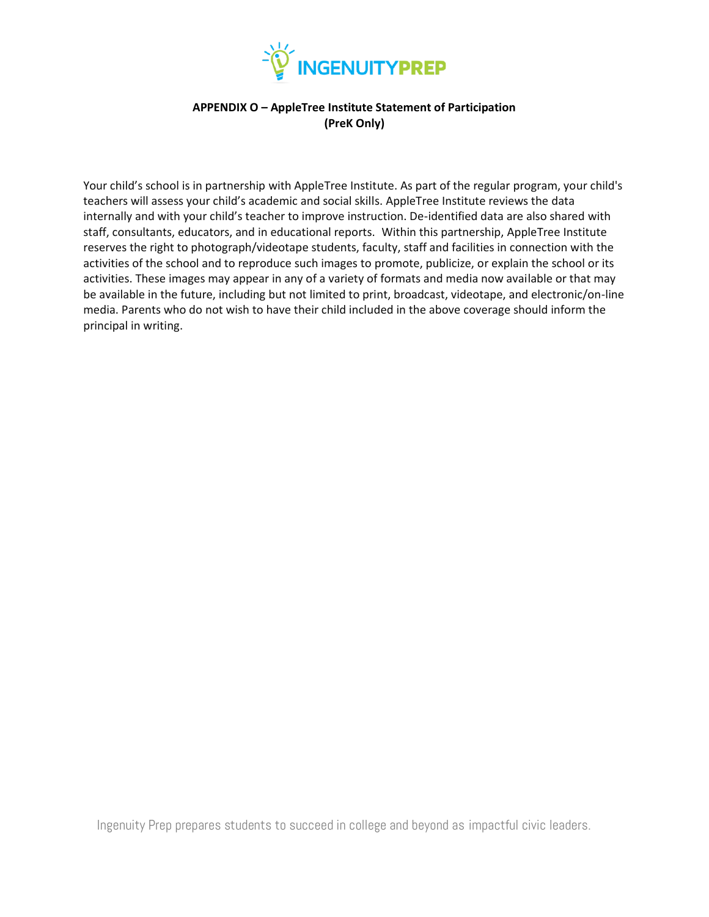## APPENDIX O – AppleTree Institute Statement of Participation (PreK Only)

Your child's school is in partnership with AppleTree Institute. As part of the regular program, your child's teachers will assess your child's academic and social skills. AppleTree Institute reviews the data internally and with your child's teacher to improve instruction. De-identified data are also shared with staff, consultants, educators, and in educational reports. Within this partnership, AppleTree Institute reserves the right to photograph/videotape students, faculty, staff and facilities in connection with the activities of the school and to reproduce such images to promote, publicize, or explain the school or its activities. These images may appear in any of a variety of formats and media now available or that may be available in the future, including but not limited to print, broadcast, videotape, and electronic/on-line media. Parents who do not wish to have their child included in the above coverage should inform the principal in writing.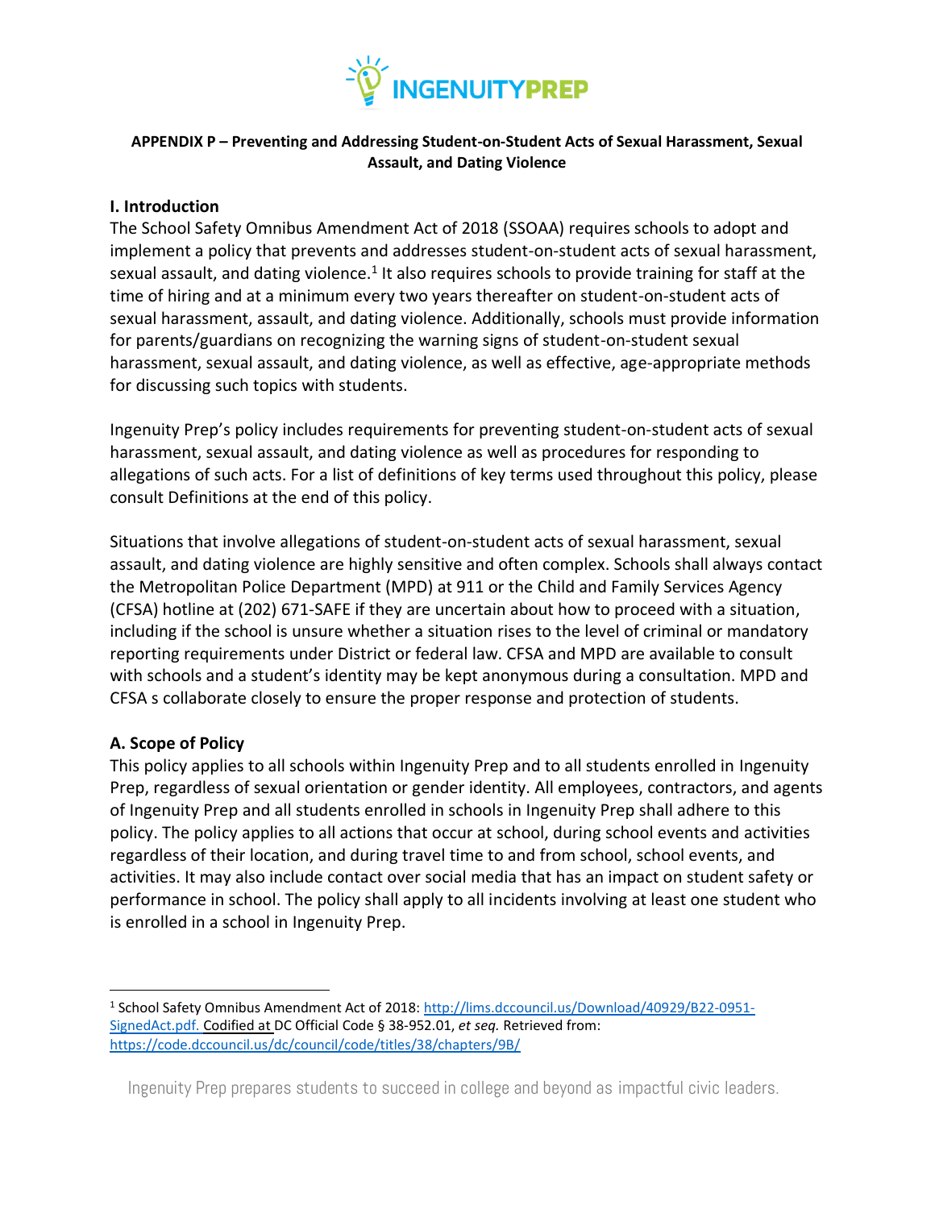**APPENDIX P – Preventing and Addressing Student-on-Student Acts of Sexual Harassment, Sexual Assault, and Dating Violence**

## I. Introduction

The School Safety Omnibus Amendment Act of 2018 (SSOAA) requires schools to adopt and implement a policy that prevents and addresses student-on-student acts of sexual harassment, sexual assault, and dating violence.[1] It also requires schools to provide training for staff at the time of hiring and at a minimum every two years thereafter on student-on-student acts of sexual harassment, assault, and dating violence. Additionally, schools must provide information for parents/guardians on recognizing the warning signs of student-on-student sexual harassment, sexual assault, and dating violence, as well as effective, age-appropriate methods for discussing such topics with students.

Ingenuity Prep's policy includes requirements for preventing student-on-student acts of sexual harassment, sexual assault, and dating violence as well as procedures for responding to allegations of such acts. For a list of definitions of key terms used throughout this policy, please consult Definitions at the end of this policy.

Situations that involve allegations of student-on-student acts of sexual harassment, sexual assault, and dating violence are highly sensitive and often complex. Schools shall always contact the Metropolitan Police Department (MPD) at 911 or the Child and Family Services Agency (CFSA) hotline at (202) 671-SAFE if they are uncertain about how to proceed with a situation, including if the school is unsure whether a situation rises to the level of criminal or mandatory reporting requirements under District or federal law. CFSA and MPD are available to consult with schools and a student's identity may be kept anonymous during a consultation. MPD and CFSA s collaborate closely to ensure the proper response and protection of students.

### A. Scope of Policy

This policy applies to all schools within Ingenuity Prep and to all students enrolled in Ingenuity Prep, regardless of sexual orientation or gender identity. All employees, contractors, and agents of Ingenuity Prep and all students enrolled in schools in Ingenuity Prep shall adhere to this policy. The policy applies to all actions that occur at school, during school events and activities regardless of their location, and during travel time to and from school, school events, and activities. It may also include contact over social media that has an impact on student safety or performance in school. The policy shall apply to all incidents involving at least one student who is enrolled in a school in Ingenuity Prep.

---

[1] School Safety Omnibus Amendment Act of 2018: http://lims.dccouncil.us/Download/40929/B22-0951-SignedAct.pdf. Codified at DC Official Code § 38-952.01, *et seq.* Retrieved from: https://code.dccouncil.us/dc/council/code/titles/38/chapters/9B/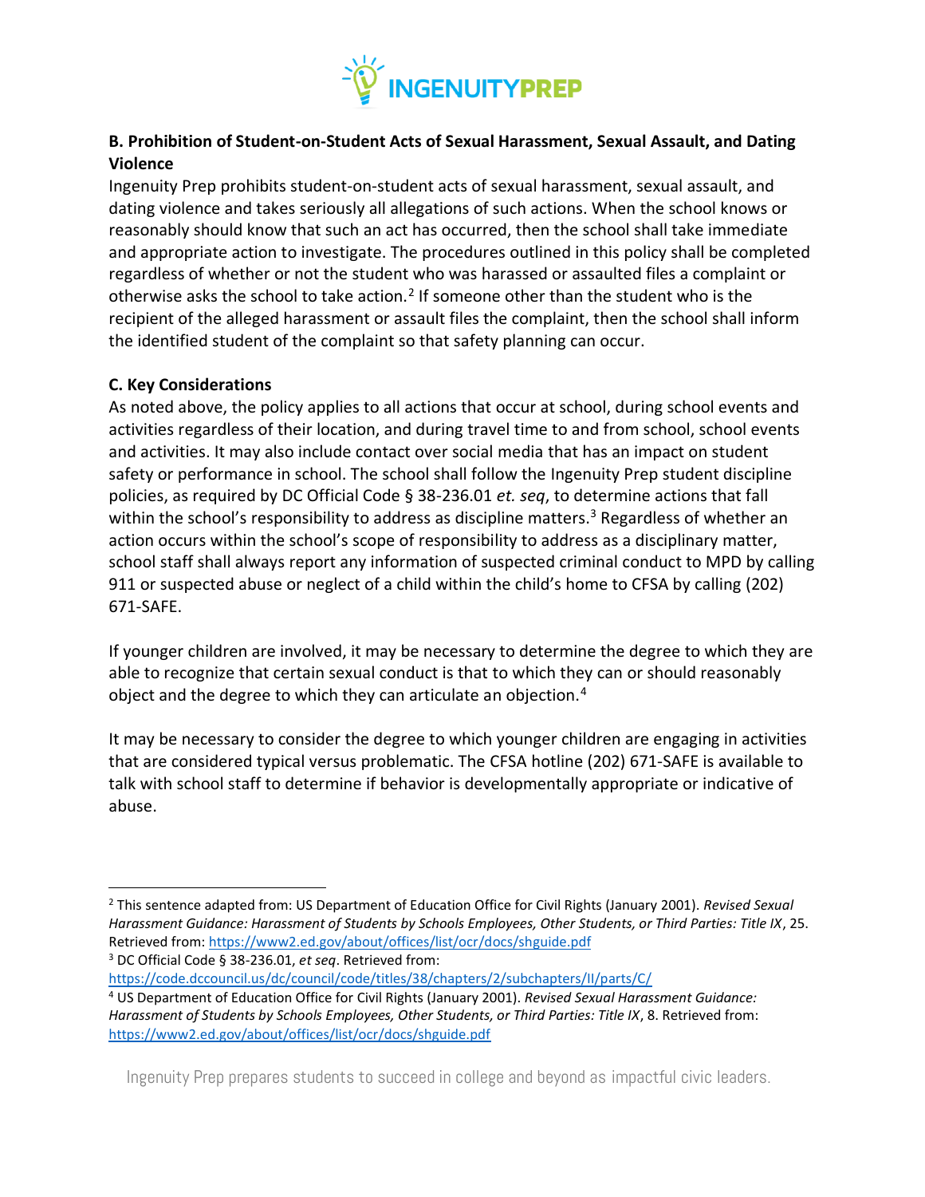### B. Prohibition of Student-on-Student Acts of Sexual Harassment, Sexual Assault, and Dating Violence

Ingenuity Prep prohibits student-on-student acts of sexual harassment, sexual assault, and dating violence and takes seriously all allegations of such actions. When the school knows or reasonably should know that such an act has occurred, then the school shall take immediate and appropriate action to investigate. The procedures outlined in this policy shall be completed regardless of whether or not the student who was harassed or assaulted files a complaint or otherwise asks the school to take action.[2] If someone other than the student who is the recipient of the alleged harassment or assault files the complaint, then the school shall inform the identified student of the complaint so that safety planning can occur.

### C. Key Considerations

As noted above, the policy applies to all actions that occur at school, during school events and activities regardless of their location, and during travel time to and from school, school events and activities. It may also include contact over social media that has an impact on student safety or performance in school. The school shall follow the Ingenuity Prep student discipline policies, as required by DC Official Code § 38-236.01 *et. seq*, to determine actions that fall within the school's responsibility to address as discipline matters.[3] Regardless of whether an action occurs within the school's scope of responsibility to address as a disciplinary matter, school staff shall always report any information of suspected criminal conduct to MPD by calling 911 or suspected abuse or neglect of a child within the child's home to CFSA by calling (202) 671-SAFE.

If younger children are involved, it may be necessary to determine the degree to which they are able to recognize that certain sexual conduct is that to which they can or should reasonably object and the degree to which they can articulate an objection.[4]

It may be necessary to consider the degree to which younger children are engaging in activities that are considered typical versus problematic. The CFSA hotline (202) 671-SAFE is available to talk with school staff to determine if behavior is developmentally appropriate or indicative of abuse.

---

[2] This sentence adapted from: US Department of Education Office for Civil Rights (January 2001). *Revised Sexual Harassment Guidance: Harassment of Students by Schools Employees, Other Students, or Third Parties: Title IX*, 25. Retrieved from: https://www2.ed.gov/about/offices/list/ocr/docs/shguide.pdf

[3] DC Official Code § 38-236.01, *et seq*. Retrieved from: https://code.dccouncil.us/dc/council/code/titles/38/chapters/2/subchapters/II/parts/C/

[4] US Department of Education Office for Civil Rights (January 2001). *Revised Sexual Harassment Guidance: Harassment of Students by Schools Employees, Other Students, or Third Parties: Title IX*, 8. Retrieved from: https://www2.ed.gov/about/offices/list/ocr/docs/shguide.pdf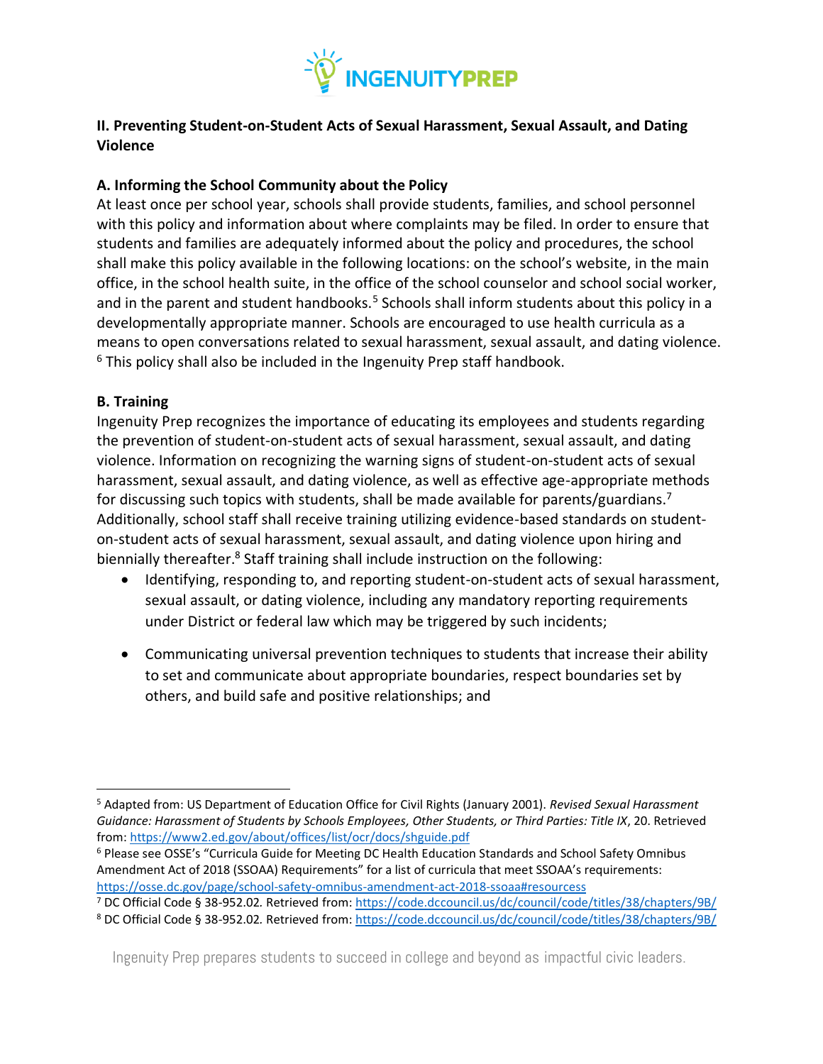## II. Preventing Student-on-Student Acts of Sexual Harassment, Sexual Assault, and Dating Violence

### A. Informing the School Community about the Policy

At least once per school year, schools shall provide students, families, and school personnel with this policy and information about where complaints may be filed. In order to ensure that students and families are adequately informed about the policy and procedures, the school shall make this policy available in the following locations: on the school's website, in the main office, in the school health suite, in the office of the school counselor and school social worker, and in the parent and student handbooks.[5] Schools shall inform students about this policy in a developmentally appropriate manner. Schools are encouraged to use health curricula as a means to open conversations related to sexual harassment, sexual assault, and dating violence.[6] This policy shall also be included in the Ingenuity Prep staff handbook.

### B. Training

Ingenuity Prep recognizes the importance of educating its employees and students regarding the prevention of student-on-student acts of sexual harassment, sexual assault, and dating violence. Information on recognizing the warning signs of student-on-student acts of sexual harassment, sexual assault, and dating violence, as well as effective age-appropriate methods for discussing such topics with students, shall be made available for parents/guardians.[7] Additionally, school staff shall receive training utilizing evidence-based standards on student-on-student acts of sexual harassment, sexual assault, and dating violence upon hiring and biennially thereafter.[8] Staff training shall include instruction on the following:

- Identifying, responding to, and reporting student-on-student acts of sexual harassment, sexual assault, or dating violence, including any mandatory reporting requirements under District or federal law which may be triggered by such incidents;
- Communicating universal prevention techniques to students that increase their ability to set and communicate about appropriate boundaries, respect boundaries set by others, and build safe and positive relationships; and

---

[5] Adapted from: US Department of Education Office for Civil Rights (January 2001). *Revised Sexual Harassment Guidance: Harassment of Students by Schools Employees, Other Students, or Third Parties: Title IX*, 20. Retrieved from: https://www2.ed.gov/about/offices/list/ocr/docs/shguide.pdf

[6] Please see OSSE's "Curricula Guide for Meeting DC Health Education Standards and School Safety Omnibus Amendment Act of 2018 (SSOAA) Requirements" for a list of curricula that meet SSOAA's requirements: https://osse.dc.gov/page/school-safety-omnibus-amendment-act-2018-ssoaa#resourcess

[7] DC Official Code § 38-952.02. Retrieved from: https://code.dccouncil.us/dc/council/code/titles/38/chapters/9B/

[8] DC Official Code § 38-952.02. Retrieved from: https://code.dccouncil.us/dc/council/code/titles/38/chapters/9B/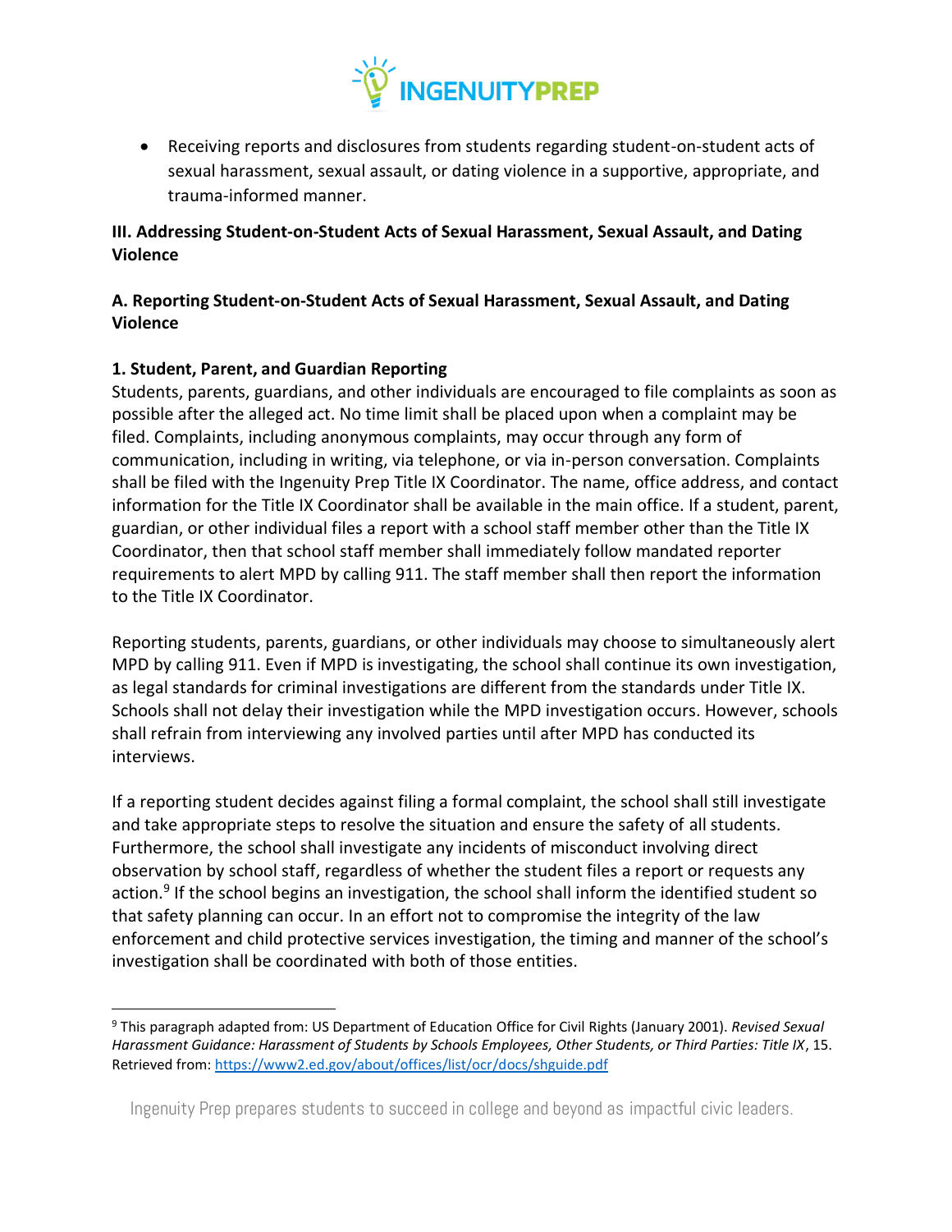- Receiving reports and disclosures from students regarding student-on-student acts of sexual harassment, sexual assault, or dating violence in a supportive, appropriate, and trauma-informed manner.

**III. Addressing Student-on-Student Acts of Sexual Harassment, Sexual Assault, and Dating Violence**

**A. Reporting Student-on-Student Acts of Sexual Harassment, Sexual Assault, and Dating Violence**

**1. Student, Parent, and Guardian Reporting**

Students, parents, guardians, and other individuals are encouraged to file complaints as soon as possible after the alleged act. No time limit shall be placed upon when a complaint may be filed. Complaints, including anonymous complaints, may occur through any form of communication, including in writing, via telephone, or via in-person conversation. Complaints shall be filed with the Ingenuity Prep Title IX Coordinator. The name, office address, and contact information for the Title IX Coordinator shall be available in the main office. If a student, parent, guardian, or other individual files a report with a school staff member other than the Title IX Coordinator, then that school staff member shall immediately follow mandated reporter requirements to alert MPD by calling 911. The staff member shall then report the information to the Title IX Coordinator.

Reporting students, parents, guardians, or other individuals may choose to simultaneously alert MPD by calling 911. Even if MPD is investigating, the school shall continue its own investigation, as legal standards for criminal investigations are different from the standards under Title IX. Schools shall not delay their investigation while the MPD investigation occurs. However, schools shall refrain from interviewing any involved parties until after MPD has conducted its interviews.

If a reporting student decides against filing a formal complaint, the school shall still investigate and take appropriate steps to resolve the situation and ensure the safety of all students. Furthermore, the school shall investigate any incidents of misconduct involving direct observation by school staff, regardless of whether the student files a report or requests any action.[9] If the school begins an investigation, the school shall inform the identified student so that safety planning can occur. In an effort not to compromise the integrity of the law enforcement and child protective services investigation, the timing and manner of the school's investigation shall be coordinated with both of those entities.

[9] This paragraph adapted from: US Department of Education Office for Civil Rights (January 2001). *Revised Sexual Harassment Guidance: Harassment of Students by Schools Employees, Other Students, or Third Parties: Title IX*, 15. Retrieved from: https://www2.ed.gov/about/offices/list/ocr/docs/shguide.pdf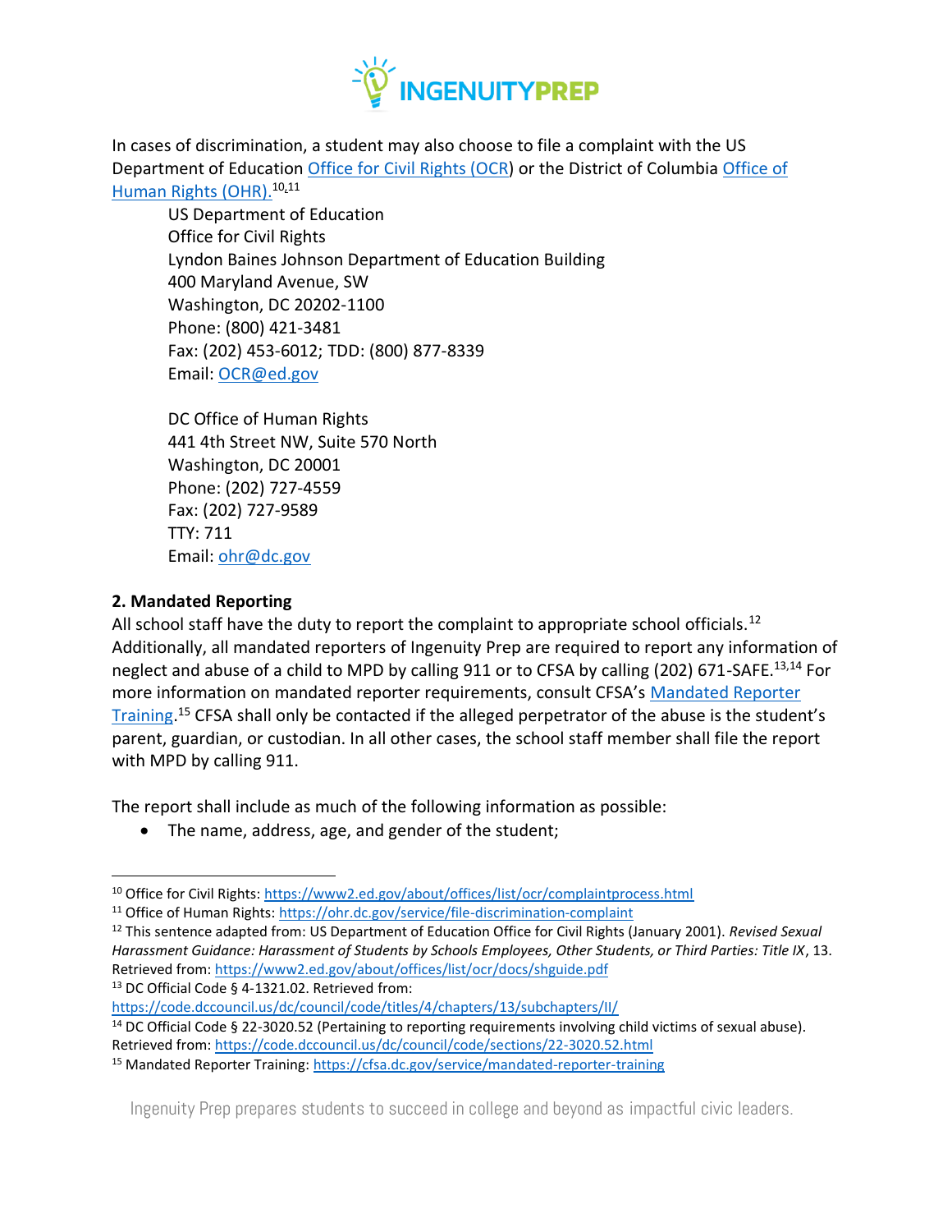In cases of discrimination, a student may also choose to file a complaint with the US Department of Education Office for Civil Rights (OCR) or the District of Columbia Office of Human Rights (OHR).[10,11]

US Department of Education
Office for Civil Rights
Lyndon Baines Johnson Department of Education Building
400 Maryland Avenue, SW
Washington, DC 20202-1100
Phone: (800) 421-3481
Fax: (202) 453-6012; TDD: (800) 877-8339
Email: OCR@ed.gov

DC Office of Human Rights
441 4th Street NW, Suite 570 North
Washington, DC 20001
Phone: (202) 727-4559
Fax: (202) 727-9589
TTY: 711
Email: ohr@dc.gov

**2. Mandated Reporting**

All school staff have the duty to report the complaint to appropriate school officials.[12] Additionally, all mandated reporters of Ingenuity Prep are required to report any information of neglect and abuse of a child to MPD by calling 911 or to CFSA by calling (202) 671-SAFE.[13,14] For more information on mandated reporter requirements, consult CFSA's Mandated Reporter Training.[15] CFSA shall only be contacted if the alleged perpetrator of the abuse is the student's parent, guardian, or custodian. In all other cases, the school staff member shall file the report with MPD by calling 911.

The report shall include as much of the following information as possible:

- The name, address, age, and gender of the student;

---

[10] Office for Civil Rights: https://www2.ed.gov/about/offices/list/ocr/complaintprocess.html

[11] Office of Human Rights: https://ohr.dc.gov/service/file-discrimination-complaint

[12] This sentence adapted from: US Department of Education Office for Civil Rights (January 2001). *Revised Sexual Harassment Guidance: Harassment of Students by Schools Employees, Other Students, or Third Parties: Title IX*, 13. Retrieved from: https://www2.ed.gov/about/offices/list/ocr/docs/shguide.pdf

[13] DC Official Code § 4-1321.02. Retrieved from: https://code.dccouncil.us/dc/council/code/titles/4/chapters/13/subchapters/II/

[14] DC Official Code § 22-3020.52 (Pertaining to reporting requirements involving child victims of sexual abuse). Retrieved from: https://code.dccouncil.us/dc/council/code/sections/22-3020.52.html

[15] Mandated Reporter Training: https://cfsa.dc.gov/service/mandated-reporter-training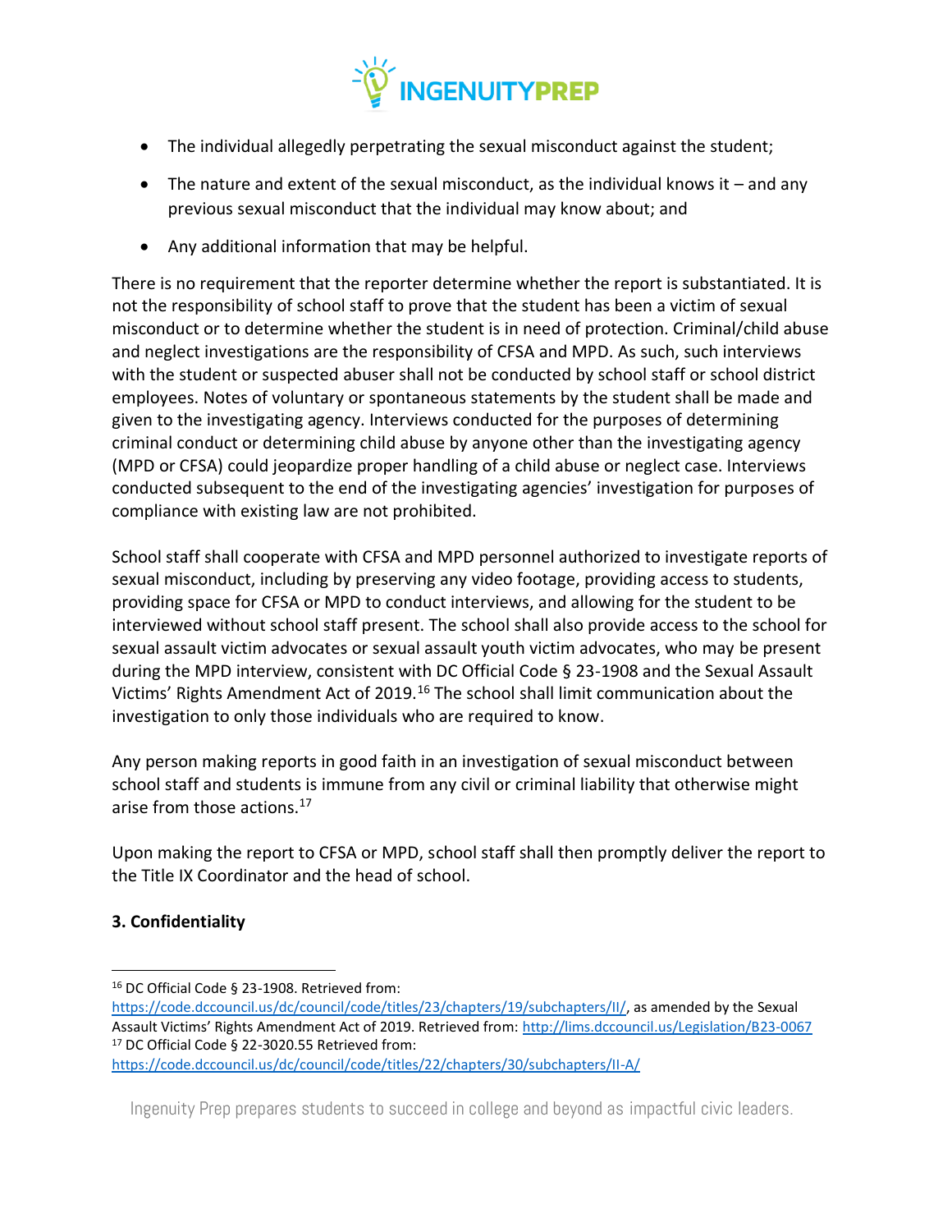- The individual allegedly perpetrating the sexual misconduct against the student;
- The nature and extent of the sexual misconduct, as the individual knows it – and any previous sexual misconduct that the individual may know about; and
- Any additional information that may be helpful.

There is no requirement that the reporter determine whether the report is substantiated. It is not the responsibility of school staff to prove that the student has been a victim of sexual misconduct or to determine whether the student is in need of protection. Criminal/child abuse and neglect investigations are the responsibility of CFSA and MPD. As such, such interviews with the student or suspected abuser shall not be conducted by school staff or school district employees. Notes of voluntary or spontaneous statements by the student shall be made and given to the investigating agency. Interviews conducted for the purposes of determining criminal conduct or determining child abuse by anyone other than the investigating agency (MPD or CFSA) could jeopardize proper handling of a child abuse or neglect case. Interviews conducted subsequent to the end of the investigating agencies' investigation for purposes of compliance with existing law are not prohibited.

School staff shall cooperate with CFSA and MPD personnel authorized to investigate reports of sexual misconduct, including by preserving any video footage, providing access to students, providing space for CFSA or MPD to conduct interviews, and allowing for the student to be interviewed without school staff present. The school shall also provide access to the school for sexual assault victim advocates or sexual assault youth victim advocates, who may be present during the MPD interview, consistent with DC Official Code § 23-1908 and the Sexual Assault Victims' Rights Amendment Act of 2019.[16] The school shall limit communication about the investigation to only those individuals who are required to know.

Any person making reports in good faith in an investigation of sexual misconduct between school staff and students is immune from any civil or criminal liability that otherwise might arise from those actions.[17]

Upon making the report to CFSA or MPD, school staff shall then promptly deliver the report to the Title IX Coordinator and the head of school.

**3. Confidentiality**

---

[16] DC Official Code § 23-1908. Retrieved from: https://code.dccouncil.us/dc/council/code/titles/23/chapters/19/subchapters/II/, as amended by the Sexual Assault Victims' Rights Amendment Act of 2019. Retrieved from: http://lims.dccouncil.us/Legislation/B23-0067

[17] DC Official Code § 22-3020.55 Retrieved from: https://code.dccouncil.us/dc/council/code/titles/22/chapters/30/subchapters/II-A/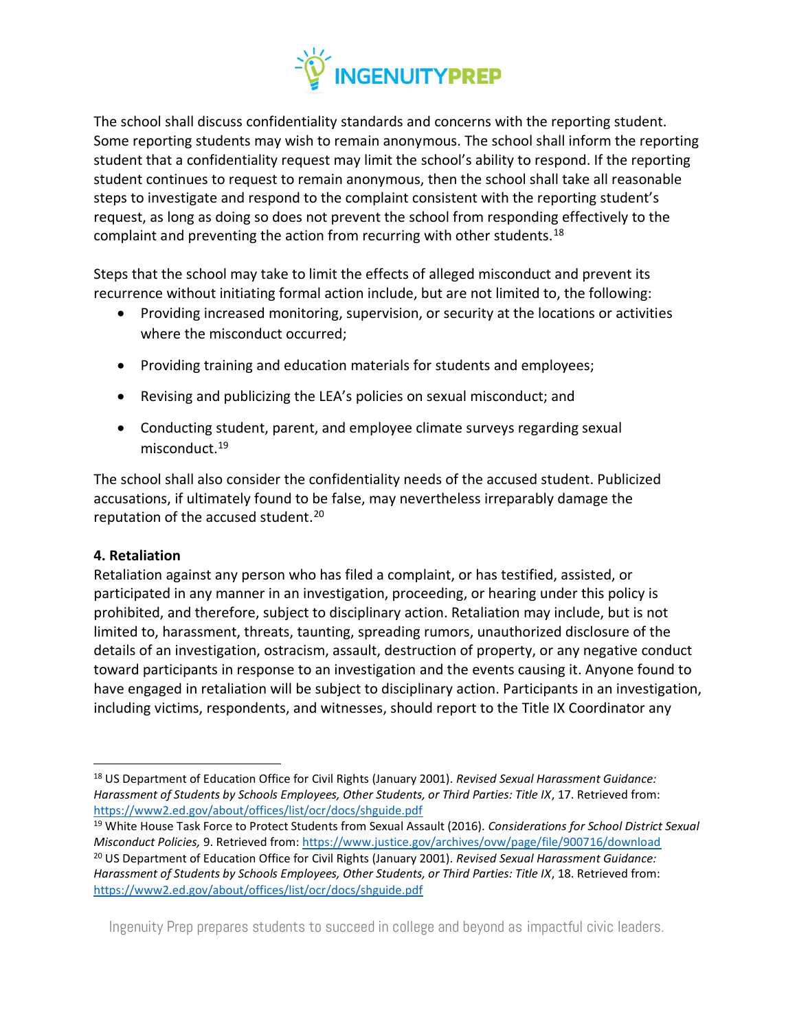The school shall discuss confidentiality standards and concerns with the reporting student. Some reporting students may wish to remain anonymous. The school shall inform the reporting student that a confidentiality request may limit the school's ability to respond. If the reporting student continues to request to remain anonymous, then the school shall take all reasonable steps to investigate and respond to the complaint consistent with the reporting student's request, as long as doing so does not prevent the school from responding effectively to the complaint and preventing the action from recurring with other students.[18]

Steps that the school may take to limit the effects of alleged misconduct and prevent its recurrence without initiating formal action include, but are not limited to, the following:

- Providing increased monitoring, supervision, or security at the locations or activities where the misconduct occurred;
- Providing training and education materials for students and employees;
- Revising and publicizing the LEA's policies on sexual misconduct; and
- Conducting student, parent, and employee climate surveys regarding sexual misconduct.[19]

The school shall also consider the confidentiality needs of the accused student. Publicized accusations, if ultimately found to be false, may nevertheless irreparably damage the reputation of the accused student.[20]

**4. Retaliation**

Retaliation against any person who has filed a complaint, or has testified, assisted, or participated in any manner in an investigation, proceeding, or hearing under this policy is prohibited, and therefore, subject to disciplinary action. Retaliation may include, but is not limited to, harassment, threats, taunting, spreading rumors, unauthorized disclosure of the details of an investigation, ostracism, assault, destruction of property, or any negative conduct toward participants in response to an investigation and the events causing it. Anyone found to have engaged in retaliation will be subject to disciplinary action. Participants in an investigation, including victims, respondents, and witnesses, should report to the Title IX Coordinator any

---

[18] US Department of Education Office for Civil Rights (January 2001). *Revised Sexual Harassment Guidance: Harassment of Students by Schools Employees, Other Students, or Third Parties: Title IX*, 17. Retrieved from: https://www2.ed.gov/about/offices/list/ocr/docs/shguide.pdf

[19] White House Task Force to Protect Students from Sexual Assault (2016). *Considerations for School District Sexual Misconduct Policies,* 9. Retrieved from: https://www.justice.gov/archives/ovw/page/file/900716/download

[20] US Department of Education Office for Civil Rights (January 2001). *Revised Sexual Harassment Guidance: Harassment of Students by Schools Employees, Other Students, or Third Parties: Title IX*, 18. Retrieved from: https://www2.ed.gov/about/offices/list/ocr/docs/shguide.pdf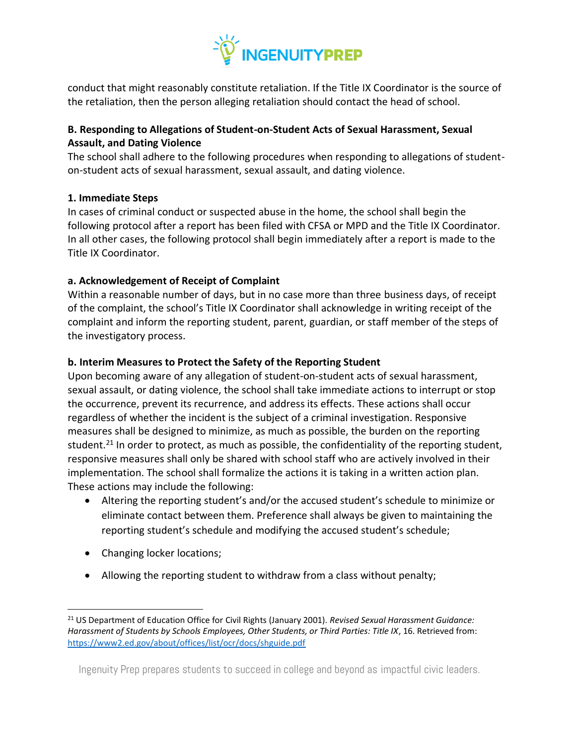conduct that might reasonably constitute retaliation. If the Title IX Coordinator is the source of the retaliation, then the person alleging retaliation should contact the head of school.

### B. Responding to Allegations of Student-on-Student Acts of Sexual Harassment, Sexual Assault, and Dating Violence

The school shall adhere to the following procedures when responding to allegations of student-on-student acts of sexual harassment, sexual assault, and dating violence.

#### 1. Immediate Steps

In cases of criminal conduct or suspected abuse in the home, the school shall begin the following protocol after a report has been filed with CFSA or MPD and the Title IX Coordinator. In all other cases, the following protocol shall begin immediately after a report is made to the Title IX Coordinator.

##### a. Acknowledgement of Receipt of Complaint

Within a reasonable number of days, but in no case more than three business days, of receipt of the complaint, the school's Title IX Coordinator shall acknowledge in writing receipt of the complaint and inform the reporting student, parent, guardian, or staff member of the steps of the investigatory process.

##### b. Interim Measures to Protect the Safety of the Reporting Student

Upon becoming aware of any allegation of student-on-student acts of sexual harassment, sexual assault, or dating violence, the school shall take immediate actions to interrupt or stop the occurrence, prevent its recurrence, and address its effects. These actions shall occur regardless of whether the incident is the subject of a criminal investigation. Responsive measures shall be designed to minimize, as much as possible, the burden on the reporting student.[21] In order to protect, as much as possible, the confidentiality of the reporting student, responsive measures shall only be shared with school staff who are actively involved in their implementation. The school shall formalize the actions it is taking in a written action plan. These actions may include the following:

- Altering the reporting student's and/or the accused student's schedule to minimize or eliminate contact between them. Preference shall always be given to maintaining the reporting student's schedule and modifying the accused student's schedule;
- Changing locker locations;
- Allowing the reporting student to withdraw from a class without penalty;

---

[21] US Department of Education Office for Civil Rights (January 2001). *Revised Sexual Harassment Guidance: Harassment of Students by Schools Employees, Other Students, or Third Parties: Title IX*, 16. Retrieved from: https://www2.ed.gov/about/offices/list/ocr/docs/shguide.pdf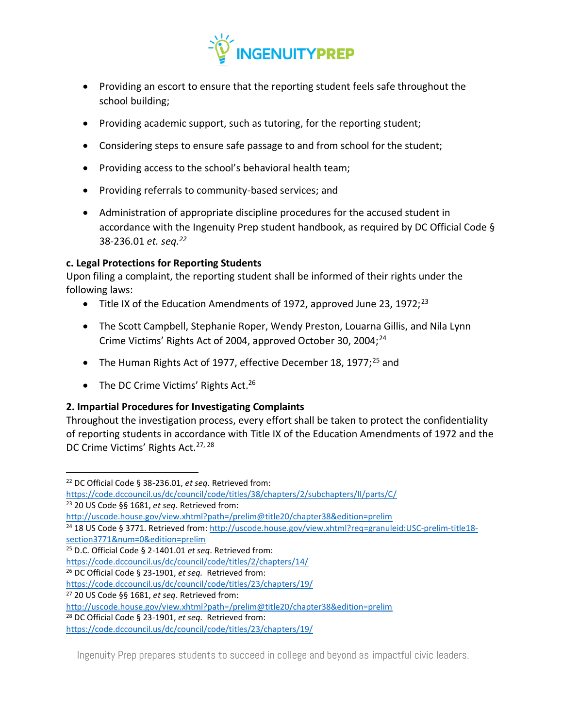- Providing an escort to ensure that the reporting student feels safe throughout the school building;
- Providing academic support, such as tutoring, for the reporting student;
- Considering steps to ensure safe passage to and from school for the student;
- Providing access to the school's behavioral health team;
- Providing referrals to community-based services; and
- Administration of appropriate discipline procedures for the accused student in accordance with the Ingenuity Prep student handbook, as required by DC Official Code § 38-236.01 *et. seq.*[22]

**c. Legal Protections for Reporting Students**

Upon filing a complaint, the reporting student shall be informed of their rights under the following laws:

- Title IX of the Education Amendments of 1972, approved June 23, 1972;[23]
- The Scott Campbell, Stephanie Roper, Wendy Preston, Louarna Gillis, and Nila Lynn Crime Victims' Rights Act of 2004, approved October 30, 2004;[24]
- The Human Rights Act of 1977, effective December 18, 1977;[25] and
- The DC Crime Victims' Rights Act.[26]

**2. Impartial Procedures for Investigating Complaints**

Throughout the investigation process, every effort shall be taken to protect the confidentiality of reporting students in accordance with Title IX of the Education Amendments of 1972 and the DC Crime Victims' Rights Act.[27, 28]

---

[22] DC Official Code § 38-236.01, *et seq*. Retrieved from: https://code.dccouncil.us/dc/council/code/titles/38/chapters/2/subchapters/II/parts/C/

[23] 20 US Code §§ 1681, *et seq*. Retrieved from: http://uscode.house.gov/view.xhtml?path=/prelim@title20/chapter38&edition=prelim

[24] 18 US Code § 3771. Retrieved from: http://uscode.house.gov/view.xhtml?req=granuleid:USC-prelim-title18-section3771&num=0&edition=prelim

[25] D.C. Official Code § 2-1401.01 *et seq*. Retrieved from: https://code.dccouncil.us/dc/council/code/titles/2/chapters/14/

[26] DC Official Code § 23-1901, *et seq.* Retrieved from: https://code.dccouncil.us/dc/council/code/titles/23/chapters/19/

[27] 20 US Code §§ 1681, *et seq*. Retrieved from: http://uscode.house.gov/view.xhtml?path=/prelim@title20/chapter38&edition=prelim

[28] DC Official Code § 23-1901, *et seq.* Retrieved from: https://code.dccouncil.us/dc/council/code/titles/23/chapters/19/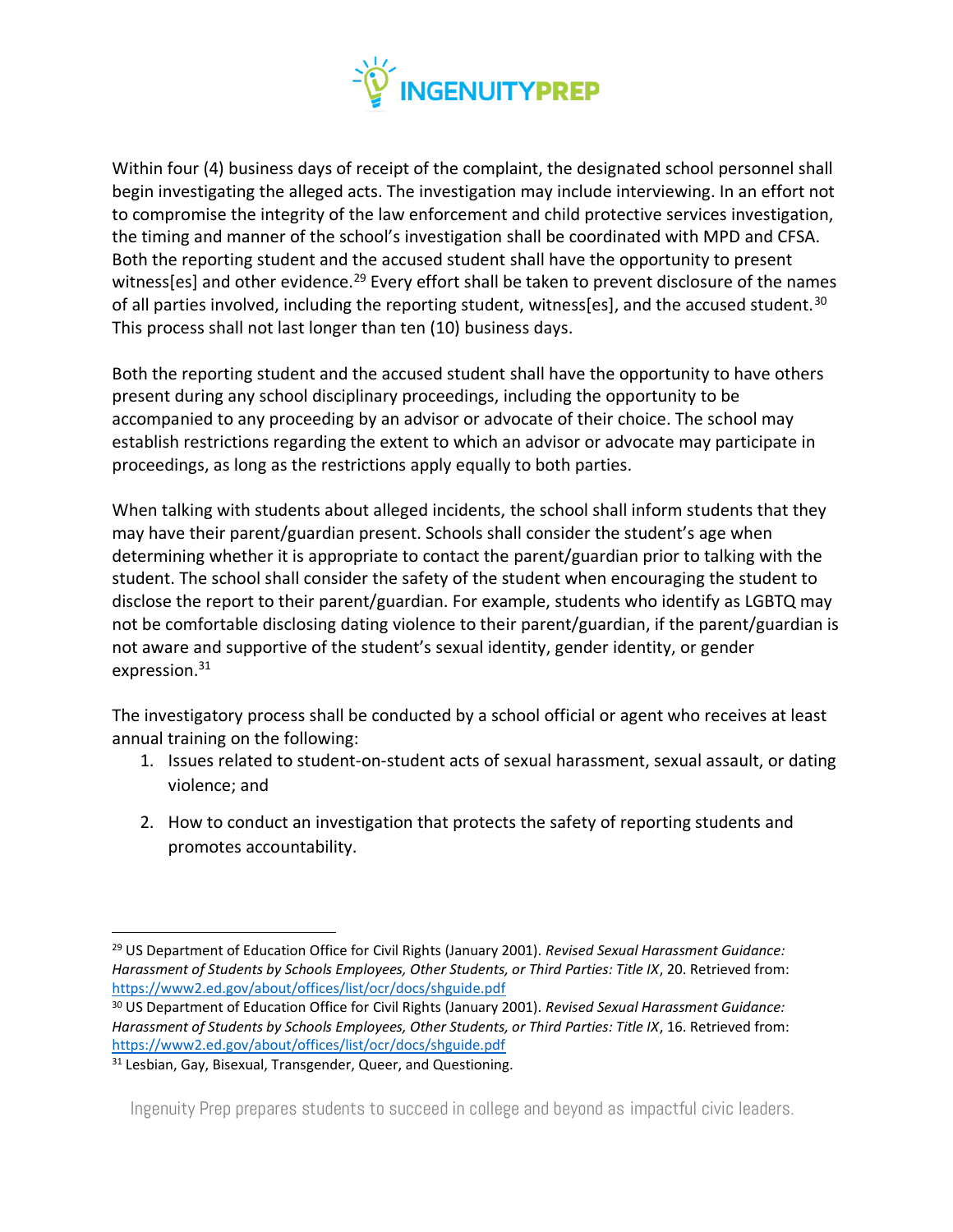Within four (4) business days of receipt of the complaint, the designated school personnel shall begin investigating the alleged acts. The investigation may include interviewing. In an effort not to compromise the integrity of the law enforcement and child protective services investigation, the timing and manner of the school's investigation shall be coordinated with MPD and CFSA. Both the reporting student and the accused student shall have the opportunity to present witness[es] and other evidence.[29] Every effort shall be taken to prevent disclosure of the names of all parties involved, including the reporting student, witness[es], and the accused student.[30] This process shall not last longer than ten (10) business days.

Both the reporting student and the accused student shall have the opportunity to have others present during any school disciplinary proceedings, including the opportunity to be accompanied to any proceeding by an advisor or advocate of their choice. The school may establish restrictions regarding the extent to which an advisor or advocate may participate in proceedings, as long as the restrictions apply equally to both parties.

When talking with students about alleged incidents, the school shall inform students that they may have their parent/guardian present. Schools shall consider the student's age when determining whether it is appropriate to contact the parent/guardian prior to talking with the student. The school shall consider the safety of the student when encouraging the student to disclose the report to their parent/guardian. For example, students who identify as LGBTQ may not be comfortable disclosing dating violence to their parent/guardian, if the parent/guardian is not aware and supportive of the student's sexual identity, gender identity, or gender expression.[31]

The investigatory process shall be conducted by a school official or agent who receives at least annual training on the following:

1. Issues related to student-on-student acts of sexual harassment, sexual assault, or dating violence; and
2. How to conduct an investigation that protects the safety of reporting students and promotes accountability.

---

[29] US Department of Education Office for Civil Rights (January 2001). *Revised Sexual Harassment Guidance: Harassment of Students by Schools Employees, Other Students, or Third Parties: Title IX*, 20. Retrieved from: https://www2.ed.gov/about/offices/list/ocr/docs/shguide.pdf

[30] US Department of Education Office for Civil Rights (January 2001). *Revised Sexual Harassment Guidance: Harassment of Students by Schools Employees, Other Students, or Third Parties: Title IX*, 16. Retrieved from: https://www2.ed.gov/about/offices/list/ocr/docs/shguide.pdf

[31] Lesbian, Gay, Bisexual, Transgender, Queer, and Questioning.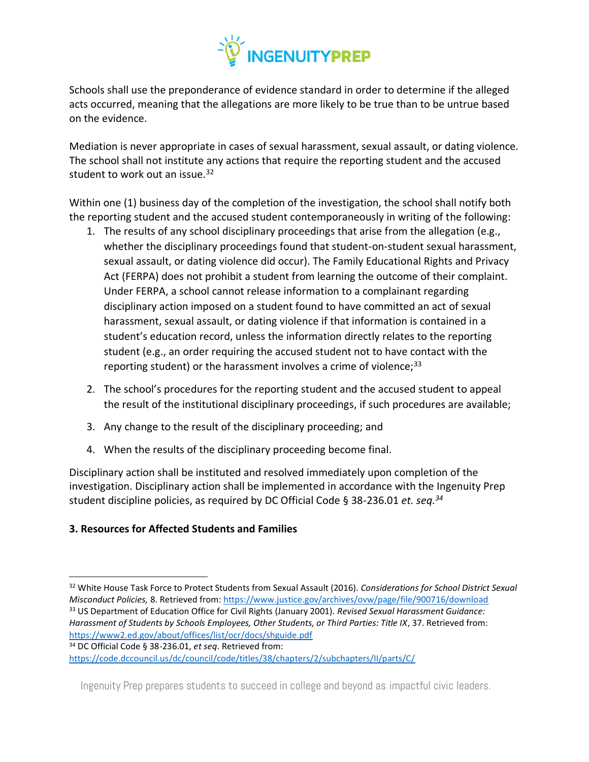Schools shall use the preponderance of evidence standard in order to determine if the alleged acts occurred, meaning that the allegations are more likely to be true than to be untrue based on the evidence.

Mediation is never appropriate in cases of sexual harassment, sexual assault, or dating violence. The school shall not institute any actions that require the reporting student and the accused student to work out an issue.[32]

Within one (1) business day of the completion of the investigation, the school shall notify both the reporting student and the accused student contemporaneously in writing of the following:

1. The results of any school disciplinary proceedings that arise from the allegation (e.g., whether the disciplinary proceedings found that student-on-student sexual harassment, sexual assault, or dating violence did occur). The Family Educational Rights and Privacy Act (FERPA) does not prohibit a student from learning the outcome of their complaint. Under FERPA, a school cannot release information to a complainant regarding disciplinary action imposed on a student found to have committed an act of sexual harassment, sexual assault, or dating violence if that information is contained in a student's education record, unless the information directly relates to the reporting student (e.g., an order requiring the accused student not to have contact with the reporting student) or the harassment involves a crime of violence;[33]

2. The school's procedures for the reporting student and the accused student to appeal the result of the institutional disciplinary proceedings, if such procedures are available;

3. Any change to the result of the disciplinary proceeding; and

4. When the results of the disciplinary proceeding become final.

Disciplinary action shall be instituted and resolved immediately upon completion of the investigation. Disciplinary action shall be implemented in accordance with the Ingenuity Prep student discipline policies, as required by DC Official Code § 38-236.01 *et. seq.*[34]

**3. Resources for Affected Students and Families**

---

[32] White House Task Force to Protect Students from Sexual Assault (2016). *Considerations for School District Sexual Misconduct Policies,* 8. Retrieved from: https://www.justice.gov/archives/ovw/page/file/900716/download

[33] US Department of Education Office for Civil Rights (January 2001). *Revised Sexual Harassment Guidance: Harassment of Students by Schools Employees, Other Students, or Third Parties: Title IX*, 37. Retrieved from: https://www2.ed.gov/about/offices/list/ocr/docs/shguide.pdf

[34] DC Official Code § 38-236.01, *et seq*. Retrieved from: https://code.dccouncil.us/dc/council/code/titles/38/chapters/2/subchapters/II/parts/C/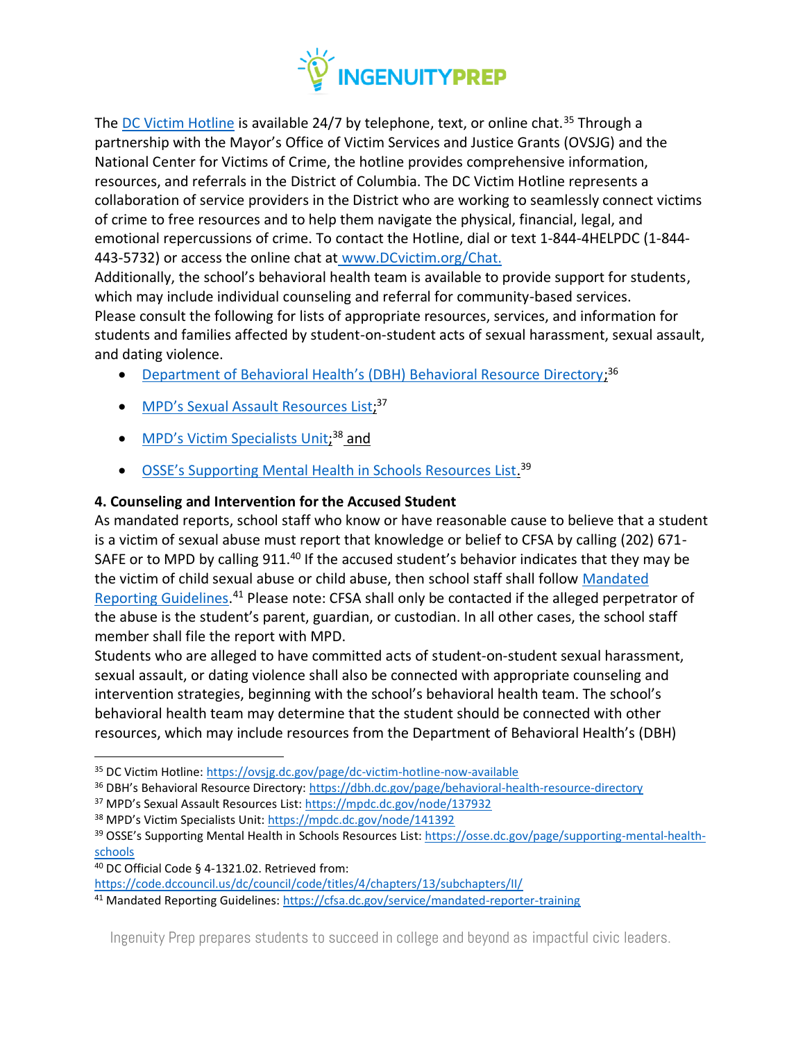The [DC Victim Hotline](https://ovsjg.dc.gov/page/dc-victim-hotline-now-available) is available 24/7 by telephone, text, or online chat.[35] Through a partnership with the Mayor's Office of Victim Services and Justice Grants (OVSJG) and the National Center for Victims of Crime, the hotline provides comprehensive information, resources, and referrals in the District of Columbia. The DC Victim Hotline represents a collaboration of service providers in the District who are working to seamlessly connect victims of crime to free resources and to help them navigate the physical, financial, legal, and emotional repercussions of crime. To contact the Hotline, dial or text 1-844-4HELPDC (1-844-443-5732) or access the online chat at www.DCvictim.org/Chat.

Additionally, the school's behavioral health team is available to provide support for students, which may include individual counseling and referral for community-based services.

Please consult the following for lists of appropriate resources, services, and information for students and families affected by student-on-student acts of sexual harassment, sexual assault, and dating violence.

- Department of Behavioral Health's (DBH) Behavioral Resource Directory;[36]
- MPD's Sexual Assault Resources List;[37]
- MPD's Victim Specialists Unit;[38] and
- OSSE's Supporting Mental Health in Schools Resources List.[39]

**4. Counseling and Intervention for the Accused Student**

As mandated reports, school staff who know or have reasonable cause to believe that a student is a victim of sexual abuse must report that knowledge or belief to CFSA by calling (202) 671-SAFE or to MPD by calling 911.[40] If the accused student's behavior indicates that they may be the victim of child sexual abuse or child abuse, then school staff shall follow Mandated Reporting Guidelines.[41] Please note: CFSA shall only be contacted if the alleged perpetrator of the abuse is the student's parent, guardian, or custodian. In all other cases, the school staff member shall file the report with MPD.

Students who are alleged to have committed acts of student-on-student sexual harassment, sexual assault, or dating violence shall also be connected with appropriate counseling and intervention strategies, beginning with the school's behavioral health team. The school's behavioral health team may determine that the student should be connected with other resources, which may include resources from the Department of Behavioral Health's (DBH)

---

[35] DC Victim Hotline: https://ovsjg.dc.gov/page/dc-victim-hotline-now-available

[36] DBH's Behavioral Resource Directory: https://dbh.dc.gov/page/behavioral-health-resource-directory

[37] MPD's Sexual Assault Resources List: https://mpdc.dc.gov/node/137932

[38] MPD's Victim Specialists Unit: https://mpdc.dc.gov/node/141392

[39] OSSE's Supporting Mental Health in Schools Resources List: https://osse.dc.gov/page/supporting-mental-health-schools

[40] DC Official Code § 4-1321.02. Retrieved from: https://code.dccouncil.us/dc/council/code/titles/4/chapters/13/subchapters/II/

[41] Mandated Reporting Guidelines: https://cfsa.dc.gov/service/mandated-reporter-training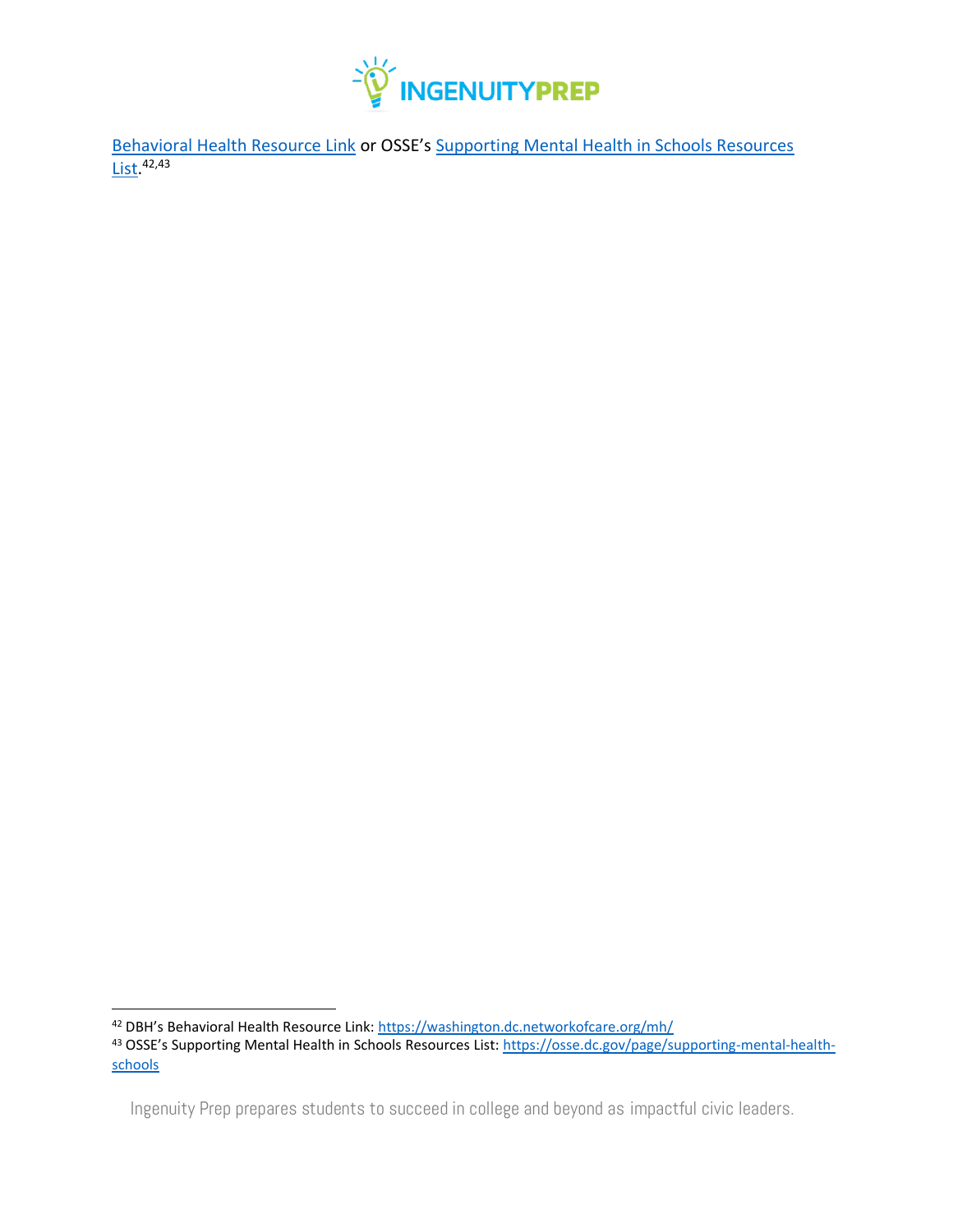Behavioral Health Resource Link or OSSE's Supporting Mental Health in Schools Resources List.[42,43]

---

[42] DBH's Behavioral Health Resource Link: https://washington.dc.networkofcare.org/mh/

[43] OSSE's Supporting Mental Health in Schools Resources List: https://osse.dc.gov/page/supporting-mental-health-schools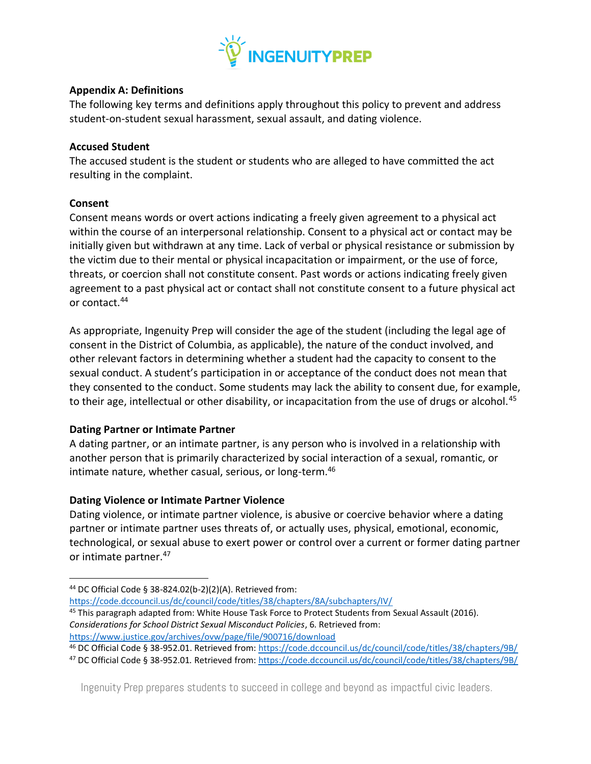## Appendix A: Definitions

The following key terms and definitions apply throughout this policy to prevent and address student-on-student sexual harassment, sexual assault, and dating violence.

### Accused Student

The accused student is the student or students who are alleged to have committed the act resulting in the complaint.

### Consent

Consent means words or overt actions indicating a freely given agreement to a physical act within the course of an interpersonal relationship. Consent to a physical act or contact may be initially given but withdrawn at any time. Lack of verbal or physical resistance or submission by the victim due to their mental or physical incapacitation or impairment, or the use of force, threats, or coercion shall not constitute consent. Past words or actions indicating freely given agreement to a past physical act or contact shall not constitute consent to a future physical act or contact.[44]

As appropriate, Ingenuity Prep will consider the age of the student (including the legal age of consent in the District of Columbia, as applicable), the nature of the conduct involved, and other relevant factors in determining whether a student had the capacity to consent to the sexual conduct. A student's participation in or acceptance of the conduct does not mean that they consented to the conduct. Some students may lack the ability to consent due, for example, to their age, intellectual or other disability, or incapacitation from the use of drugs or alcohol.[45]

### Dating Partner or Intimate Partner

A dating partner, or an intimate partner, is any person who is involved in a relationship with another person that is primarily characterized by social interaction of a sexual, romantic, or intimate nature, whether casual, serious, or long-term.[46]

### Dating Violence or Intimate Partner Violence

Dating violence, or intimate partner violence, is abusive or coercive behavior where a dating partner or intimate partner uses threats of, or actually uses, physical, emotional, economic, technological, or sexual abuse to exert power or control over a current or former dating partner or intimate partner.[47]

---

[44] DC Official Code § 38-824.02(b-2)(2)(A). Retrieved from: https://code.dccouncil.us/dc/council/code/titles/38/chapters/8A/subchapters/IV/

[45] This paragraph adapted from: White House Task Force to Protect Students from Sexual Assault (2016). *Considerations for School District Sexual Misconduct Policies*, 6. Retrieved from: https://www.justice.gov/archives/ovw/page/file/900716/download

[46] DC Official Code § 38-952.01. Retrieved from: https://code.dccouncil.us/dc/council/code/titles/38/chapters/9B/

[47] DC Official Code § 38-952.01. Retrieved from: https://code.dccouncil.us/dc/council/code/titles/38/chapters/9B/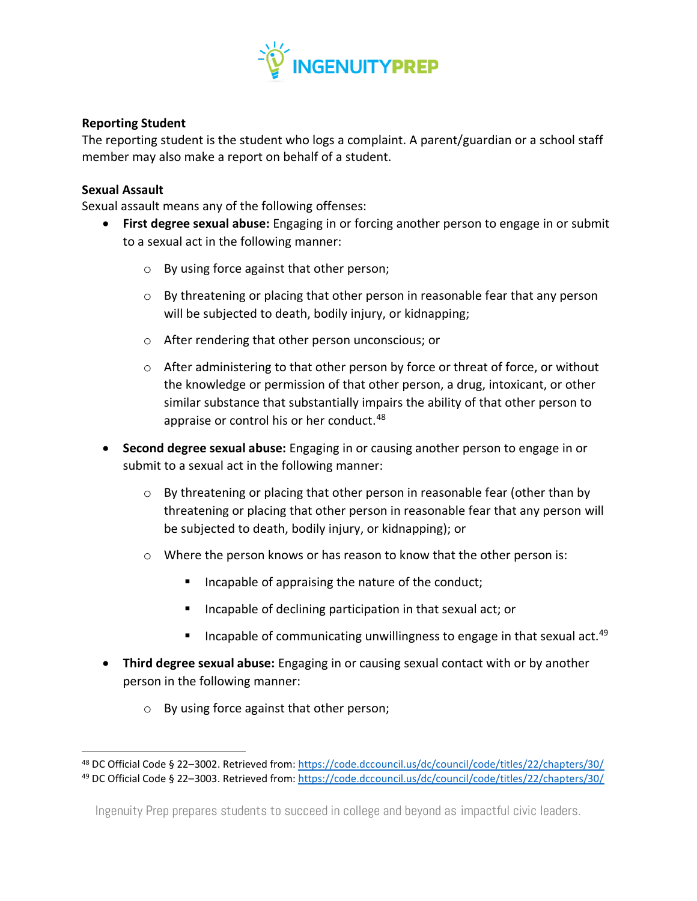**Reporting Student**

The reporting student is the student who logs a complaint. A parent/guardian or a school staff member may also make a report on behalf of a student.

**Sexual Assault**

Sexual assault means any of the following offenses:

- **First degree sexual abuse:** Engaging in or forcing another person to engage in or submit to a sexual act in the following manner:
  - By using force against that other person;
  - By threatening or placing that other person in reasonable fear that any person will be subjected to death, bodily injury, or kidnapping;
  - After rendering that other person unconscious; or
  - After administering to that other person by force or threat of force, or without the knowledge or permission of that other person, a drug, intoxicant, or other similar substance that substantially impairs the ability of that other person to appraise or control his or her conduct.[48]
- **Second degree sexual abuse:** Engaging in or causing another person to engage in or submit to a sexual act in the following manner:
  - By threatening or placing that other person in reasonable fear (other than by threatening or placing that other person in reasonable fear that any person will be subjected to death, bodily injury, or kidnapping); or
  - Where the person knows or has reason to know that the other person is:
    - Incapable of appraising the nature of the conduct;
    - Incapable of declining participation in that sexual act; or
    - Incapable of communicating unwillingness to engage in that sexual act.[49]
- **Third degree sexual abuse:** Engaging in or causing sexual contact with or by another person in the following manner:
  - By using force against that other person;

---

[48] DC Official Code § 22–3002. Retrieved from: https://code.dccouncil.us/dc/council/code/titles/22/chapters/30/

[49] DC Official Code § 22–3003. Retrieved from: https://code.dccouncil.us/dc/council/code/titles/22/chapters/30/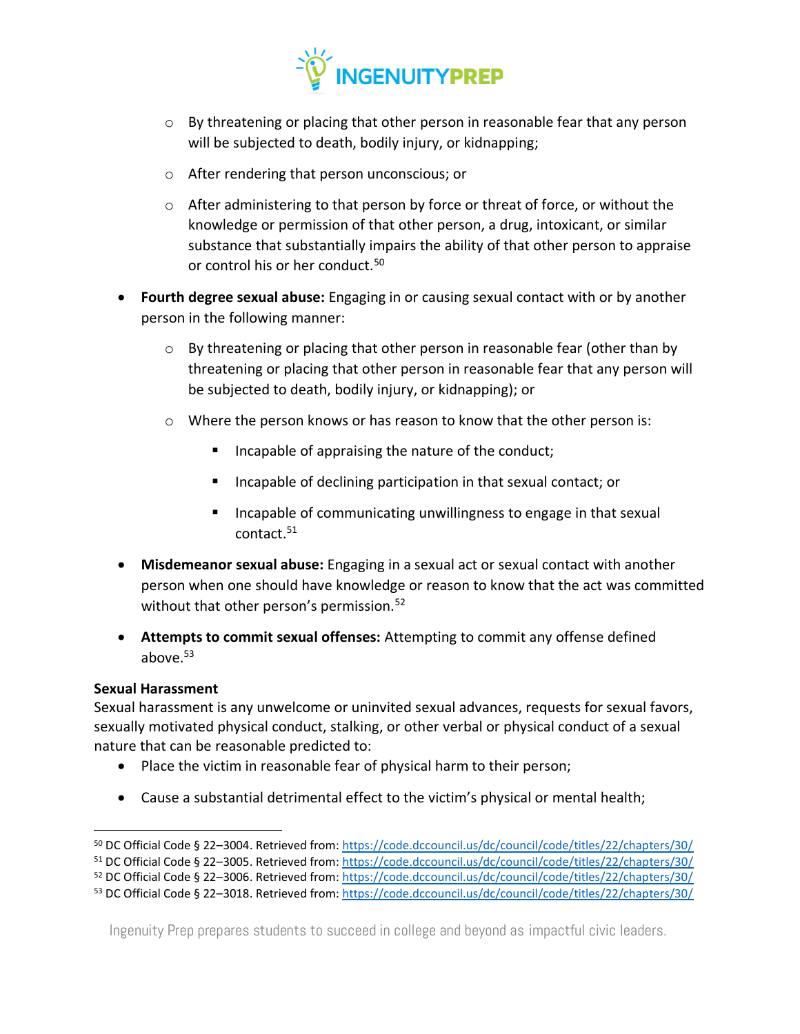- By threatening or placing that other person in reasonable fear that any person will be subjected to death, bodily injury, or kidnapping;
  - After rendering that person unconscious; or
  - After administering to that person by force or threat of force, or without the knowledge or permission of that other person, a drug, intoxicant, or similar substance that substantially impairs the ability of that other person to appraise or control his or her conduct.[50]

- **Fourth degree sexual abuse:** Engaging in or causing sexual contact with or by another person in the following manner:
  - By threatening or placing that other person in reasonable fear (other than by threatening or placing that other person in reasonable fear that any person will be subjected to death, bodily injury, or kidnapping); or
  - Where the person knows or has reason to know that the other person is:
    - Incapable of appraising the nature of the conduct;
    - Incapable of declining participation in that sexual contact; or
    - Incapable of communicating unwillingness to engage in that sexual contact.[51]

- **Misdemeanor sexual abuse:** Engaging in a sexual act or sexual contact with another person when one should have knowledge or reason to know that the act was committed without that other person's permission.[52]

- **Attempts to commit sexual offenses:** Attempting to commit any offense defined above.[53]

**Sexual Harassment**

Sexual harassment is any unwelcome or uninvited sexual advances, requests for sexual favors, sexually motivated physical conduct, stalking, or other verbal or physical conduct of a sexual nature that can be reasonable predicted to:

- Place the victim in reasonable fear of physical harm to their person;
- Cause a substantial detrimental effect to the victim's physical or mental health;

---

[50] DC Official Code § 22–3004. Retrieved from: https://code.dccouncil.us/dc/council/code/titles/22/chapters/30/

[51] DC Official Code § 22–3005. Retrieved from: https://code.dccouncil.us/dc/council/code/titles/22/chapters/30/

[52] DC Official Code § 22–3006. Retrieved from: https://code.dccouncil.us/dc/council/code/titles/22/chapters/30/

[53] DC Official Code § 22–3018. Retrieved from: https://code.dccouncil.us/dc/council/code/titles/22/chapters/30/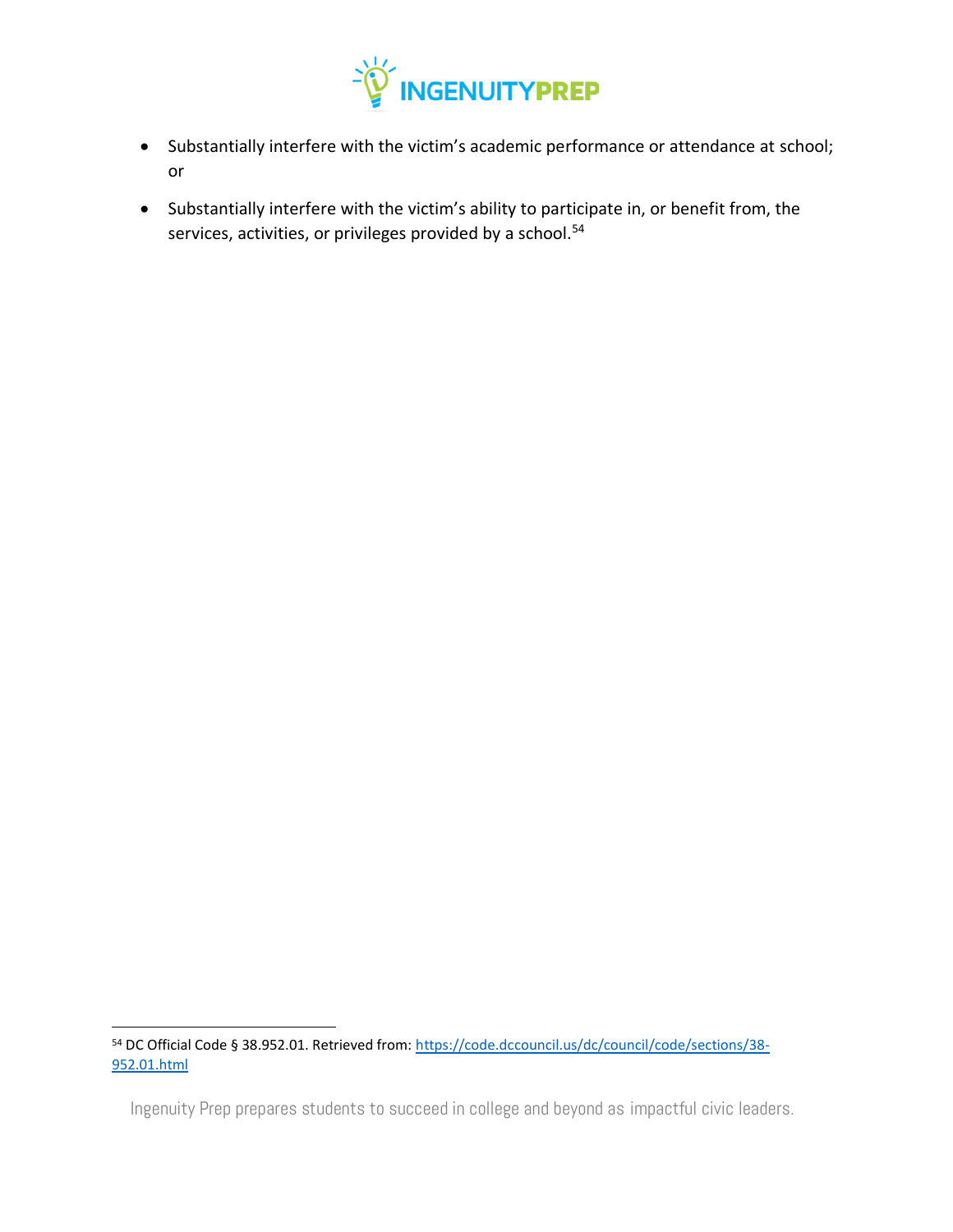- Substantially interfere with the victim's academic performance or attendance at school; or
- Substantially interfere with the victim's ability to participate in, or benefit from, the services, activities, or privileges provided by a school.[54]

[54] DC Official Code § 38.952.01. Retrieved from: https://code.dccouncil.us/dc/council/code/sections/38-952.01.html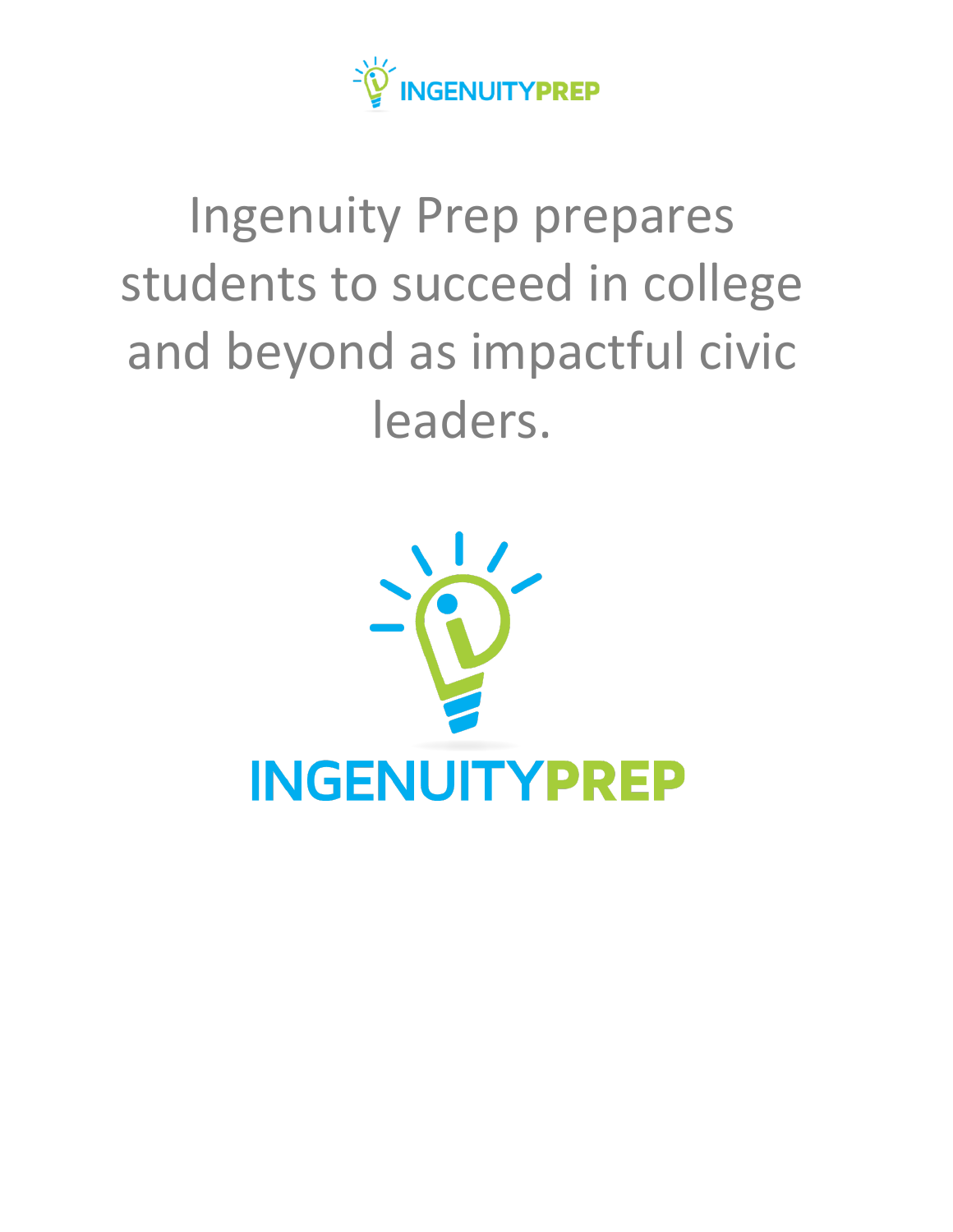Ingenuity Prep prepares students to succeed in college and beyond as impactful civic leaders.

INGENUITYPREP